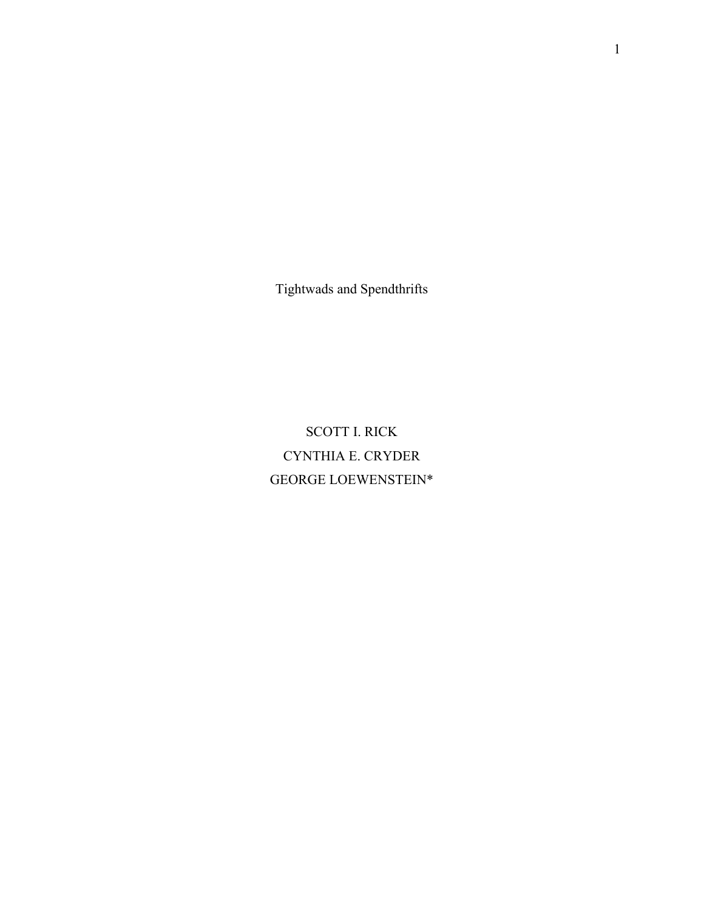# Tightwads and Spendthrifts

SCOTT I. RICK

CYNTHIA E. CRYDER

GEORGE LOEWENSTEIN*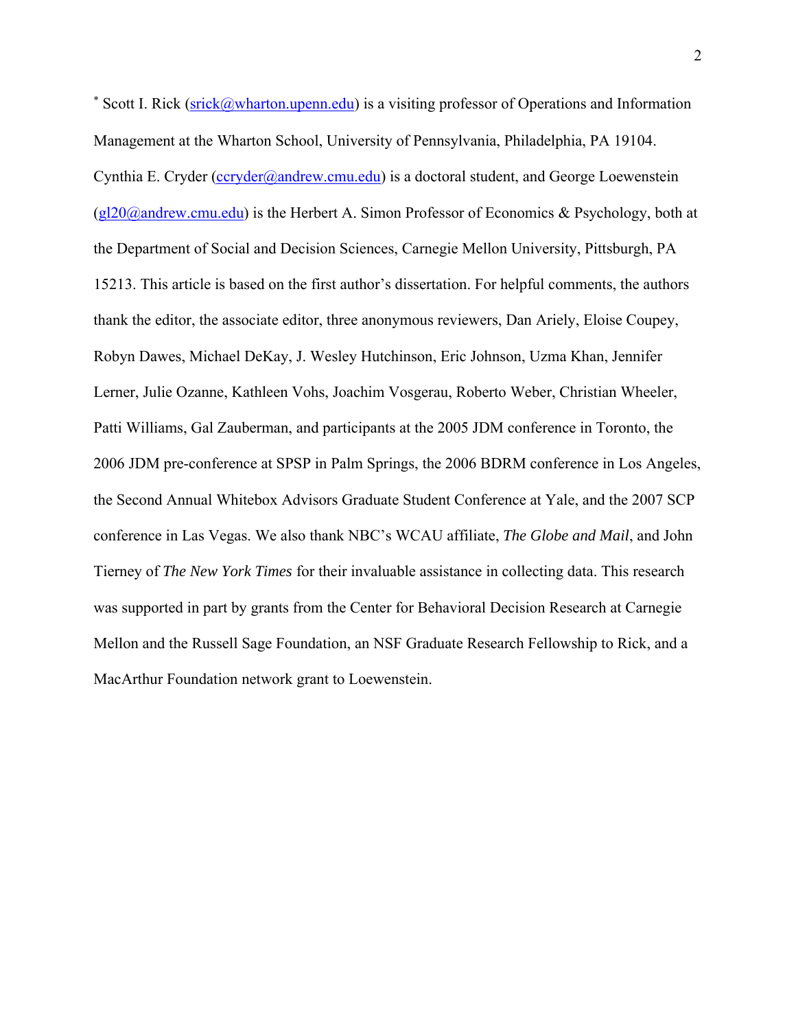* Scott I. Rick (srick@wharton.upenn.edu) is a visiting professor of Operations and Information Management at the Wharton School, University of Pennsylvania, Philadelphia, PA 19104. Cynthia E. Cryder (ccryder@andrew.cmu.edu) is a doctoral student, and George Loewenstein (gl20@andrew.cmu.edu) is the Herbert A. Simon Professor of Economics & Psychology, both at the Department of Social and Decision Sciences, Carnegie Mellon University, Pittsburgh, PA 15213. This article is based on the first author's dissertation. For helpful comments, the authors thank the editor, the associate editor, three anonymous reviewers, Dan Ariely, Eloise Coupey, Robyn Dawes, Michael DeKay, J. Wesley Hutchinson, Eric Johnson, Uzma Khan, Jennifer Lerner, Julie Ozanne, Kathleen Vohs, Joachim Vosgerau, Roberto Weber, Christian Wheeler, Patti Williams, Gal Zauberman, and participants at the 2005 JDM conference in Toronto, the 2006 JDM pre-conference at SPSP in Palm Springs, the 2006 BDRM conference in Los Angeles, the Second Annual Whitebox Advisors Graduate Student Conference at Yale, and the 2007 SCP conference in Las Vegas. We also thank NBC's WCAU affiliate, *The Globe and Mail*, and John Tierney of *The New York Times* for their invaluable assistance in collecting data. This research was supported in part by grants from the Center for Behavioral Decision Research at Carnegie Mellon and the Russell Sage Foundation, an NSF Graduate Research Fellowship to Rick, and a MacArthur Foundation network grant to Loewenstein.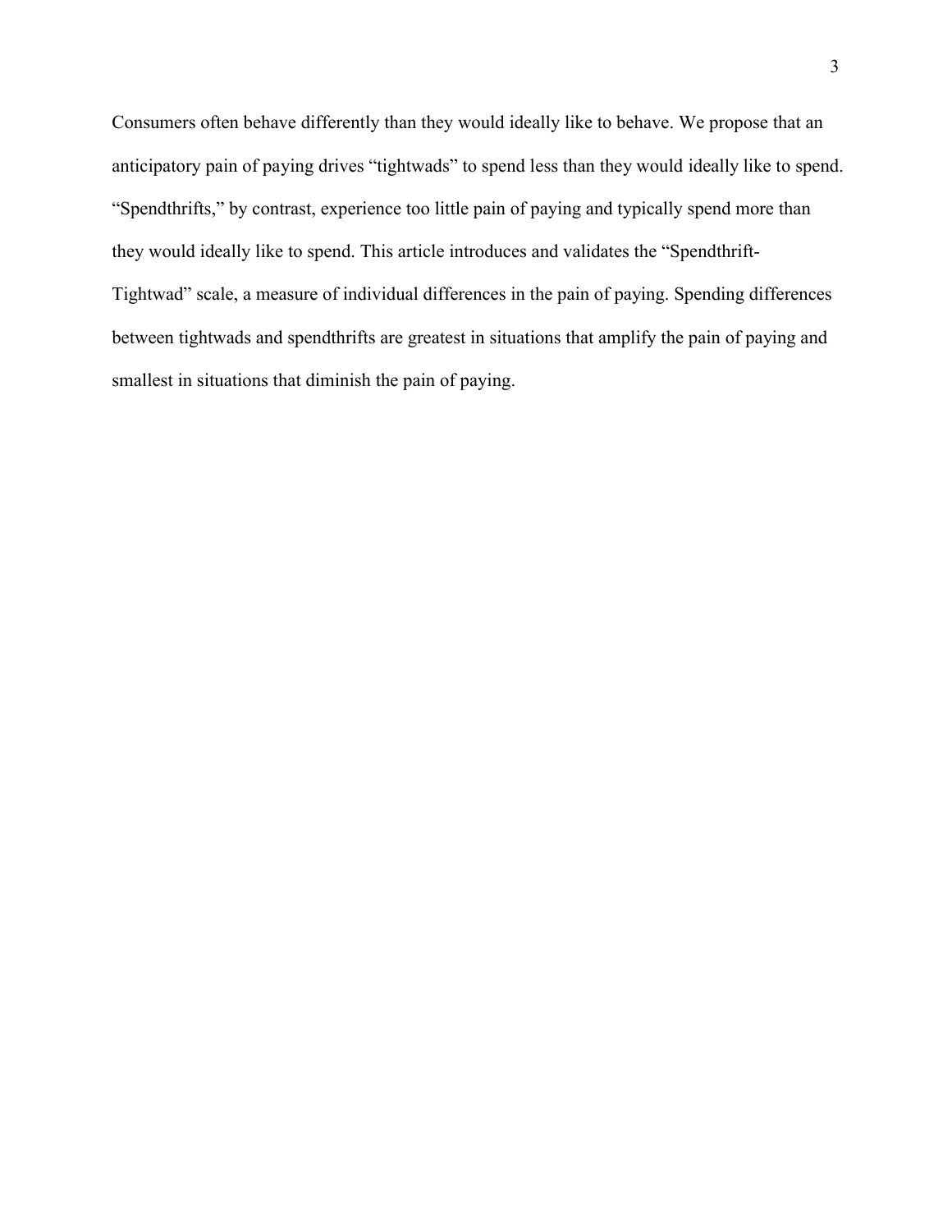Consumers often behave differently than they would ideally like to behave. We propose that an anticipatory pain of paying drives "tightwads" to spend less than they would ideally like to spend. "Spendthrifts," by contrast, experience too little pain of paying and typically spend more than they would ideally like to spend. This article introduces and validates the "Spendthrift-Tightwad" scale, a measure of individual differences in the pain of paying. Spending differences between tightwads and spendthrifts are greatest in situations that amplify the pain of paying and smallest in situations that diminish the pain of paying.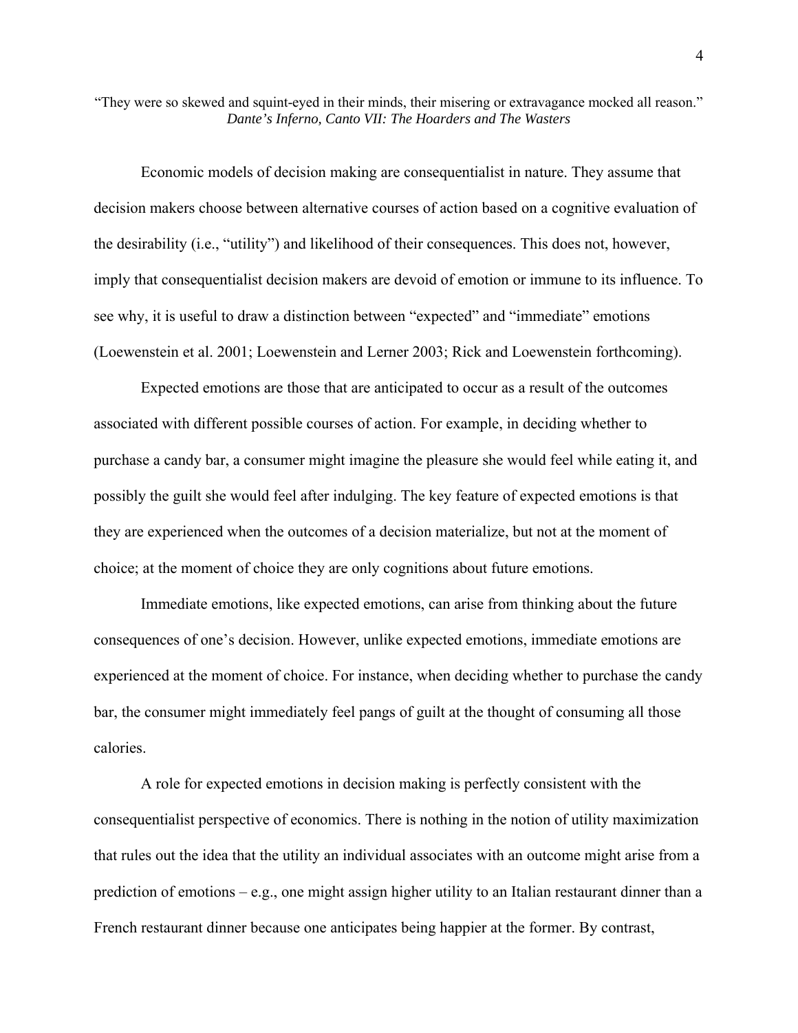"They were so skewed and squint-eyed in their minds, their misering or extravagance mocked all reason."
*Dante's Inferno, Canto VII: The Hoarders and The Wasters*

Economic models of decision making are consequentialist in nature. They assume that decision makers choose between alternative courses of action based on a cognitive evaluation of the desirability (i.e., "utility") and likelihood of their consequences. This does not, however, imply that consequentialist decision makers are devoid of emotion or immune to its influence. To see why, it is useful to draw a distinction between "expected" and "immediate" emotions (Loewenstein et al. 2001; Loewenstein and Lerner 2003; Rick and Loewenstein forthcoming).

Expected emotions are those that are anticipated to occur as a result of the outcomes associated with different possible courses of action. For example, in deciding whether to purchase a candy bar, a consumer might imagine the pleasure she would feel while eating it, and possibly the guilt she would feel after indulging. The key feature of expected emotions is that they are experienced when the outcomes of a decision materialize, but not at the moment of choice; at the moment of choice they are only cognitions about future emotions.

Immediate emotions, like expected emotions, can arise from thinking about the future consequences of one's decision. However, unlike expected emotions, immediate emotions are experienced at the moment of choice. For instance, when deciding whether to purchase the candy bar, the consumer might immediately feel pangs of guilt at the thought of consuming all those calories.

A role for expected emotions in decision making is perfectly consistent with the consequentialist perspective of economics. There is nothing in the notion of utility maximization that rules out the idea that the utility an individual associates with an outcome might arise from a prediction of emotions – e.g., one might assign higher utility to an Italian restaurant dinner than a French restaurant dinner because one anticipates being happier at the former. By contrast,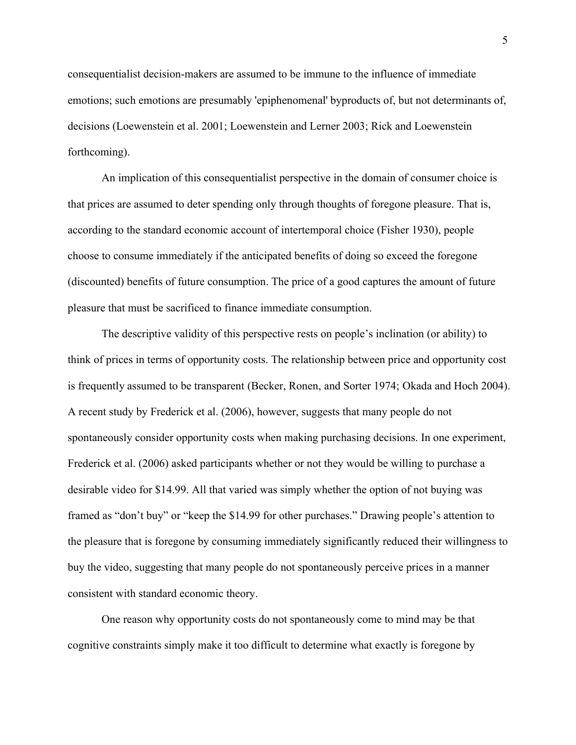consequentialist decision-makers are assumed to be immune to the influence of immediate emotions; such emotions are presumably 'epiphenomenal' byproducts of, but not determinants of, decisions (Loewenstein et al. 2001; Loewenstein and Lerner 2003; Rick and Loewenstein forthcoming).

An implication of this consequentialist perspective in the domain of consumer choice is that prices are assumed to deter spending only through thoughts of foregone pleasure. That is, according to the standard economic account of intertemporal choice (Fisher 1930), people choose to consume immediately if the anticipated benefits of doing so exceed the foregone (discounted) benefits of future consumption. The price of a good captures the amount of future pleasure that must be sacrificed to finance immediate consumption.

The descriptive validity of this perspective rests on people's inclination (or ability) to think of prices in terms of opportunity costs. The relationship between price and opportunity cost is frequently assumed to be transparent (Becker, Ronen, and Sorter 1974; Okada and Hoch 2004). A recent study by Frederick et al. (2006), however, suggests that many people do not spontaneously consider opportunity costs when making purchasing decisions. In one experiment, Frederick et al. (2006) asked participants whether or not they would be willing to purchase a desirable video for $14.99. All that varied was simply whether the option of not buying was framed as "don't buy" or "keep the $14.99 for other purchases." Drawing people's attention to the pleasure that is foregone by consuming immediately significantly reduced their willingness to buy the video, suggesting that many people do not spontaneously perceive prices in a manner consistent with standard economic theory.

One reason why opportunity costs do not spontaneously come to mind may be that cognitive constraints simply make it too difficult to determine what exactly is foregone by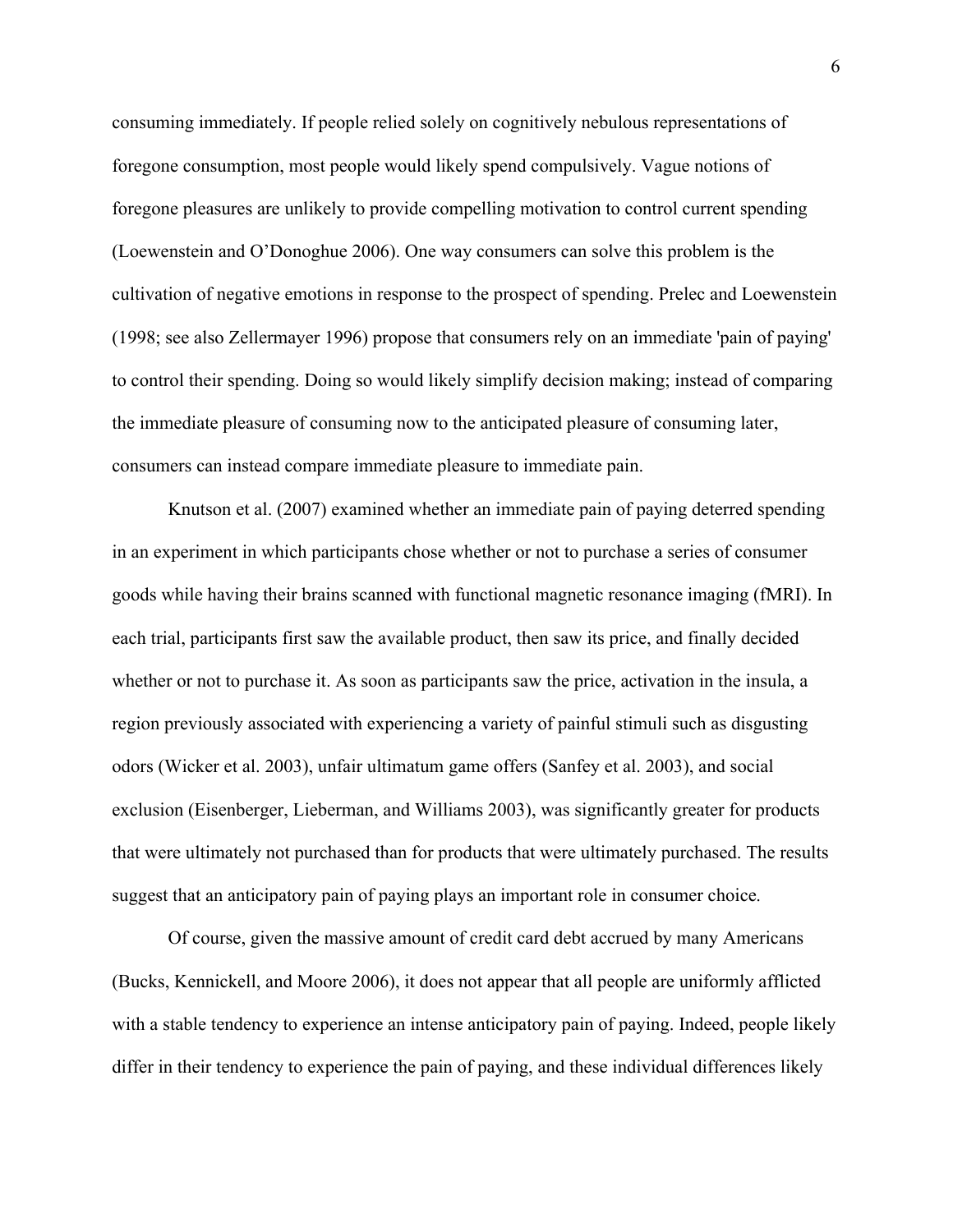consuming immediately. If people relied solely on cognitively nebulous representations of foregone consumption, most people would likely spend compulsively. Vague notions of foregone pleasures are unlikely to provide compelling motivation to control current spending (Loewenstein and O'Donoghue 2006). One way consumers can solve this problem is the cultivation of negative emotions in response to the prospect of spending. Prelec and Loewenstein (1998; see also Zellermayer 1996) propose that consumers rely on an immediate 'pain of paying' to control their spending. Doing so would likely simplify decision making; instead of comparing the immediate pleasure of consuming now to the anticipated pleasure of consuming later, consumers can instead compare immediate pleasure to immediate pain.

Knutson et al. (2007) examined whether an immediate pain of paying deterred spending in an experiment in which participants chose whether or not to purchase a series of consumer goods while having their brains scanned with functional magnetic resonance imaging (fMRI). In each trial, participants first saw the available product, then saw its price, and finally decided whether or not to purchase it. As soon as participants saw the price, activation in the insula, a region previously associated with experiencing a variety of painful stimuli such as disgusting odors (Wicker et al. 2003), unfair ultimatum game offers (Sanfey et al. 2003), and social exclusion (Eisenberger, Lieberman, and Williams 2003), was significantly greater for products that were ultimately not purchased than for products that were ultimately purchased. The results suggest that an anticipatory pain of paying plays an important role in consumer choice.

Of course, given the massive amount of credit card debt accrued by many Americans (Bucks, Kennickell, and Moore 2006), it does not appear that all people are uniformly afflicted with a stable tendency to experience an intense anticipatory pain of paying. Indeed, people likely differ in their tendency to experience the pain of paying, and these individual differences likely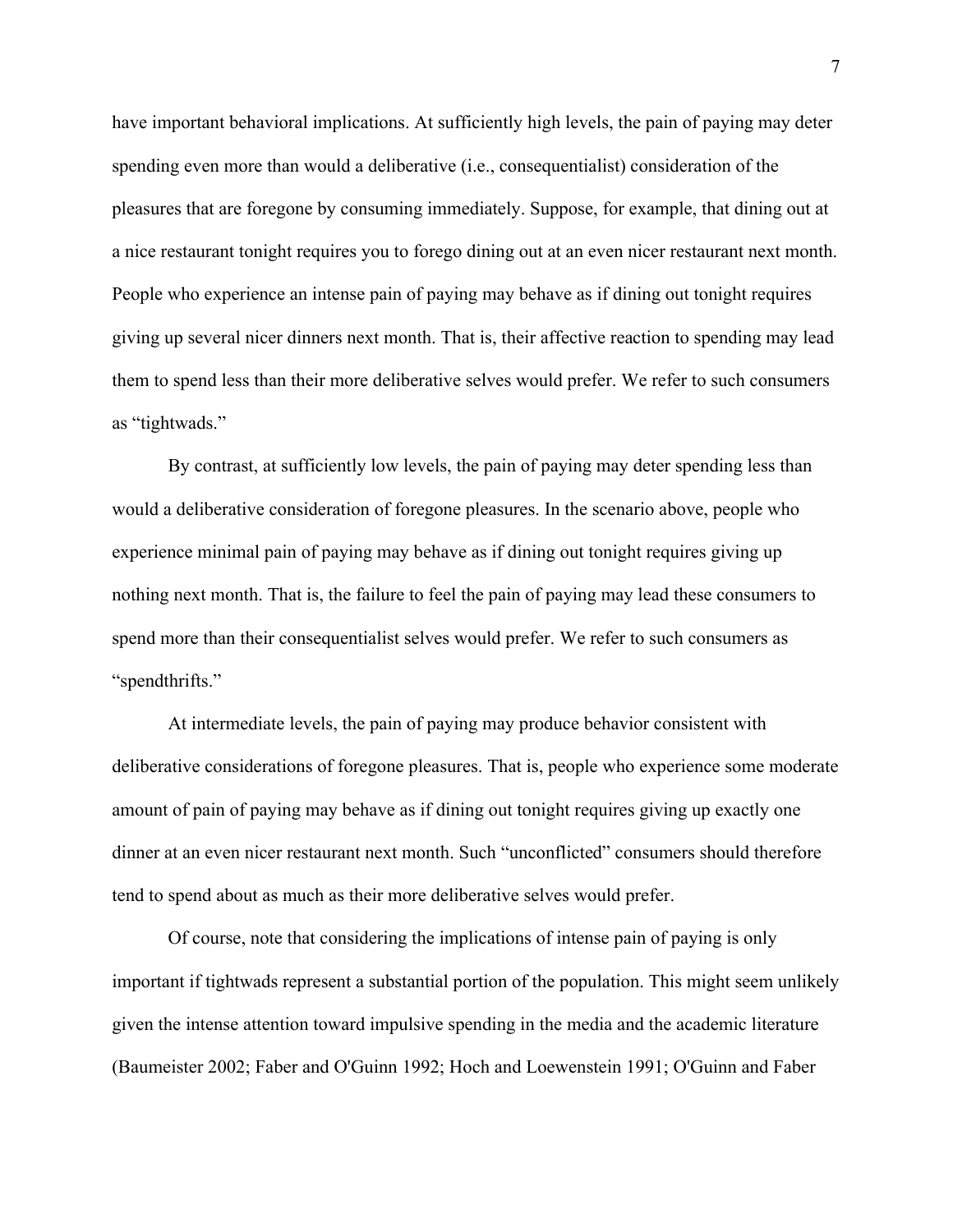have important behavioral implications. At sufficiently high levels, the pain of paying may deter spending even more than would a deliberative (i.e., consequentialist) consideration of the pleasures that are foregone by consuming immediately. Suppose, for example, that dining out at a nice restaurant tonight requires you to forego dining out at an even nicer restaurant next month. People who experience an intense pain of paying may behave as if dining out tonight requires giving up several nicer dinners next month. That is, their affective reaction to spending may lead them to spend less than their more deliberative selves would prefer. We refer to such consumers as "tightwads."

By contrast, at sufficiently low levels, the pain of paying may deter spending less than would a deliberative consideration of foregone pleasures. In the scenario above, people who experience minimal pain of paying may behave as if dining out tonight requires giving up nothing next month. That is, the failure to feel the pain of paying may lead these consumers to spend more than their consequentialist selves would prefer. We refer to such consumers as "spendthrifts."

At intermediate levels, the pain of paying may produce behavior consistent with deliberative considerations of foregone pleasures. That is, people who experience some moderate amount of pain of paying may behave as if dining out tonight requires giving up exactly one dinner at an even nicer restaurant next month. Such "unconflicted" consumers should therefore tend to spend about as much as their more deliberative selves would prefer.

Of course, note that considering the implications of intense pain of paying is only important if tightwads represent a substantial portion of the population. This might seem unlikely given the intense attention toward impulsive spending in the media and the academic literature (Baumeister 2002; Faber and O'Guinn 1992; Hoch and Loewenstein 1991; O'Guinn and Faber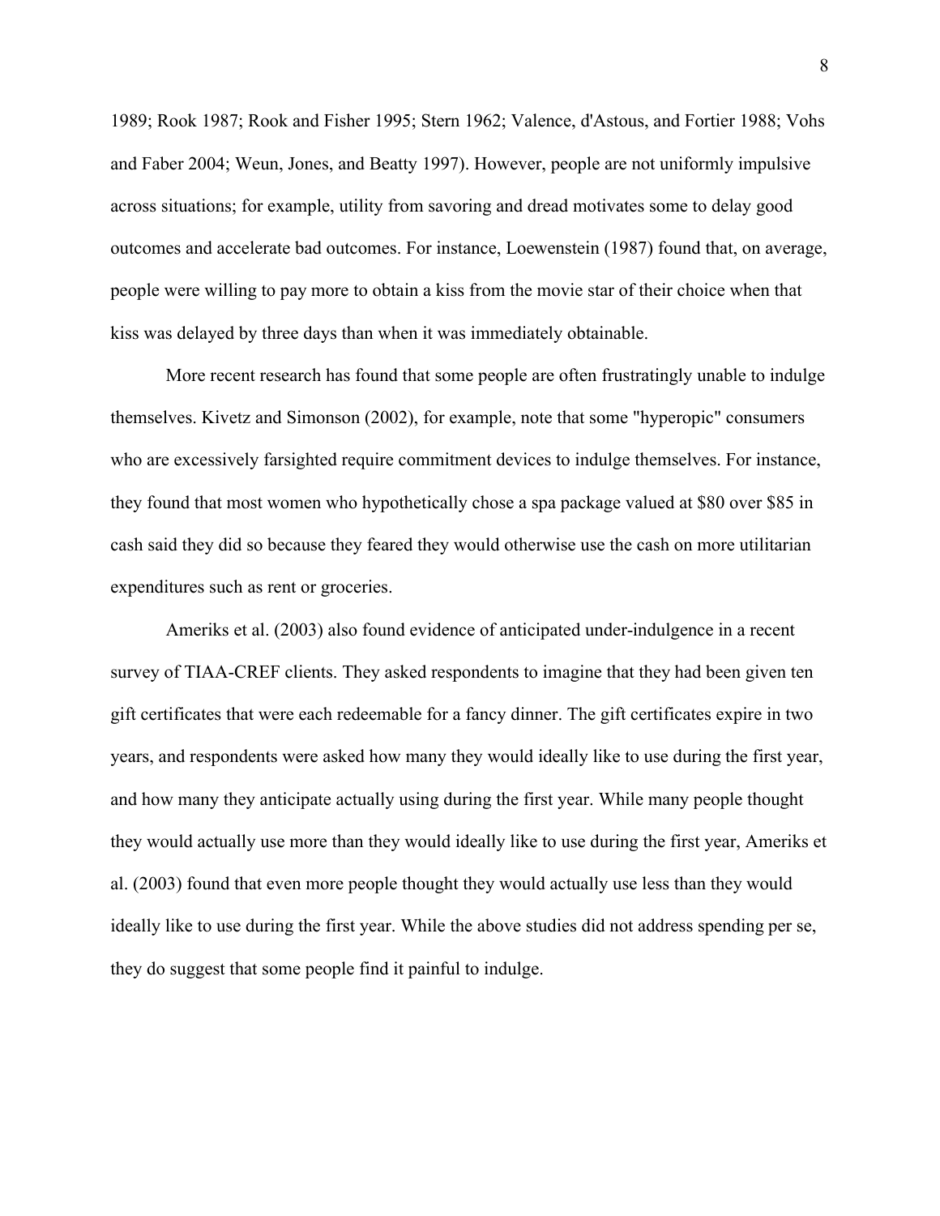1989; Rook 1987; Rook and Fisher 1995; Stern 1962; Valence, d'Astous, and Fortier 1988; Vohs and Faber 2004; Weun, Jones, and Beatty 1997). However, people are not uniformly impulsive across situations; for example, utility from savoring and dread motivates some to delay good outcomes and accelerate bad outcomes. For instance, Loewenstein (1987) found that, on average, people were willing to pay more to obtain a kiss from the movie star of their choice when that kiss was delayed by three days than when it was immediately obtainable.

More recent research has found that some people are often frustratingly unable to indulge themselves. Kivetz and Simonson (2002), for example, note that some "hyperopic" consumers who are excessively farsighted require commitment devices to indulge themselves. For instance, they found that most women who hypothetically chose a spa package valued at $80 over $85 in cash said they did so because they feared they would otherwise use the cash on more utilitarian expenditures such as rent or groceries.

Ameriks et al. (2003) also found evidence of anticipated under-indulgence in a recent survey of TIAA-CREF clients. They asked respondents to imagine that they had been given ten gift certificates that were each redeemable for a fancy dinner. The gift certificates expire in two years, and respondents were asked how many they would ideally like to use during the first year, and how many they anticipate actually using during the first year. While many people thought they would actually use more than they would ideally like to use during the first year, Ameriks et al. (2003) found that even more people thought they would actually use less than they would ideally like to use during the first year. While the above studies did not address spending per se, they do suggest that some people find it painful to indulge.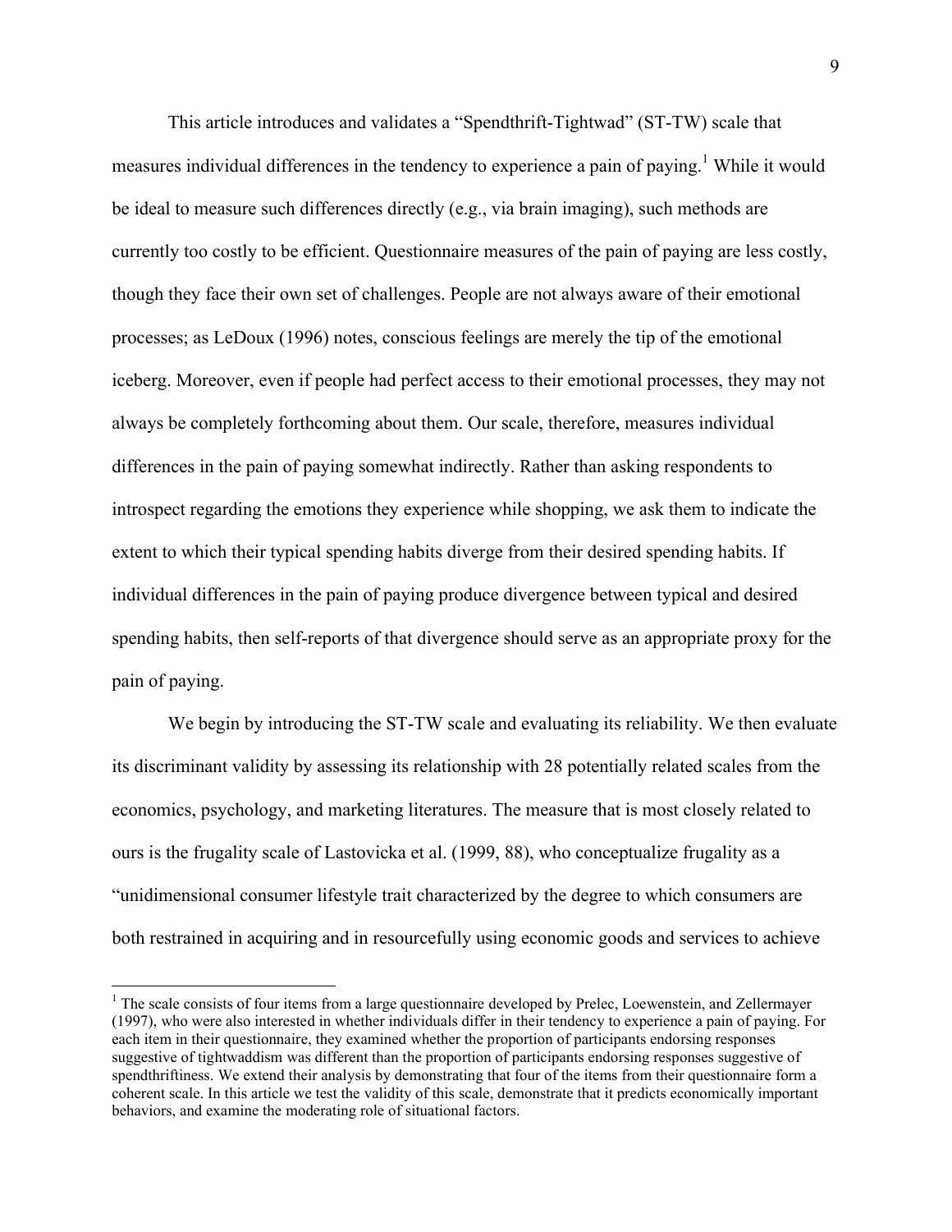This article introduces and validates a "Spendthrift-Tightwad" (ST-TW) scale that measures individual differences in the tendency to experience a pain of paying.[1] While it would be ideal to measure such differences directly (e.g., via brain imaging), such methods are currently too costly to be efficient. Questionnaire measures of the pain of paying are less costly, though they face their own set of challenges. People are not always aware of their emotional processes; as LeDoux (1996) notes, conscious feelings are merely the tip of the emotional iceberg. Moreover, even if people had perfect access to their emotional processes, they may not always be completely forthcoming about them. Our scale, therefore, measures individual differences in the pain of paying somewhat indirectly. Rather than asking respondents to introspect regarding the emotions they experience while shopping, we ask them to indicate the extent to which their typical spending habits diverge from their desired spending habits. If individual differences in the pain of paying produce divergence between typical and desired spending habits, then self-reports of that divergence should serve as an appropriate proxy for the pain of paying.

We begin by introducing the ST-TW scale and evaluating its reliability. We then evaluate its discriminant validity by assessing its relationship with 28 potentially related scales from the economics, psychology, and marketing literatures. The measure that is most closely related to ours is the frugality scale of Lastovicka et al. (1999, 88), who conceptualize frugality as a "unidimensional consumer lifestyle trait characterized by the degree to which consumers are both restrained in acquiring and in resourcefully using economic goods and services to achieve

---

[1] The scale consists of four items from a large questionnaire developed by Prelec, Loewenstein, and Zellermayer (1997), who were also interested in whether individuals differ in their tendency to experience a pain of paying. For each item in their questionnaire, they examined whether the proportion of participants endorsing responses suggestive of tightwaddism was different than the proportion of participants endorsing responses suggestive of spendthriftiness. We extend their analysis by demonstrating that four of the items from their questionnaire form a coherent scale. In this article we test the validity of this scale, demonstrate that it predicts economically important behaviors, and examine the moderating role of situational factors.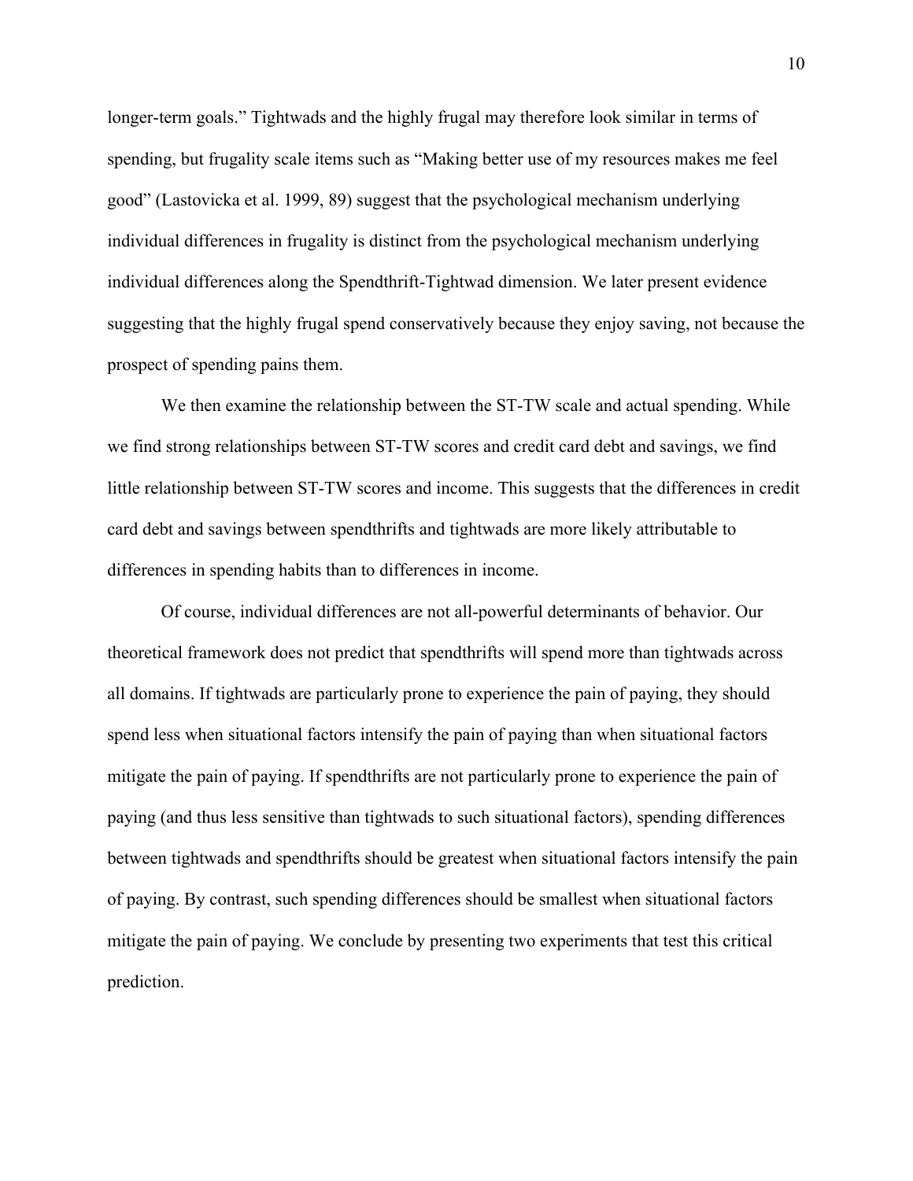longer-term goals." Tightwads and the highly frugal may therefore look similar in terms of spending, but frugality scale items such as "Making better use of my resources makes me feel good" (Lastovicka et al. 1999, 89) suggest that the psychological mechanism underlying individual differences in frugality is distinct from the psychological mechanism underlying individual differences along the Spendthrift-Tightwad dimension. We later present evidence suggesting that the highly frugal spend conservatively because they enjoy saving, not because the prospect of spending pains them.

We then examine the relationship between the ST-TW scale and actual spending. While we find strong relationships between ST-TW scores and credit card debt and savings, we find little relationship between ST-TW scores and income. This suggests that the differences in credit card debt and savings between spendthrifts and tightwads are more likely attributable to differences in spending habits than to differences in income.

Of course, individual differences are not all-powerful determinants of behavior. Our theoretical framework does not predict that spendthrifts will spend more than tightwads across all domains. If tightwads are particularly prone to experience the pain of paying, they should spend less when situational factors intensify the pain of paying than when situational factors mitigate the pain of paying. If spendthrifts are not particularly prone to experience the pain of paying (and thus less sensitive than tightwads to such situational factors), spending differences between tightwads and spendthrifts should be greatest when situational factors intensify the pain of paying. By contrast, such spending differences should be smallest when situational factors mitigate the pain of paying. We conclude by presenting two experiments that test this critical prediction.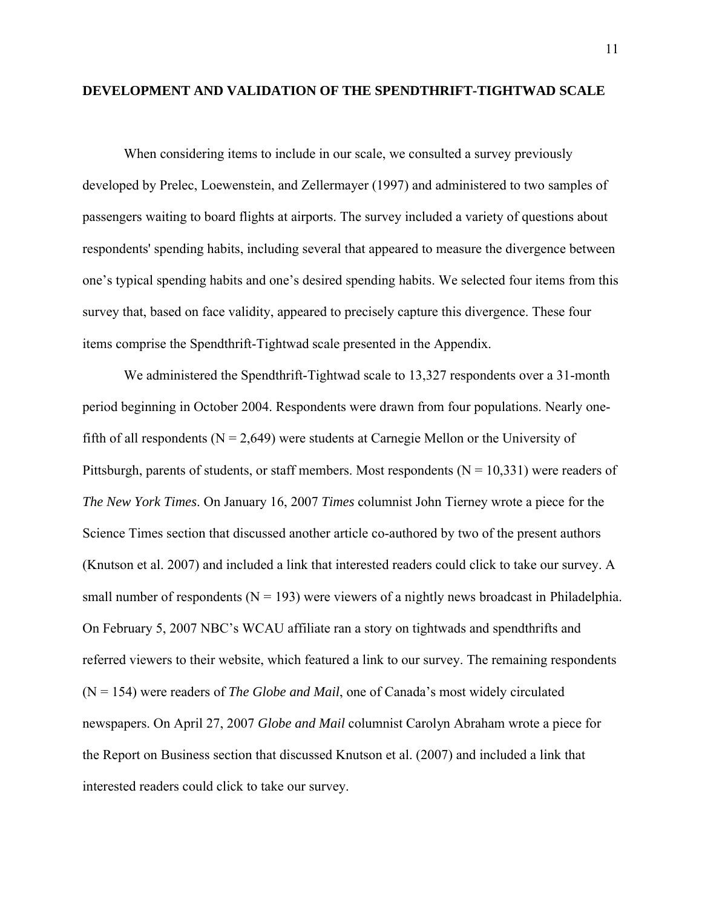## DEVELOPMENT AND VALIDATION OF THE SPENDTHRIFT-TIGHTWAD SCALE

When considering items to include in our scale, we consulted a survey previously developed by Prelec, Loewenstein, and Zellermayer (1997) and administered to two samples of passengers waiting to board flights at airports. The survey included a variety of questions about respondents' spending habits, including several that appeared to measure the divergence between one's typical spending habits and one's desired spending habits. We selected four items from this survey that, based on face validity, appeared to precisely capture this divergence. These four items comprise the Spendthrift-Tightwad scale presented in the Appendix.

We administered the Spendthrift-Tightwad scale to 13,327 respondents over a 31-month period beginning in October 2004. Respondents were drawn from four populations. Nearly one-fifth of all respondents (N = 2,649) were students at Carnegie Mellon or the University of Pittsburgh, parents of students, or staff members. Most respondents (N = 10,331) were readers of *The New York Times*. On January 16, 2007 *Times* columnist John Tierney wrote a piece for the Science Times section that discussed another article co-authored by two of the present authors (Knutson et al. 2007) and included a link that interested readers could click to take our survey. A small number of respondents (N = 193) were viewers of a nightly news broadcast in Philadelphia. On February 5, 2007 NBC's WCAU affiliate ran a story on tightwads and spendthrifts and referred viewers to their website, which featured a link to our survey. The remaining respondents (N = 154) were readers of *The Globe and Mail*, one of Canada's most widely circulated newspapers. On April 27, 2007 *Globe and Mail* columnist Carolyn Abraham wrote a piece for the Report on Business section that discussed Knutson et al. (2007) and included a link that interested readers could click to take our survey.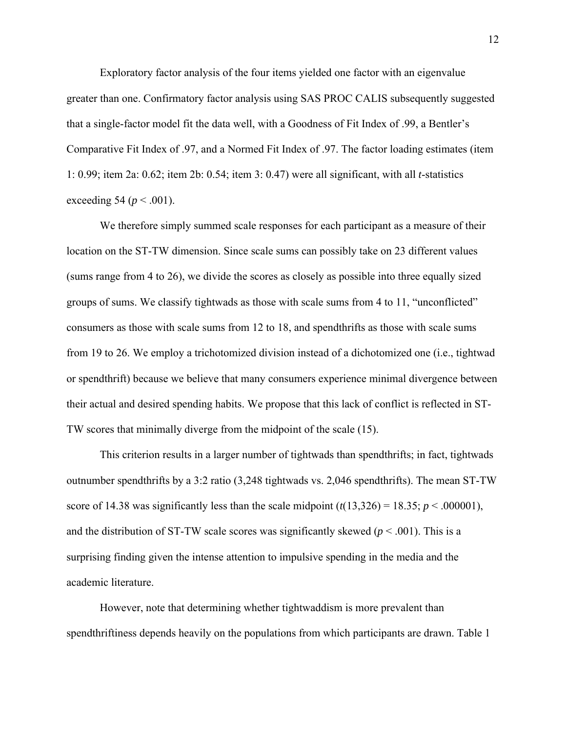Exploratory factor analysis of the four items yielded one factor with an eigenvalue greater than one. Confirmatory factor analysis using SAS PROC CALIS subsequently suggested that a single-factor model fit the data well, with a Goodness of Fit Index of .99, a Bentler's Comparative Fit Index of .97, and a Normed Fit Index of .97. The factor loading estimates (item 1: 0.99; item 2a: 0.62; item 2b: 0.54; item 3: 0.47) were all significant, with all *t*-statistics exceeding 54 ($p < .001$).

We therefore simply summed scale responses for each participant as a measure of their location on the ST-TW dimension. Since scale sums can possibly take on 23 different values (sums range from 4 to 26), we divide the scores as closely as possible into three equally sized groups of sums. We classify tightwads as those with scale sums from 4 to 11, "unconflicted" consumers as those with scale sums from 12 to 18, and spendthrifts as those with scale sums from 19 to 26. We employ a trichotomized division instead of a dichotomized one (i.e., tightwad or spendthrift) because we believe that many consumers experience minimal divergence between their actual and desired spending habits. We propose that this lack of conflict is reflected in ST-TW scores that minimally diverge from the midpoint of the scale (15).

This criterion results in a larger number of tightwads than spendthrifts; in fact, tightwads outnumber spendthrifts by a 3:2 ratio (3,248 tightwads vs. 2,046 spendthrifts). The mean ST-TW score of 14.38 was significantly less than the scale midpoint ($t(13{,}326) = 18.35$; $p < .000001$), and the distribution of ST-TW scale scores was significantly skewed ($p < .001$). This is a surprising finding given the intense attention to impulsive spending in the media and the academic literature.

However, note that determining whether tightwaddism is more prevalent than spendthriftiness depends heavily on the populations from which participants are drawn. Table 1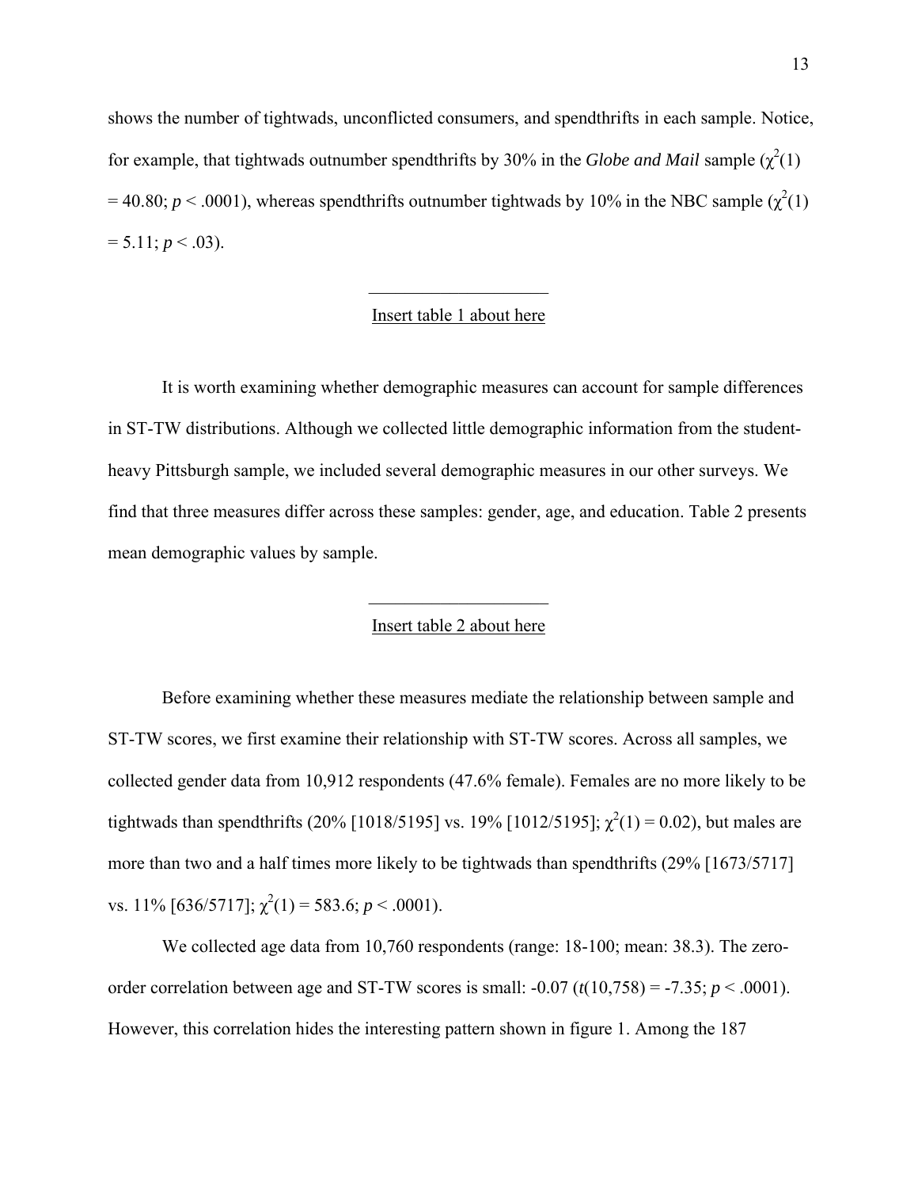shows the number of tightwads, unconflicted consumers, and spendthrifts in each sample. Notice, for example, that tightwads outnumber spendthrifts by 30% in the *Globe and Mail* sample ($\chi^2(1) = 40.80$; $p < .0001$), whereas spendthrifts outnumber tightwads by 10% in the NBC sample ($\chi^2(1) = 5.11$; $p < .03$).

---

Insert table 1 about here

It is worth examining whether demographic measures can account for sample differences in ST-TW distributions. Although we collected little demographic information from the student-heavy Pittsburgh sample, we included several demographic measures in our other surveys. We find that three measures differ across these samples: gender, age, and education. Table 2 presents mean demographic values by sample.

---

Insert table 2 about here

Before examining whether these measures mediate the relationship between sample and ST-TW scores, we first examine their relationship with ST-TW scores. Across all samples, we collected gender data from 10,912 respondents (47.6% female). Females are no more likely to be tightwads than spendthrifts (20% [1018/5195] vs. 19% [1012/5195]; $\chi^2(1) = 0.02$), but males are more than two and a half times more likely to be tightwads than spendthrifts (29% [1673/5717] vs. 11% [636/5717]; $\chi^2(1) = 583.6$; $p < .0001$).

We collected age data from 10,760 respondents (range: 18-100; mean: 38.3). The zero-order correlation between age and ST-TW scores is small: -0.07 ($t(10,758) = -7.35$; $p < .0001$). However, this correlation hides the interesting pattern shown in figure 1. Among the 187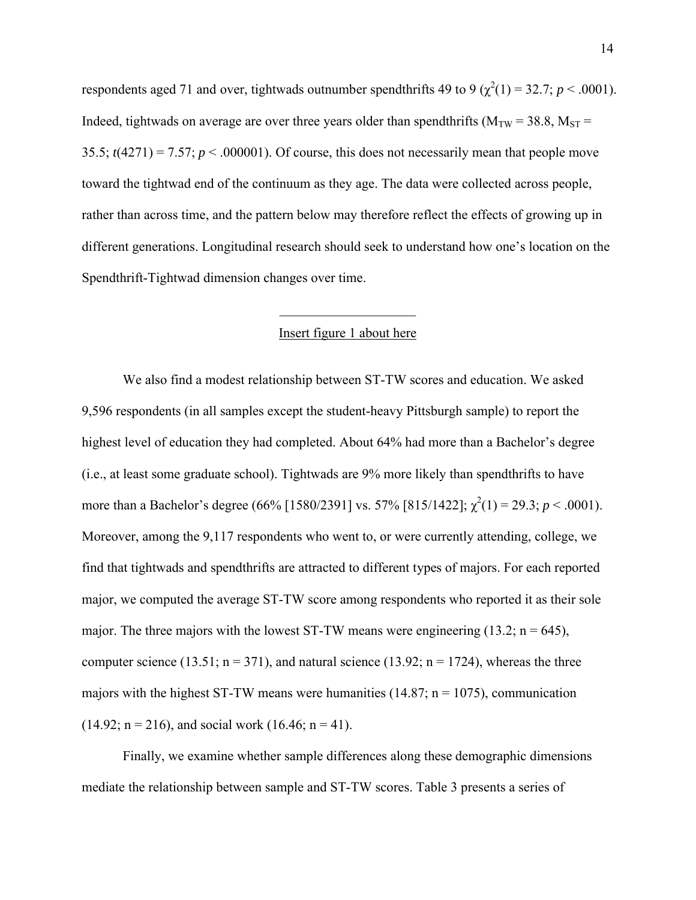respondents aged 71 and over, tightwads outnumber spendthrifts 49 to 9 ($\chi^2(1) = 32.7$; $p < .0001$). Indeed, tightwads on average are over three years older than spendthrifts ($M_{TW} = 38.8$, $M_{ST} = 35.5$; $t(4271) = 7.57$; $p < .000001$). Of course, this does not necessarily mean that people move toward the tightwad end of the continuum as they age. The data were collected across people, rather than across time, and the pattern below may therefore reflect the effects of growing up in different generations. Longitudinal research should seek to understand how one's location on the Spendthrift-Tightwad dimension changes over time.

---

Insert figure 1 about here

We also find a modest relationship between ST-TW scores and education. We asked 9,596 respondents (in all samples except the student-heavy Pittsburgh sample) to report the highest level of education they had completed. About 64% had more than a Bachelor's degree (i.e., at least some graduate school). Tightwads are 9% more likely than spendthrifts to have more than a Bachelor's degree (66% [1580/2391] vs. 57% [815/1422]; $\chi^2(1) = 29.3$; $p < .0001$). Moreover, among the 9,117 respondents who went to, or were currently attending, college, we find that tightwads and spendthrifts are attracted to different types of majors. For each reported major, we computed the average ST-TW score among respondents who reported it as their sole major. The three majors with the lowest ST-TW means were engineering (13.2; n = 645), computer science (13.51; n = 371), and natural science (13.92; n = 1724), whereas the three majors with the highest ST-TW means were humanities (14.87; n = 1075), communication (14.92; n = 216), and social work (16.46; n = 41).

Finally, we examine whether sample differences along these demographic dimensions mediate the relationship between sample and ST-TW scores. Table 3 presents a series of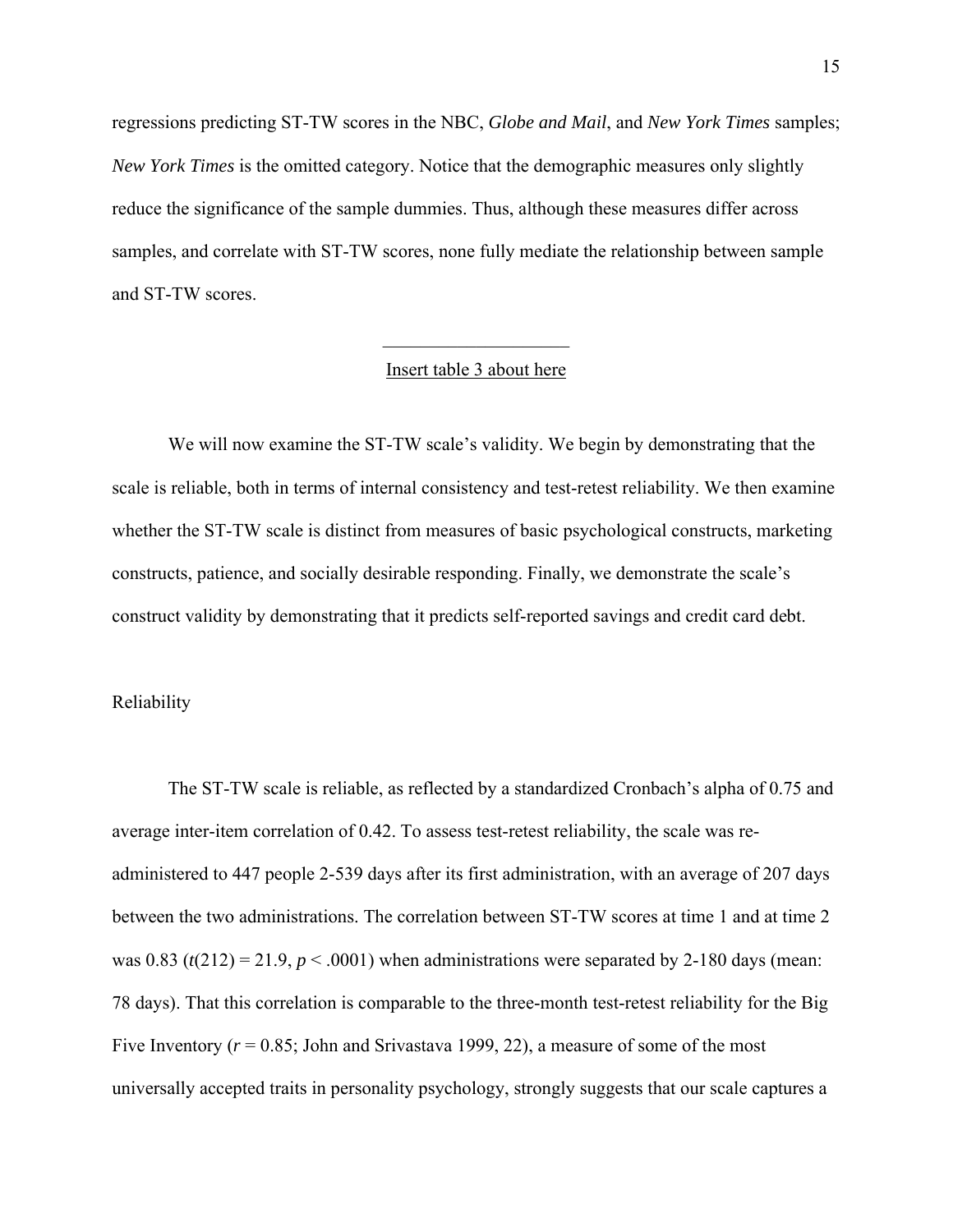regressions predicting ST-TW scores in the NBC, *Globe and Mail*, and *New York Times* samples; *New York Times* is the omitted category. Notice that the demographic measures only slightly reduce the significance of the sample dummies. Thus, although these measures differ across samples, and correlate with ST-TW scores, none fully mediate the relationship between sample and ST-TW scores.

---

Insert table 3 about here

We will now examine the ST-TW scale's validity. We begin by demonstrating that the scale is reliable, both in terms of internal consistency and test-retest reliability. We then examine whether the ST-TW scale is distinct from measures of basic psychological constructs, marketing constructs, patience, and socially desirable responding. Finally, we demonstrate the scale's construct validity by demonstrating that it predicts self-reported savings and credit card debt.

## Reliability

The ST-TW scale is reliable, as reflected by a standardized Cronbach's alpha of 0.75 and average inter-item correlation of 0.42. To assess test-retest reliability, the scale was re-administered to 447 people 2-539 days after its first administration, with an average of 207 days between the two administrations. The correlation between ST-TW scores at time 1 and at time 2 was 0.83 ($t(212) = 21.9$, $p < .0001$) when administrations were separated by 2-180 days (mean: 78 days). That this correlation is comparable to the three-month test-retest reliability for the Big Five Inventory ($r = 0.85$; John and Srivastava 1999, 22), a measure of some of the most universally accepted traits in personality psychology, strongly suggests that our scale captures a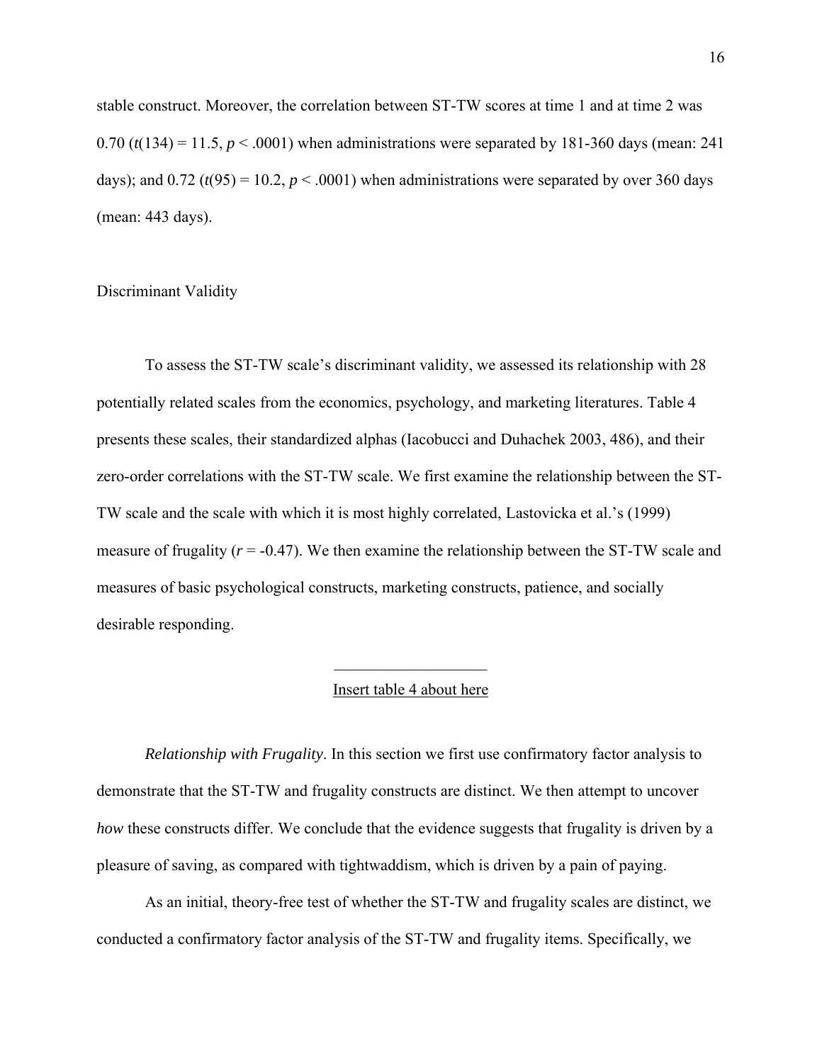stable construct. Moreover, the correlation between ST-TW scores at time 1 and at time 2 was 0.70 ($t(134) = 11.5$, $p < .0001$) when administrations were separated by 181-360 days (mean: 241 days); and 0.72 ($t(95) = 10.2$, $p < .0001$) when administrations were separated by over 360 days (mean: 443 days).

## Discriminant Validity

To assess the ST-TW scale's discriminant validity, we assessed its relationship with 28 potentially related scales from the economics, psychology, and marketing literatures. Table 4 presents these scales, their standardized alphas (Iacobucci and Duhachek 2003, 486), and their zero-order correlations with the ST-TW scale. We first examine the relationship between the ST-TW scale and the scale with which it is most highly correlated, Lastovicka et al.'s (1999) measure of frugality ($r = -0.47$). We then examine the relationship between the ST-TW scale and measures of basic psychological constructs, marketing constructs, patience, and socially desirable responding.

Insert table 4 about here

*Relationship with Frugality*. In this section we first use confirmatory factor analysis to demonstrate that the ST-TW and frugality constructs are distinct. We then attempt to uncover *how* these constructs differ. We conclude that the evidence suggests that frugality is driven by a pleasure of saving, as compared with tightwaddism, which is driven by a pain of paying.

As an initial, theory-free test of whether the ST-TW and frugality scales are distinct, we conducted a confirmatory factor analysis of the ST-TW and frugality items. Specifically, we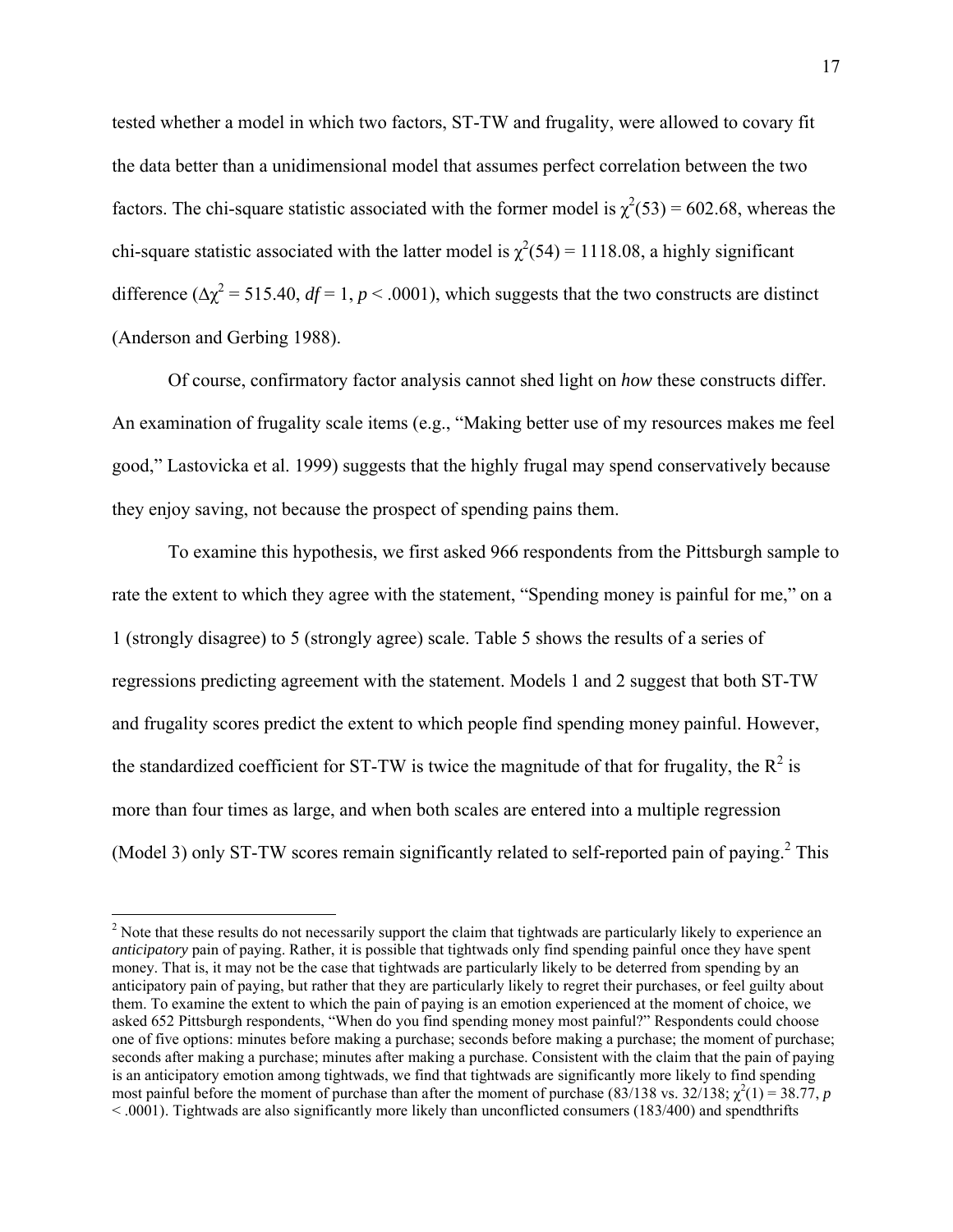tested whether a model in which two factors, ST-TW and frugality, were allowed to covary fit the data better than a unidimensional model that assumes perfect correlation between the two factors. The chi-square statistic associated with the former model is $\chi^2(53) = 602.68$, whereas the chi-square statistic associated with the latter model is $\chi^2(54) = 1118.08$, a highly significant difference ($\Delta\chi^2 = 515.40$, $df = 1$, $p < .0001$), which suggests that the two constructs are distinct (Anderson and Gerbing 1988).

Of course, confirmatory factor analysis cannot shed light on *how* these constructs differ. An examination of frugality scale items (e.g., "Making better use of my resources makes me feel good," Lastovicka et al. 1999) suggests that the highly frugal may spend conservatively because they enjoy saving, not because the prospect of spending pains them.

To examine this hypothesis, we first asked 966 respondents from the Pittsburgh sample to rate the extent to which they agree with the statement, "Spending money is painful for me," on a 1 (strongly disagree) to 5 (strongly agree) scale. Table 5 shows the results of a series of regressions predicting agreement with the statement. Models 1 and 2 suggest that both ST-TW and frugality scores predict the extent to which people find spending money painful. However, the standardized coefficient for ST-TW is twice the magnitude of that for frugality, the $R^2$ is more than four times as large, and when both scales are entered into a multiple regression (Model 3) only ST-TW scores remain significantly related to self-reported pain of paying.[2] This

---

[2] Note that these results do not necessarily support the claim that tightwads are particularly likely to experience an *anticipatory* pain of paying. Rather, it is possible that tightwads only find spending painful once they have spent money. That is, it may not be the case that tightwads are particularly likely to be deterred from spending by an anticipatory pain of paying, but rather that they are particularly likely to regret their purchases, or feel guilty about them. To examine the extent to which the pain of paying is an emotion experienced at the moment of choice, we asked 652 Pittsburgh respondents, "When do you find spending money most painful?" Respondents could choose one of five options: minutes before making a purchase; seconds before making a purchase; the moment of purchase; seconds after making a purchase; minutes after making a purchase. Consistent with the claim that the pain of paying is an anticipatory emotion among tightwads, we find that tightwads are significantly more likely to find spending most painful before the moment of purchase than after the moment of purchase (83/138 vs. 32/138; $\chi^2(1) = 38.77$, $p < .0001$). Tightwads are also significantly more likely than unconflicted consumers (183/400) and spendthrifts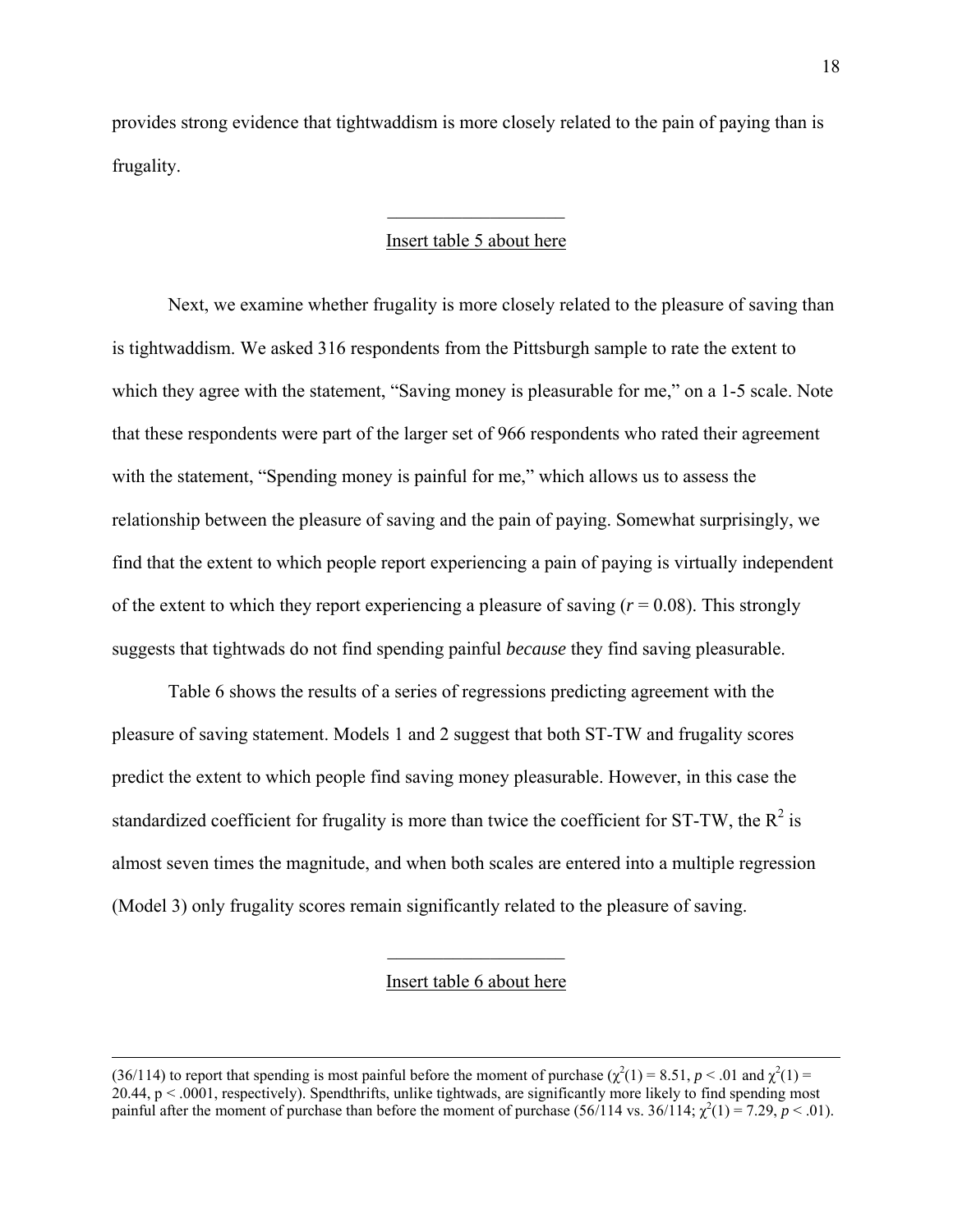provides strong evidence that tightwaddism is more closely related to the pain of paying than is frugality.

---

Insert table 5 about here

Next, we examine whether frugality is more closely related to the pleasure of saving than is tightwaddism. We asked 316 respondents from the Pittsburgh sample to rate the extent to which they agree with the statement, "Saving money is pleasurable for me," on a 1-5 scale. Note that these respondents were part of the larger set of 966 respondents who rated their agreement with the statement, "Spending money is painful for me," which allows us to assess the relationship between the pleasure of saving and the pain of paying. Somewhat surprisingly, we find that the extent to which people report experiencing a pain of paying is virtually independent of the extent to which they report experiencing a pleasure of saving ($r = 0.08$). This strongly suggests that tightwads do not find spending painful *because* they find saving pleasurable.

Table 6 shows the results of a series of regressions predicting agreement with the pleasure of saving statement. Models 1 and 2 suggest that both ST-TW and frugality scores predict the extent to which people find saving money pleasurable. However, in this case the standardized coefficient for frugality is more than twice the coefficient for ST-TW, the $R^2$ is almost seven times the magnitude, and when both scales are entered into a multiple regression (Model 3) only frugality scores remain significantly related to the pleasure of saving.

---

Insert table 6 about here

---

(36/114) to report that spending is most painful before the moment of purchase ($\chi^2(1) = 8.51$, $p < .01$ and $\chi^2(1) = 20.44$, $p < .0001$, respectively). Spendthrifts, unlike tightwads, are significantly more likely to find spending most painful after the moment of purchase than before the moment of purchase (56/114 vs. 36/114; $\chi^2(1) = 7.29$, $p < .01$).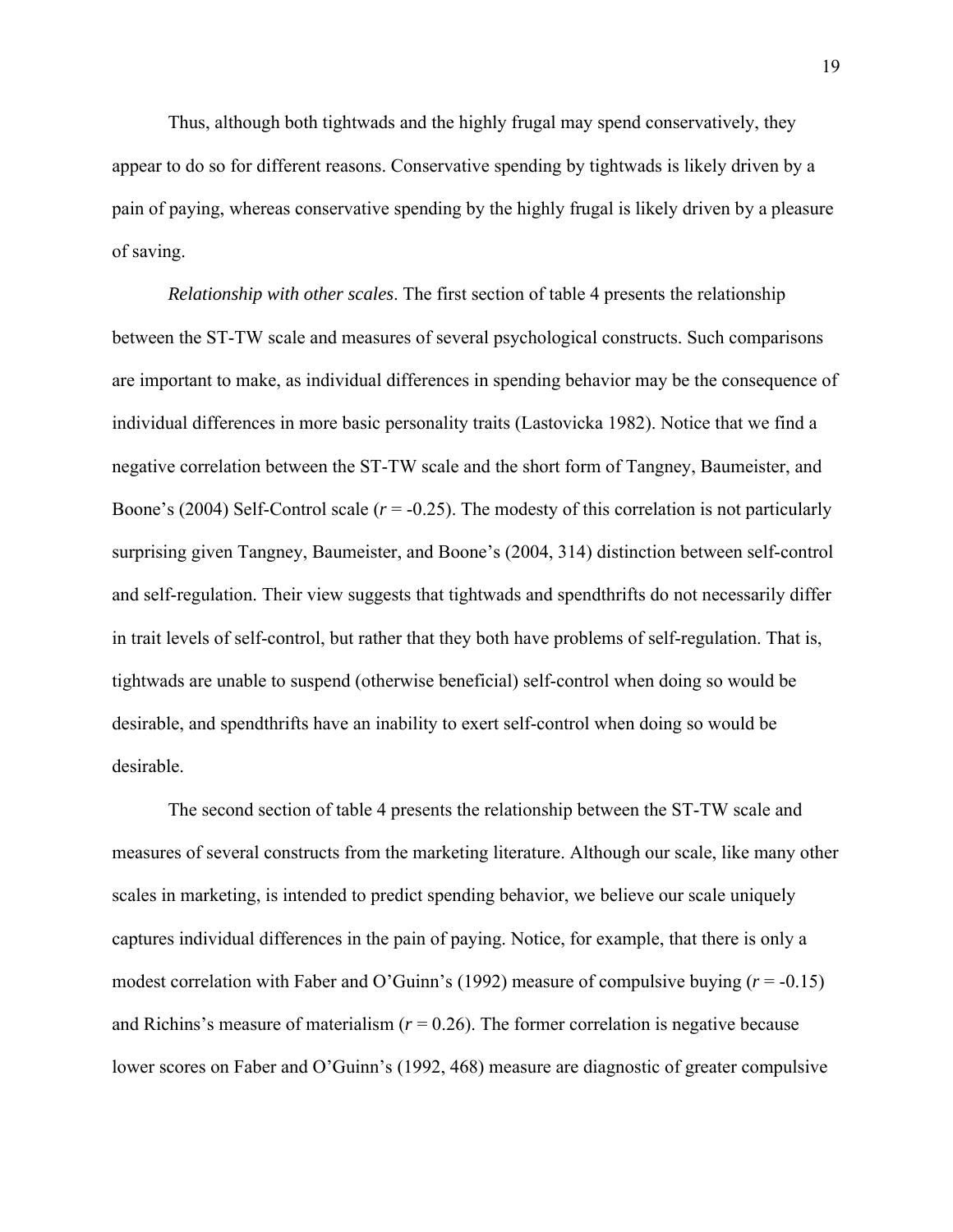Thus, although both tightwads and the highly frugal may spend conservatively, they appear to do so for different reasons. Conservative spending by tightwads is likely driven by a pain of paying, whereas conservative spending by the highly frugal is likely driven by a pleasure of saving.

*Relationship with other scales*. The first section of table 4 presents the relationship between the ST-TW scale and measures of several psychological constructs. Such comparisons are important to make, as individual differences in spending behavior may be the consequence of individual differences in more basic personality traits (Lastovicka 1982). Notice that we find a negative correlation between the ST-TW scale and the short form of Tangney, Baumeister, and Boone's (2004) Self-Control scale ($r$ = -0.25). The modesty of this correlation is not particularly surprising given Tangney, Baumeister, and Boone's (2004, 314) distinction between self-control and self-regulation. Their view suggests that tightwads and spendthrifts do not necessarily differ in trait levels of self-control, but rather that they both have problems of self-regulation. That is, tightwads are unable to suspend (otherwise beneficial) self-control when doing so would be desirable, and spendthrifts have an inability to exert self-control when doing so would be desirable.

The second section of table 4 presents the relationship between the ST-TW scale and measures of several constructs from the marketing literature. Although our scale, like many other scales in marketing, is intended to predict spending behavior, we believe our scale uniquely captures individual differences in the pain of paying. Notice, for example, that there is only a modest correlation with Faber and O'Guinn's (1992) measure of compulsive buying ($r$ = -0.15) and Richins's measure of materialism ($r$ = 0.26). The former correlation is negative because lower scores on Faber and O'Guinn's (1992, 468) measure are diagnostic of greater compulsive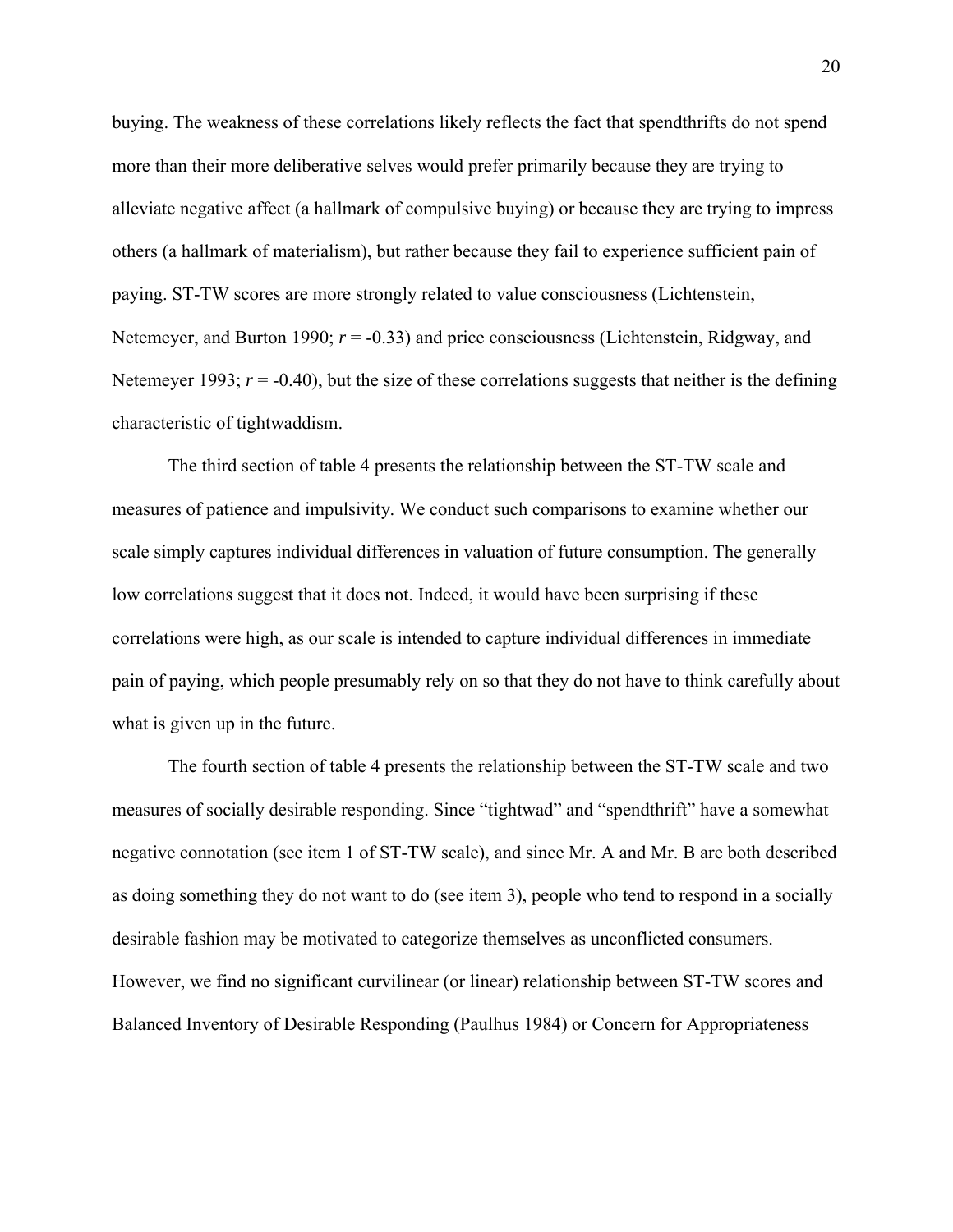buying. The weakness of these correlations likely reflects the fact that spendthrifts do not spend more than their more deliberative selves would prefer primarily because they are trying to alleviate negative affect (a hallmark of compulsive buying) or because they are trying to impress others (a hallmark of materialism), but rather because they fail to experience sufficient pain of paying. ST-TW scores are more strongly related to value consciousness (Lichtenstein, Netemeyer, and Burton 1990; $r = -0.33$) and price consciousness (Lichtenstein, Ridgway, and Netemeyer 1993; $r = -0.40$), but the size of these correlations suggests that neither is the defining characteristic of tightwaddism.

The third section of table 4 presents the relationship between the ST-TW scale and measures of patience and impulsivity. We conduct such comparisons to examine whether our scale simply captures individual differences in valuation of future consumption. The generally low correlations suggest that it does not. Indeed, it would have been surprising if these correlations were high, as our scale is intended to capture individual differences in immediate pain of paying, which people presumably rely on so that they do not have to think carefully about what is given up in the future.

The fourth section of table 4 presents the relationship between the ST-TW scale and two measures of socially desirable responding. Since "tightwad" and "spendthrift" have a somewhat negative connotation (see item 1 of ST-TW scale), and since Mr. A and Mr. B are both described as doing something they do not want to do (see item 3), people who tend to respond in a socially desirable fashion may be motivated to categorize themselves as unconflicted consumers. However, we find no significant curvilinear (or linear) relationship between ST-TW scores and Balanced Inventory of Desirable Responding (Paulhus 1984) or Concern for Appropriateness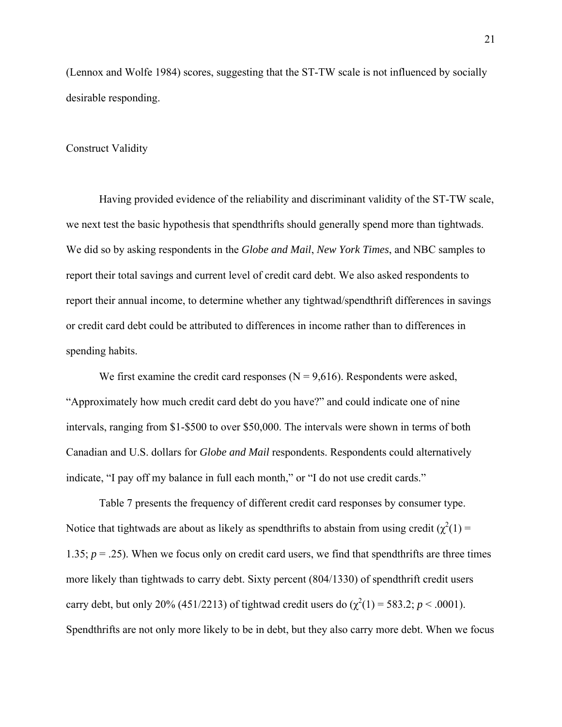(Lennox and Wolfe 1984) scores, suggesting that the ST-TW scale is not influenced by socially desirable responding.

## Construct Validity

Having provided evidence of the reliability and discriminant validity of the ST-TW scale, we next test the basic hypothesis that spendthrifts should generally spend more than tightwads. We did so by asking respondents in the *Globe and Mail*, *New York Times*, and NBC samples to report their total savings and current level of credit card debt. We also asked respondents to report their annual income, to determine whether any tightwad/spendthrift differences in savings or credit card debt could be attributed to differences in income rather than to differences in spending habits.

We first examine the credit card responses (N = 9,616). Respondents were asked, "Approximately how much credit card debt do you have?" and could indicate one of nine intervals, ranging from \$1-\$500 to over \$50,000. The intervals were shown in terms of both Canadian and U.S. dollars for *Globe and Mail* respondents. Respondents could alternatively indicate, "I pay off my balance in full each month," or "I do not use credit cards."

Table 7 presents the frequency of different credit card responses by consumer type. Notice that tightwads are about as likely as spendthrifts to abstain from using credit ($\chi^2(1) = 1.35$; $p = .25$). When we focus only on credit card users, we find that spendthrifts are three times more likely than tightwads to carry debt. Sixty percent (804/1330) of spendthrift credit users carry debt, but only 20% (451/2213) of tightwad credit users do ($\chi^2(1) = 583.2$; $p < .0001$). Spendthrifts are not only more likely to be in debt, but they also carry more debt. When we focus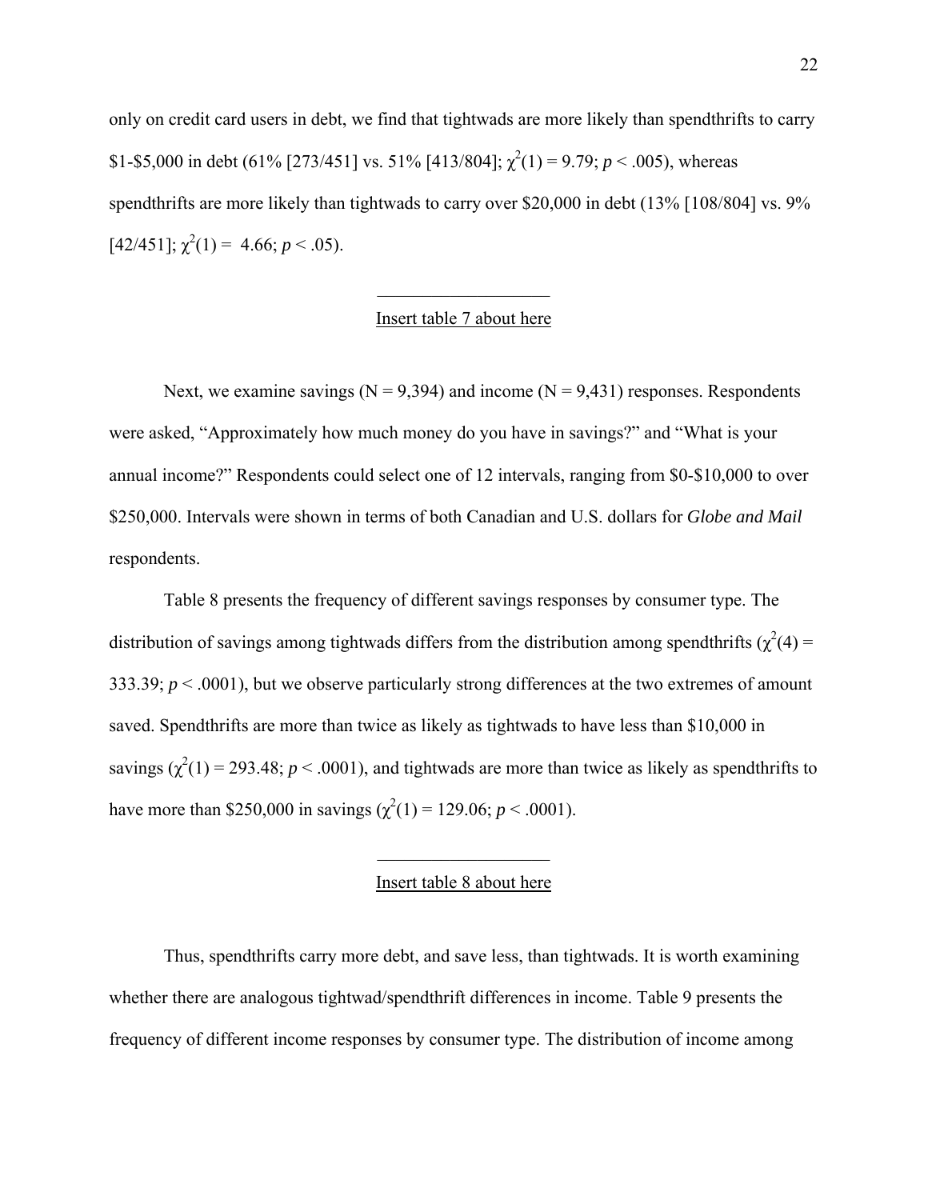only on credit card users in debt, we find that tightwads are more likely than spendthrifts to carry \$1-\$5,000 in debt (61% [273/451] vs. 51% [413/804]; $\chi^2(1) = 9.79$; $p < .005$), whereas spendthrifts are more likely than tightwads to carry over \$20,000 in debt (13% [108/804] vs. 9% [42/451]; $\chi^2(1) = 4.66$; $p < .05$).

---

Insert table 7 about here

Next, we examine savings (N = 9,394) and income (N = 9,431) responses. Respondents were asked, "Approximately how much money do you have in savings?" and "What is your annual income?" Respondents could select one of 12 intervals, ranging from \$0-\$10,000 to over \$250,000. Intervals were shown in terms of both Canadian and U.S. dollars for *Globe and Mail* respondents.

Table 8 presents the frequency of different savings responses by consumer type. The distribution of savings among tightwads differs from the distribution among spendthrifts ($\chi^2(4) = 333.39$; $p < .0001$), but we observe particularly strong differences at the two extremes of amount saved. Spendthrifts are more than twice as likely as tightwads to have less than \$10,000 in savings ($\chi^2(1) = 293.48$; $p < .0001$), and tightwads are more than twice as likely as spendthrifts to have more than \$250,000 in savings ($\chi^2(1) = 129.06$; $p < .0001$).

---

Insert table 8 about here

Thus, spendthrifts carry more debt, and save less, than tightwads. It is worth examining whether there are analogous tightwad/spendthrift differences in income. Table 9 presents the frequency of different income responses by consumer type. The distribution of income among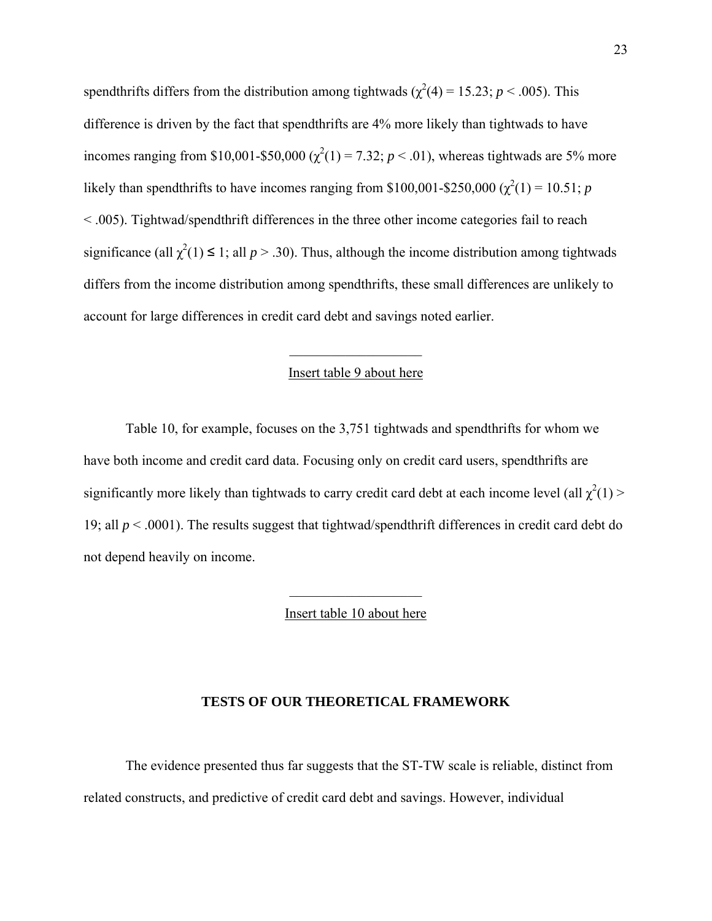spendthrifts differs from the distribution among tightwads ($\chi^2(4) = 15.23$; $p < .005$). This difference is driven by the fact that spendthrifts are 4% more likely than tightwads to have incomes ranging from $10,001-$50,000 ($\chi^2(1) = 7.32$; $p < .01$), whereas tightwads are 5% more likely than spendthrifts to have incomes ranging from $100,001-$250,000 ($\chi^2(1) = 10.51$; $p < .005$). Tightwad/spendthrift differences in the three other income categories fail to reach significance (all $\chi^2(1) \leq 1$; all $p > .30$). Thus, although the income distribution among tightwads differs from the income distribution among spendthrifts, these small differences are unlikely to account for large differences in credit card debt and savings noted earlier.

---

Insert table 9 about here

Table 10, for example, focuses on the 3,751 tightwads and spendthrifts for whom we have both income and credit card data. Focusing only on credit card users, spendthrifts are significantly more likely than tightwads to carry credit card debt at each income level (all $\chi^2(1) > 19$; all $p < .0001$). The results suggest that tightwad/spendthrift differences in credit card debt do not depend heavily on income.

---

Insert table 10 about here

## TESTS OF OUR THEORETICAL FRAMEWORK

The evidence presented thus far suggests that the ST-TW scale is reliable, distinct from related constructs, and predictive of credit card debt and savings. However, individual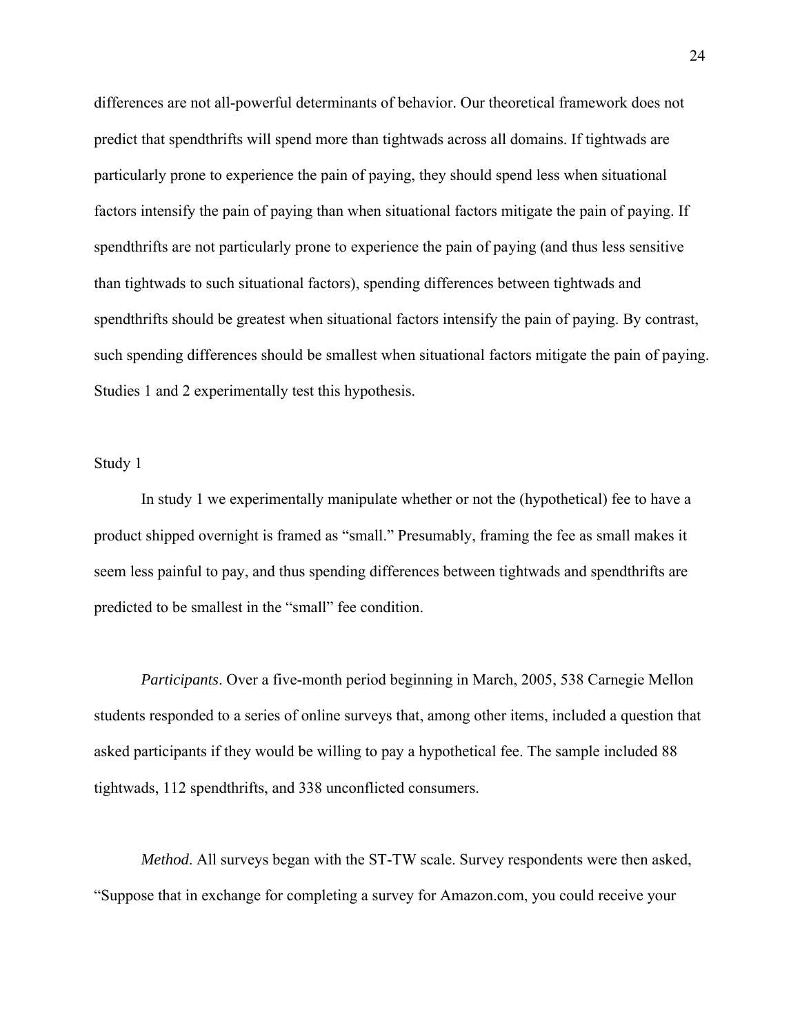differences are not all-powerful determinants of behavior. Our theoretical framework does not predict that spendthrifts will spend more than tightwads across all domains. If tightwads are particularly prone to experience the pain of paying, they should spend less when situational factors intensify the pain of paying than when situational factors mitigate the pain of paying. If spendthrifts are not particularly prone to experience the pain of paying (and thus less sensitive than tightwads to such situational factors), spending differences between tightwads and spendthrifts should be greatest when situational factors intensify the pain of paying. By contrast, such spending differences should be smallest when situational factors mitigate the pain of paying. Studies 1 and 2 experimentally test this hypothesis.

## Study 1

In study 1 we experimentally manipulate whether or not the (hypothetical) fee to have a product shipped overnight is framed as "small." Presumably, framing the fee as small makes it seem less painful to pay, and thus spending differences between tightwads and spendthrifts are predicted to be smallest in the "small" fee condition.

*Participants*. Over a five-month period beginning in March, 2005, 538 Carnegie Mellon students responded to a series of online surveys that, among other items, included a question that asked participants if they would be willing to pay a hypothetical fee. The sample included 88 tightwads, 112 spendthrifts, and 338 unconflicted consumers.

*Method*. All surveys began with the ST-TW scale. Survey respondents were then asked, "Suppose that in exchange for completing a survey for Amazon.com, you could receive your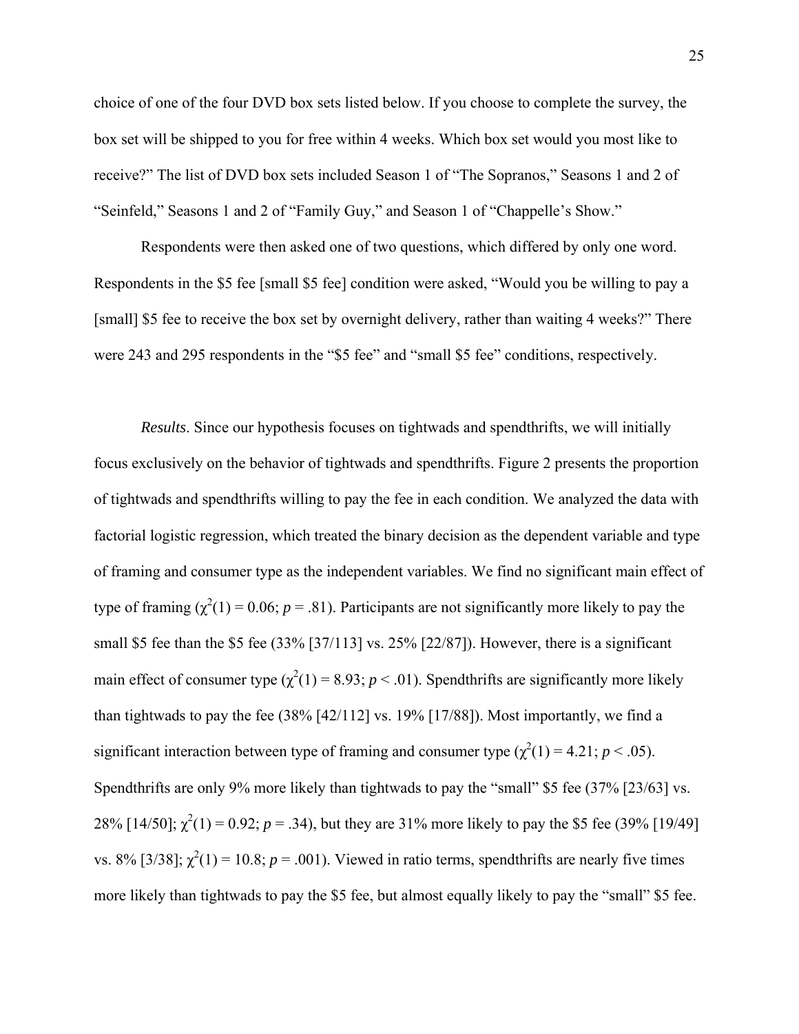choice of one of the four DVD box sets listed below. If you choose to complete the survey, the box set will be shipped to you for free within 4 weeks. Which box set would you most like to receive?" The list of DVD box sets included Season 1 of "The Sopranos," Seasons 1 and 2 of "Seinfeld," Seasons 1 and 2 of "Family Guy," and Season 1 of "Chappelle's Show."

Respondents were then asked one of two questions, which differed by only one word. Respondents in the $5 fee [small $5 fee] condition were asked, "Would you be willing to pay a [small] $5 fee to receive the box set by overnight delivery, rather than waiting 4 weeks?" There were 243 and 295 respondents in the "$5 fee" and "small $5 fee" conditions, respectively.

*Results*. Since our hypothesis focuses on tightwads and spendthrifts, we will initially focus exclusively on the behavior of tightwads and spendthrifts. Figure 2 presents the proportion of tightwads and spendthrifts willing to pay the fee in each condition. We analyzed the data with factorial logistic regression, which treated the binary decision as the dependent variable and type of framing and consumer type as the independent variables. We find no significant main effect of type of framing ($\chi^2(1) = 0.06$; $p = .81$). Participants are not significantly more likely to pay the small $5 fee than the $5 fee (33% [37/113] vs. 25% [22/87]). However, there is a significant main effect of consumer type ($\chi^2(1) = 8.93$; $p < .01$). Spendthrifts are significantly more likely than tightwads to pay the fee (38% [42/112] vs. 19% [17/88]). Most importantly, we find a significant interaction between type of framing and consumer type ($\chi^2(1) = 4.21$; $p < .05$). Spendthrifts are only 9% more likely than tightwads to pay the "small" $5 fee (37% [23/63] vs. 28% [14/50]; $\chi^2(1) = 0.92$; $p = .34$), but they are 31% more likely to pay the $5 fee (39% [19/49] vs. 8% [3/38]; $\chi^2(1) = 10.8$; $p = .001$). Viewed in ratio terms, spendthrifts are nearly five times more likely than tightwads to pay the $5 fee, but almost equally likely to pay the "small" $5 fee.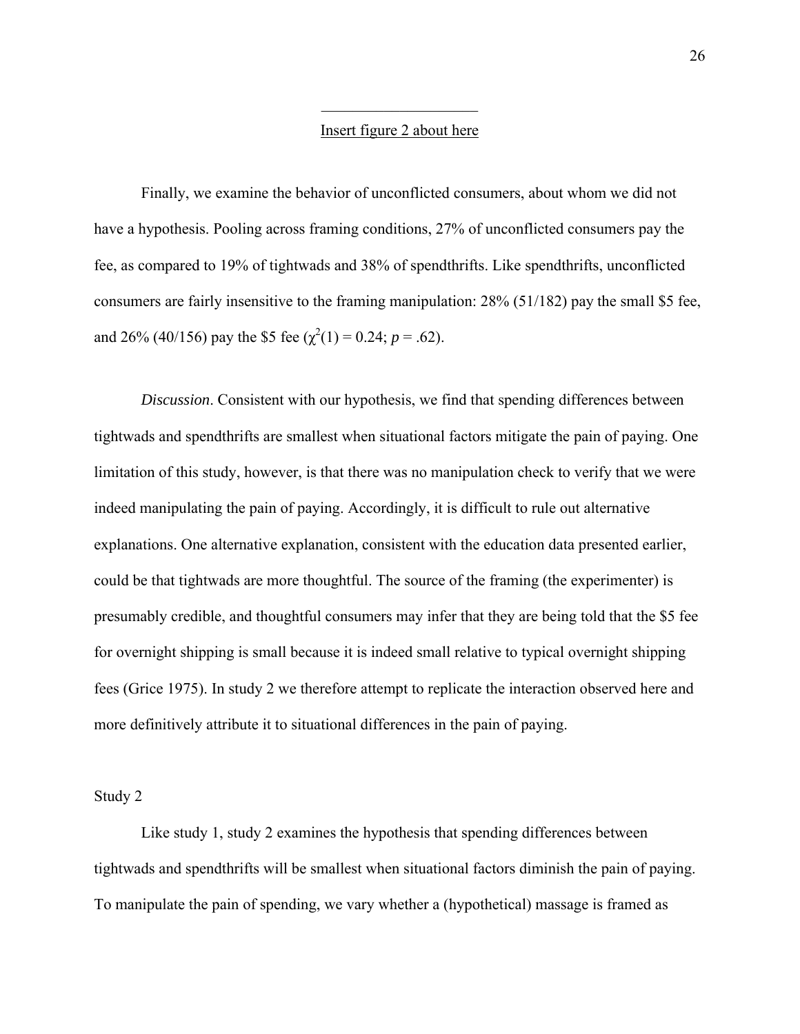Insert figure 2 about here

Finally, we examine the behavior of unconflicted consumers, about whom we did not have a hypothesis. Pooling across framing conditions, 27% of unconflicted consumers pay the fee, as compared to 19% of tightwads and 38% of spendthrifts. Like spendthrifts, unconflicted consumers are fairly insensitive to the framing manipulation: 28% (51/182) pay the small $5 fee, and 26% (40/156) pay the $5 fee ($\chi^2(1) = 0.24$; $p = .62$).

*Discussion*. Consistent with our hypothesis, we find that spending differences between tightwads and spendthrifts are smallest when situational factors mitigate the pain of paying. One limitation of this study, however, is that there was no manipulation check to verify that we were indeed manipulating the pain of paying. Accordingly, it is difficult to rule out alternative explanations. One alternative explanation, consistent with the education data presented earlier, could be that tightwads are more thoughtful. The source of the framing (the experimenter) is presumably credible, and thoughtful consumers may infer that they are being told that the $5 fee for overnight shipping is small because it is indeed small relative to typical overnight shipping fees (Grice 1975). In study 2 we therefore attempt to replicate the interaction observed here and more definitively attribute it to situational differences in the pain of paying.

## Study 2

Like study 1, study 2 examines the hypothesis that spending differences between tightwads and spendthrifts will be smallest when situational factors diminish the pain of paying. To manipulate the pain of spending, we vary whether a (hypothetical) massage is framed as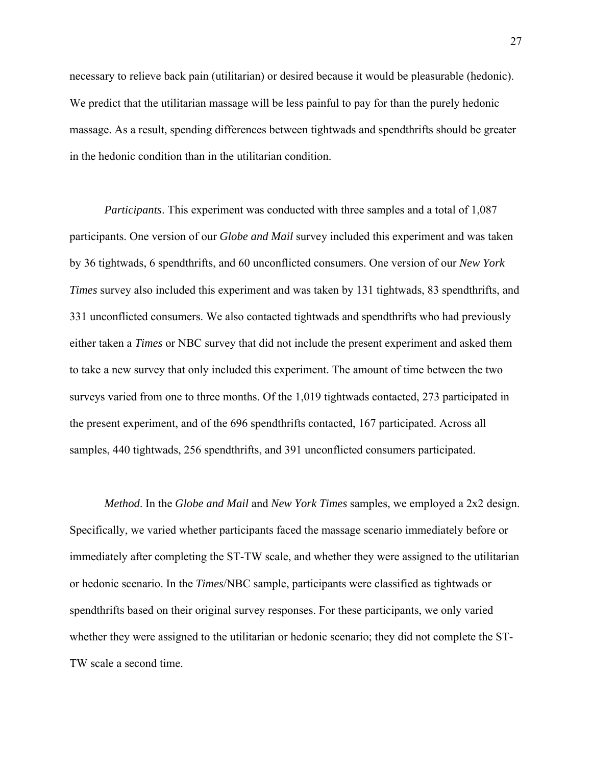necessary to relieve back pain (utilitarian) or desired because it would be pleasurable (hedonic). We predict that the utilitarian massage will be less painful to pay for than the purely hedonic massage. As a result, spending differences between tightwads and spendthrifts should be greater in the hedonic condition than in the utilitarian condition.

*Participants*. This experiment was conducted with three samples and a total of 1,087 participants. One version of our *Globe and Mail* survey included this experiment and was taken by 36 tightwads, 6 spendthrifts, and 60 unconflicted consumers. One version of our *New York Times* survey also included this experiment and was taken by 131 tightwads, 83 spendthrifts, and 331 unconflicted consumers. We also contacted tightwads and spendthrifts who had previously either taken a *Times* or NBC survey that did not include the present experiment and asked them to take a new survey that only included this experiment. The amount of time between the two surveys varied from one to three months. Of the 1,019 tightwads contacted, 273 participated in the present experiment, and of the 696 spendthrifts contacted, 167 participated. Across all samples, 440 tightwads, 256 spendthrifts, and 391 unconflicted consumers participated.

*Method*. In the *Globe and Mail* and *New York Times* samples, we employed a 2x2 design. Specifically, we varied whether participants faced the massage scenario immediately before or immediately after completing the ST-TW scale, and whether they were assigned to the utilitarian or hedonic scenario. In the *Times*/NBC sample, participants were classified as tightwads or spendthrifts based on their original survey responses. For these participants, we only varied whether they were assigned to the utilitarian or hedonic scenario; they did not complete the ST-TW scale a second time.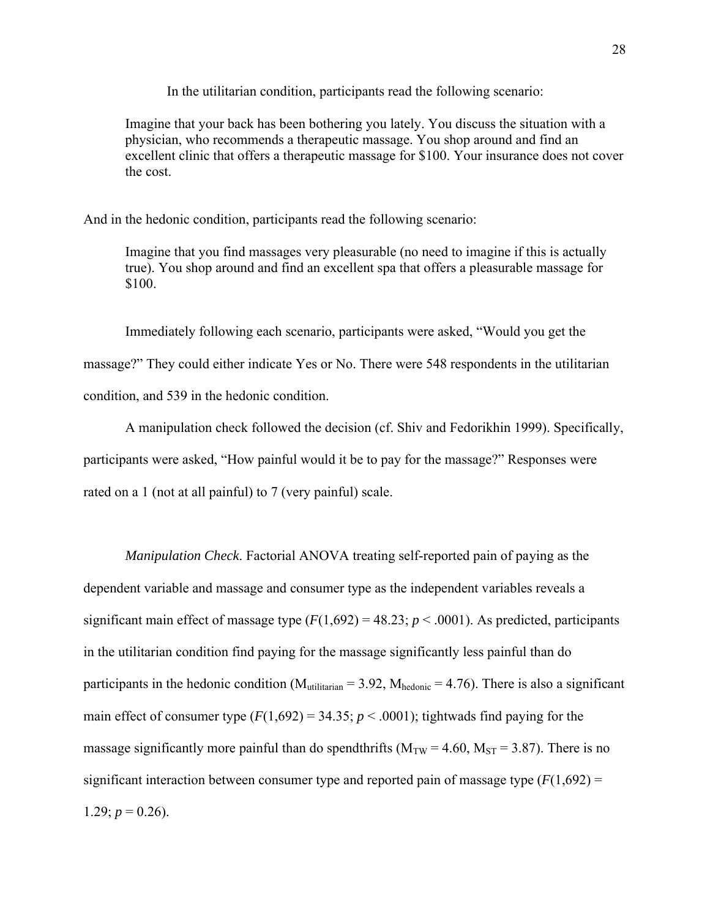In the utilitarian condition, participants read the following scenario:

> Imagine that your back has been bothering you lately. You discuss the situation with a physician, who recommends a therapeutic massage. You shop around and find an excellent clinic that offers a therapeutic massage for $100. Your insurance does not cover the cost.

And in the hedonic condition, participants read the following scenario:

> Imagine that you find massages very pleasurable (no need to imagine if this is actually true). You shop around and find an excellent spa that offers a pleasurable massage for $100.

Immediately following each scenario, participants were asked, "Would you get the massage?" They could either indicate Yes or No. There were 548 respondents in the utilitarian condition, and 539 in the hedonic condition.

A manipulation check followed the decision (cf. Shiv and Fedorikhin 1999). Specifically, participants were asked, "How painful would it be to pay for the massage?" Responses were rated on a 1 (not at all painful) to 7 (very painful) scale.

*Manipulation Check*. Factorial ANOVA treating self-reported pain of paying as the dependent variable and massage and consumer type as the independent variables reveals a significant main effect of massage type ($F(1,692) = 48.23$; $p < .0001$). As predicted, participants in the utilitarian condition find paying for the massage significantly less painful than do participants in the hedonic condition ($M_{utilitarian} = 3.92$, $M_{hedonic} = 4.76$). There is also a significant main effect of consumer type ($F(1,692) = 34.35$; $p < .0001$); tightwads find paying for the massage significantly more painful than do spendthrifts ($M_{TW} = 4.60$, $M_{ST} = 3.87$). There is no significant interaction between consumer type and reported pain of massage type ($F(1,692) = 1.29$; $p = 0.26$).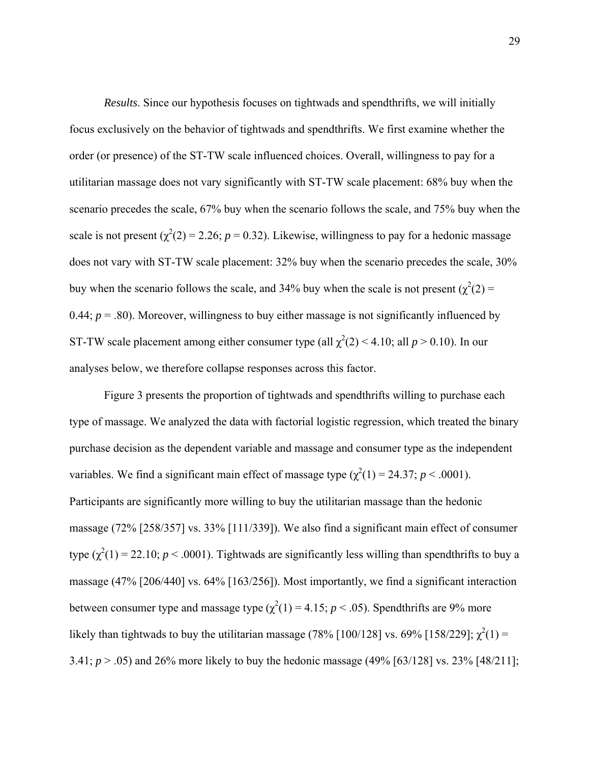*Results*. Since our hypothesis focuses on tightwads and spendthrifts, we will initially focus exclusively on the behavior of tightwads and spendthrifts. We first examine whether the order (or presence) of the ST-TW scale influenced choices. Overall, willingness to pay for a utilitarian massage does not vary significantly with ST-TW scale placement: 68% buy when the scenario precedes the scale, 67% buy when the scenario follows the scale, and 75% buy when the scale is not present ($\chi^2(2) = 2.26$; $p = 0.32$). Likewise, willingness to pay for a hedonic massage does not vary with ST-TW scale placement: 32% buy when the scenario precedes the scale, 30% buy when the scenario follows the scale, and 34% buy when the scale is not present ($\chi^2(2) = 0.44$; $p = .80$). Moreover, willingness to buy either massage is not significantly influenced by ST-TW scale placement among either consumer type (all $\chi^2(2) < 4.10$; all $p > 0.10$). In our analyses below, we therefore collapse responses across this factor.

Figure 3 presents the proportion of tightwads and spendthrifts willing to purchase each type of massage. We analyzed the data with factorial logistic regression, which treated the binary purchase decision as the dependent variable and massage and consumer type as the independent variables. We find a significant main effect of massage type ($\chi^2(1) = 24.37$; $p < .0001$). Participants are significantly more willing to buy the utilitarian massage than the hedonic massage (72% [258/357] vs. 33% [111/339]). We also find a significant main effect of consumer type ($\chi^2(1) = 22.10$; $p < .0001$). Tightwads are significantly less willing than spendthrifts to buy a massage (47% [206/440] vs. 64% [163/256]). Most importantly, we find a significant interaction between consumer type and massage type ($\chi^2(1) = 4.15$; $p < .05$). Spendthrifts are 9% more likely than tightwads to buy the utilitarian massage (78% [100/128] vs. 69% [158/229]; $\chi^2(1) = 3.41$; $p > .05$) and 26% more likely to buy the hedonic massage (49% [63/128] vs. 23% [48/211];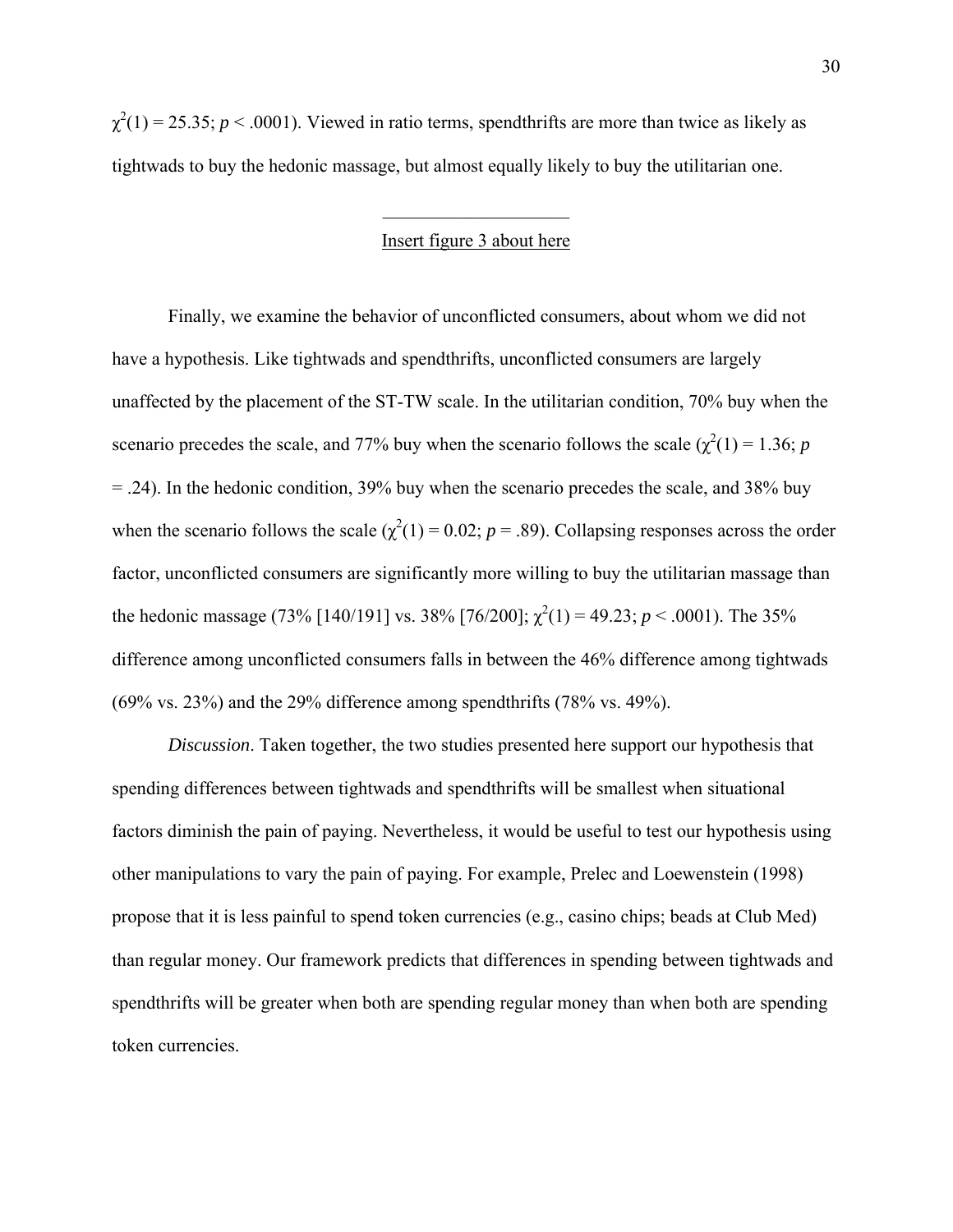$\chi^2(1) = 25.35$; $p < .0001$). Viewed in ratio terms, spendthrifts are more than twice as likely as tightwads to buy the hedonic massage, but almost equally likely to buy the utilitarian one.

Insert figure 3 about here

Finally, we examine the behavior of unconflicted consumers, about whom we did not have a hypothesis. Like tightwads and spendthrifts, unconflicted consumers are largely unaffected by the placement of the ST-TW scale. In the utilitarian condition, 70% buy when the scenario precedes the scale, and 77% buy when the scenario follows the scale ($\chi^2(1) = 1.36$; $p = .24$). In the hedonic condition, 39% buy when the scenario precedes the scale, and 38% buy when the scenario follows the scale ($\chi^2(1) = 0.02$; $p = .89$). Collapsing responses across the order factor, unconflicted consumers are significantly more willing to buy the utilitarian massage than the hedonic massage (73% [140/191] vs. 38% [76/200]; $\chi^2(1) = 49.23$; $p < .0001$). The 35% difference among unconflicted consumers falls in between the 46% difference among tightwads (69% vs. 23%) and the 29% difference among spendthrifts (78% vs. 49%).

*Discussion*. Taken together, the two studies presented here support our hypothesis that spending differences between tightwads and spendthrifts will be smallest when situational factors diminish the pain of paying. Nevertheless, it would be useful to test our hypothesis using other manipulations to vary the pain of paying. For example, Prelec and Loewenstein (1998) propose that it is less painful to spend token currencies (e.g., casino chips; beads at Club Med) than regular money. Our framework predicts that differences in spending between tightwads and spendthrifts will be greater when both are spending regular money than when both are spending token currencies.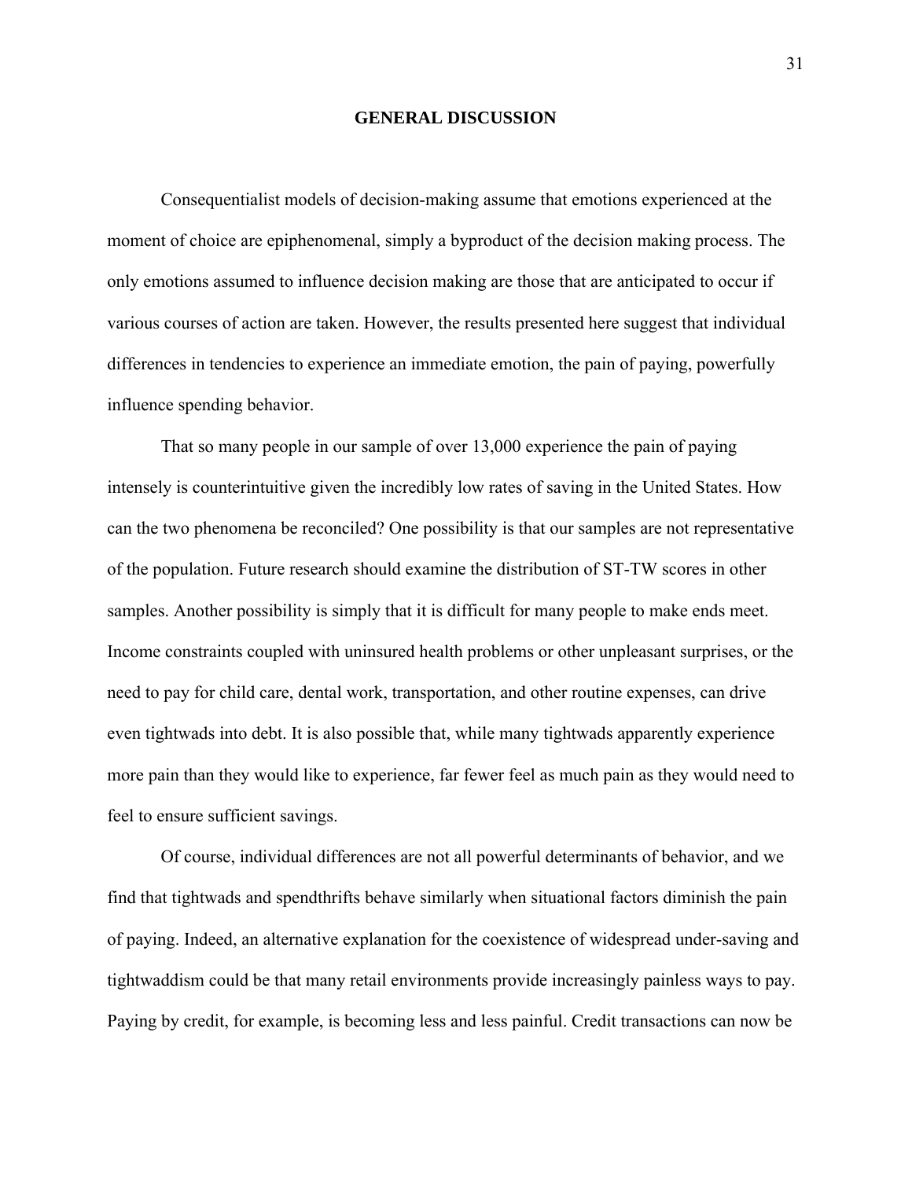## GENERAL DISCUSSION

Consequentialist models of decision-making assume that emotions experienced at the moment of choice are epiphenomenal, simply a byproduct of the decision making process. The only emotions assumed to influence decision making are those that are anticipated to occur if various courses of action are taken. However, the results presented here suggest that individual differences in tendencies to experience an immediate emotion, the pain of paying, powerfully influence spending behavior.

That so many people in our sample of over 13,000 experience the pain of paying intensely is counterintuitive given the incredibly low rates of saving in the United States. How can the two phenomena be reconciled? One possibility is that our samples are not representative of the population. Future research should examine the distribution of ST-TW scores in other samples. Another possibility is simply that it is difficult for many people to make ends meet. Income constraints coupled with uninsured health problems or other unpleasant surprises, or the need to pay for child care, dental work, transportation, and other routine expenses, can drive even tightwads into debt. It is also possible that, while many tightwads apparently experience more pain than they would like to experience, far fewer feel as much pain as they would need to feel to ensure sufficient savings.

Of course, individual differences are not all powerful determinants of behavior, and we find that tightwads and spendthrifts behave similarly when situational factors diminish the pain of paying. Indeed, an alternative explanation for the coexistence of widespread under-saving and tightwaddism could be that many retail environments provide increasingly painless ways to pay. Paying by credit, for example, is becoming less and less painful. Credit transactions can now be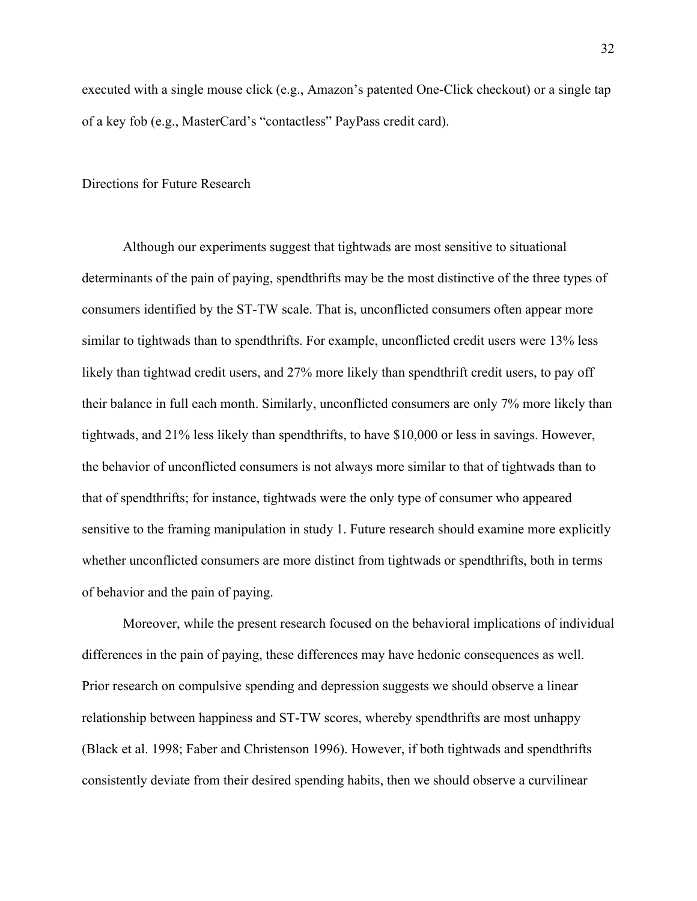executed with a single mouse click (e.g., Amazon's patented One-Click checkout) or a single tap of a key fob (e.g., MasterCard's "contactless" PayPass credit card).

## Directions for Future Research

Although our experiments suggest that tightwads are most sensitive to situational determinants of the pain of paying, spendthrifts may be the most distinctive of the three types of consumers identified by the ST-TW scale. That is, unconflicted consumers often appear more similar to tightwads than to spendthrifts. For example, unconflicted credit users were 13% less likely than tightwad credit users, and 27% more likely than spendthrift credit users, to pay off their balance in full each month. Similarly, unconflicted consumers are only 7% more likely than tightwads, and 21% less likely than spendthrifts, to have $10,000 or less in savings. However, the behavior of unconflicted consumers is not always more similar to that of tightwads than to that of spendthrifts; for instance, tightwads were the only type of consumer who appeared sensitive to the framing manipulation in study 1. Future research should examine more explicitly whether unconflicted consumers are more distinct from tightwads or spendthrifts, both in terms of behavior and the pain of paying.

Moreover, while the present research focused on the behavioral implications of individual differences in the pain of paying, these differences may have hedonic consequences as well. Prior research on compulsive spending and depression suggests we should observe a linear relationship between happiness and ST-TW scores, whereby spendthrifts are most unhappy (Black et al. 1998; Faber and Christenson 1996). However, if both tightwads and spendthrifts consistently deviate from their desired spending habits, then we should observe a curvilinear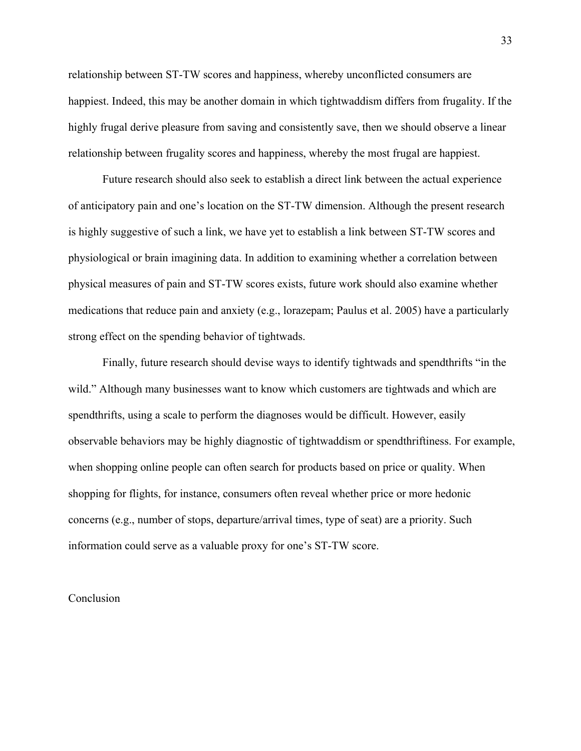relationship between ST-TW scores and happiness, whereby unconflicted consumers are happiest. Indeed, this may be another domain in which tightwaddism differs from frugality. If the highly frugal derive pleasure from saving and consistently save, then we should observe a linear relationship between frugality scores and happiness, whereby the most frugal are happiest.

Future research should also seek to establish a direct link between the actual experience of anticipatory pain and one's location on the ST-TW dimension. Although the present research is highly suggestive of such a link, we have yet to establish a link between ST-TW scores and physiological or brain imagining data. In addition to examining whether a correlation between physical measures of pain and ST-TW scores exists, future work should also examine whether medications that reduce pain and anxiety (e.g., lorazepam; Paulus et al. 2005) have a particularly strong effect on the spending behavior of tightwads.

Finally, future research should devise ways to identify tightwads and spendthrifts "in the wild." Although many businesses want to know which customers are tightwads and which are spendthrifts, using a scale to perform the diagnoses would be difficult. However, easily observable behaviors may be highly diagnostic of tightwaddism or spendthriftiness. For example, when shopping online people can often search for products based on price or quality. When shopping for flights, for instance, consumers often reveal whether price or more hedonic concerns (e.g., number of stops, departure/arrival times, type of seat) are a priority. Such information could serve as a valuable proxy for one's ST-TW score.

## Conclusion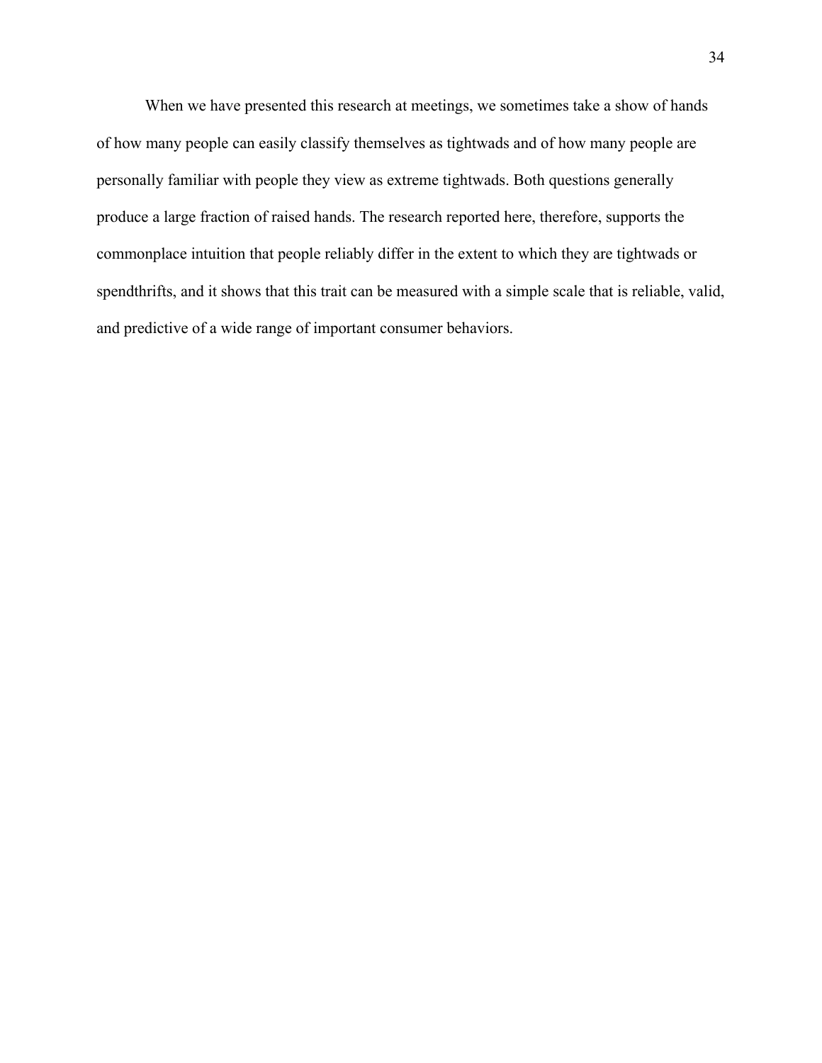When we have presented this research at meetings, we sometimes take a show of hands of how many people can easily classify themselves as tightwads and of how many people are personally familiar with people they view as extreme tightwads. Both questions generally produce a large fraction of raised hands. The research reported here, therefore, supports the commonplace intuition that people reliably differ in the extent to which they are tightwads or spendthrifts, and it shows that this trait can be measured with a simple scale that is reliable, valid, and predictive of a wide range of important consumer behaviors.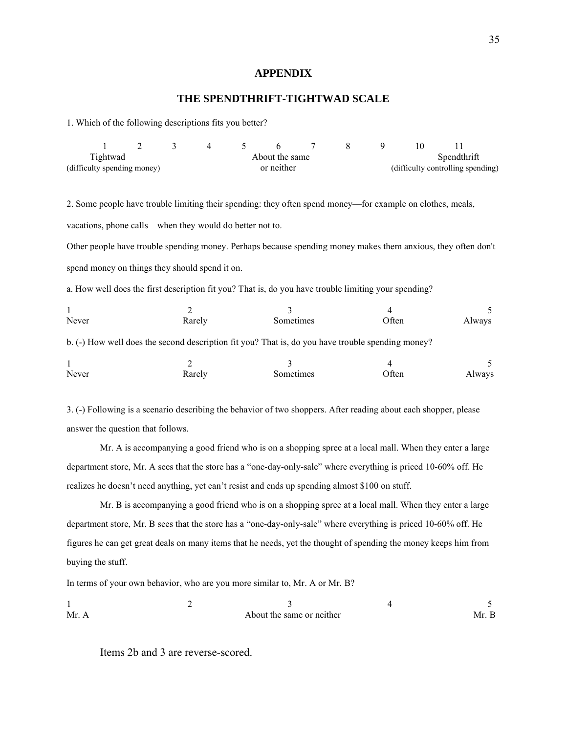# APPENDIX

## THE SPENDTHRIFT-TIGHTWAD SCALE

1. Which of the following descriptions fits you better?

| 1 | 2 | 3 | 4 | 5 | 6 | 7 | 8 | 9 | 10 | 11 |
|---|---|---|---|---|---|---|---|---|---|---|
| Tightwad (difficulty spending money) | | | | | About the same or neither | | | | | Spendthrift (difficulty controlling spending) |

2. Some people have trouble limiting their spending: they often spend money—for example on clothes, meals, vacations, phone calls—when they would do better not to.

Other people have trouble spending money. Perhaps because spending money makes them anxious, they often don't spend money on things they should spend it on.

a. How well does the first description fit you? That is, do you have trouble limiting your spending?

| 1 | 2 | 3 | 4 | 5 |
|---|---|---|---|---|
| Never | Rarely | Sometimes | Often | Always |

b. (-) How well does the second description fit you? That is, do you have trouble spending money?

| 1 | 2 | 3 | 4 | 5 |
|---|---|---|---|---|
| Never | Rarely | Sometimes | Often | Always |

3. (-) Following is a scenario describing the behavior of two shoppers. After reading about each shopper, please answer the question that follows.

Mr. A is accompanying a good friend who is on a shopping spree at a local mall. When they enter a large department store, Mr. A sees that the store has a "one-day-only-sale" where everything is priced 10-60% off. He realizes he doesn't need anything, yet can't resist and ends up spending almost $100 on stuff.

Mr. B is accompanying a good friend who is on a shopping spree at a local mall. When they enter a large department store, Mr. B sees that the store has a "one-day-only-sale" where everything is priced 10-60% off. He figures he can get great deals on many items that he needs, yet the thought of spending the money keeps him from buying the stuff.

In terms of your own behavior, who are you more similar to, Mr. A or Mr. B?

| 1 | 2 | 3 | 4 | 5 |
|---|---|---|---|---|
| Mr. A | | About the same or neither | | Mr. B |

Items 2b and 3 are reverse-scored.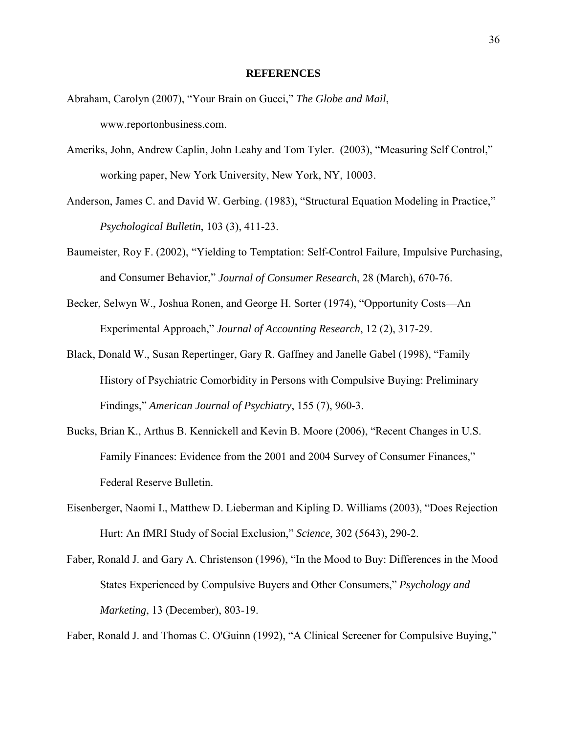## REFERENCES

Abraham, Carolyn (2007), "Your Brain on Gucci," *The Globe and Mail*, www.reportonbusiness.com.

Ameriks, John, Andrew Caplin, John Leahy and Tom Tyler. (2003), "Measuring Self Control," working paper, New York University, New York, NY, 10003.

Anderson, James C. and David W. Gerbing. (1983), "Structural Equation Modeling in Practice," *Psychological Bulletin*, 103 (3), 411-23.

Baumeister, Roy F. (2002), "Yielding to Temptation: Self-Control Failure, Impulsive Purchasing, and Consumer Behavior," *Journal of Consumer Research*, 28 (March), 670-76.

Becker, Selwyn W., Joshua Ronen, and George H. Sorter (1974), "Opportunity Costs—An Experimental Approach," *Journal of Accounting Research*, 12 (2), 317-29.

Black, Donald W., Susan Repertinger, Gary R. Gaffney and Janelle Gabel (1998), "Family History of Psychiatric Comorbidity in Persons with Compulsive Buying: Preliminary Findings," *American Journal of Psychiatry*, 155 (7), 960-3.

Bucks, Brian K., Arthus B. Kennickell and Kevin B. Moore (2006), "Recent Changes in U.S. Family Finances: Evidence from the 2001 and 2004 Survey of Consumer Finances," Federal Reserve Bulletin.

Eisenberger, Naomi I., Matthew D. Lieberman and Kipling D. Williams (2003), "Does Rejection Hurt: An fMRI Study of Social Exclusion," *Science*, 302 (5643), 290-2.

Faber, Ronald J. and Gary A. Christenson (1996), "In the Mood to Buy: Differences in the Mood States Experienced by Compulsive Buyers and Other Consumers," *Psychology and Marketing*, 13 (December), 803-19.

Faber, Ronald J. and Thomas C. O'Guinn (1992), "A Clinical Screener for Compulsive Buying,"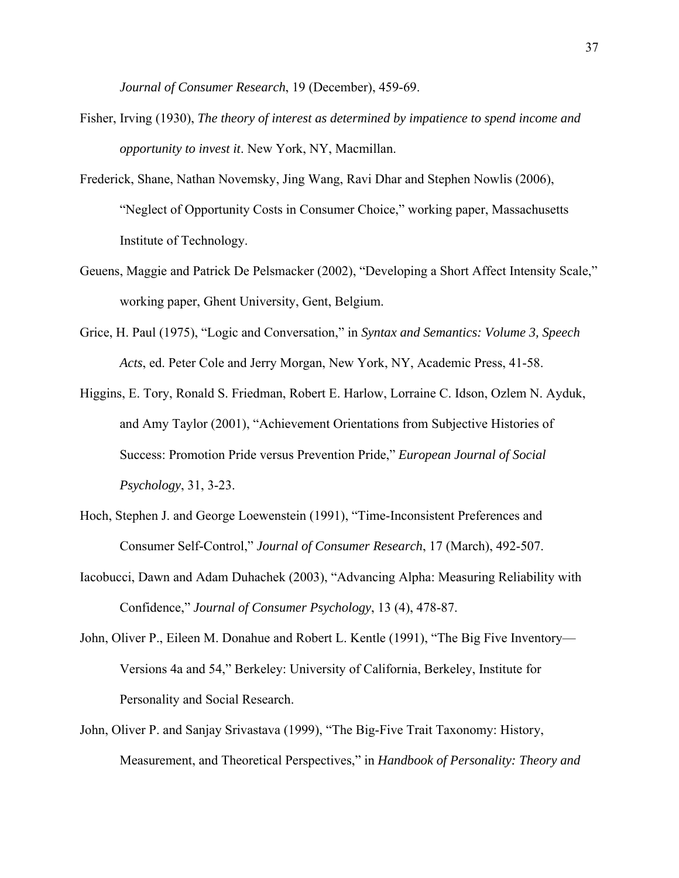*Journal of Consumer Research*, 19 (December), 459-69.

Fisher, Irving (1930), *The theory of interest as determined by impatience to spend income and opportunity to invest it*. New York, NY, Macmillan.

Frederick, Shane, Nathan Novemsky, Jing Wang, Ravi Dhar and Stephen Nowlis (2006), "Neglect of Opportunity Costs in Consumer Choice," working paper, Massachusetts Institute of Technology.

Geuens, Maggie and Patrick De Pelsmacker (2002), "Developing a Short Affect Intensity Scale," working paper, Ghent University, Gent, Belgium.

Grice, H. Paul (1975), "Logic and Conversation," in *Syntax and Semantics: Volume 3, Speech Acts*, ed. Peter Cole and Jerry Morgan, New York, NY, Academic Press, 41-58.

Higgins, E. Tory, Ronald S. Friedman, Robert E. Harlow, Lorraine C. Idson, Ozlem N. Ayduk, and Amy Taylor (2001), "Achievement Orientations from Subjective Histories of Success: Promotion Pride versus Prevention Pride," *European Journal of Social Psychology*, 31, 3-23.

Hoch, Stephen J. and George Loewenstein (1991), "Time-Inconsistent Preferences and Consumer Self-Control," *Journal of Consumer Research*, 17 (March), 492-507.

Iacobucci, Dawn and Adam Duhachek (2003), "Advancing Alpha: Measuring Reliability with Confidence," *Journal of Consumer Psychology*, 13 (4), 478-87.

John, Oliver P., Eileen M. Donahue and Robert L. Kentle (1991), "The Big Five Inventory—Versions 4a and 54," Berkeley: University of California, Berkeley, Institute for Personality and Social Research.

John, Oliver P. and Sanjay Srivastava (1999), "The Big-Five Trait Taxonomy: History, Measurement, and Theoretical Perspectives," in *Handbook of Personality: Theory and*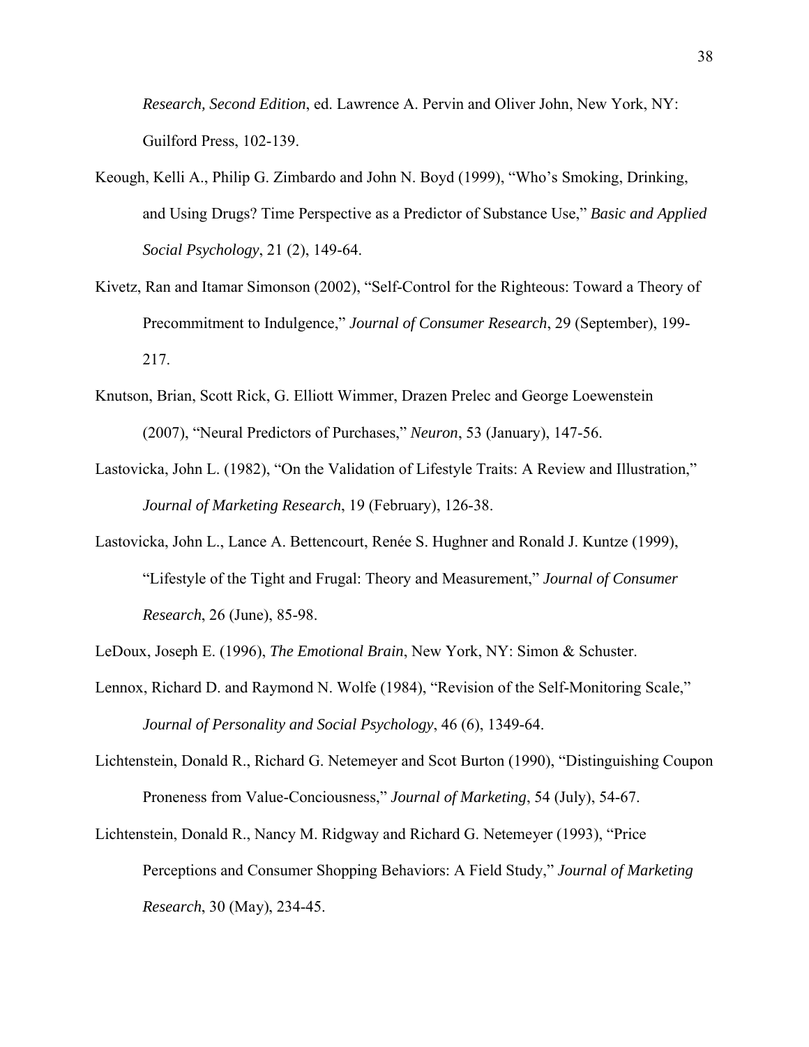*Research, Second Edition*, ed. Lawrence A. Pervin and Oliver John, New York, NY: Guilford Press, 102-139.

Keough, Kelli A., Philip G. Zimbardo and John N. Boyd (1999), "Who's Smoking, Drinking, and Using Drugs? Time Perspective as a Predictor of Substance Use," *Basic and Applied Social Psychology*, 21 (2), 149-64.

Kivetz, Ran and Itamar Simonson (2002), "Self-Control for the Righteous: Toward a Theory of Precommitment to Indulgence," *Journal of Consumer Research*, 29 (September), 199-217.

Knutson, Brian, Scott Rick, G. Elliott Wimmer, Drazen Prelec and George Loewenstein (2007), "Neural Predictors of Purchases," *Neuron*, 53 (January), 147-56.

Lastovicka, John L. (1982), "On the Validation of Lifestyle Traits: A Review and Illustration," *Journal of Marketing Research*, 19 (February), 126-38.

Lastovicka, John L., Lance A. Bettencourt, Renée S. Hughner and Ronald J. Kuntze (1999), "Lifestyle of the Tight and Frugal: Theory and Measurement," *Journal of Consumer Research*, 26 (June), 85-98.

LeDoux, Joseph E. (1996), *The Emotional Brain*, New York, NY: Simon & Schuster.

Lennox, Richard D. and Raymond N. Wolfe (1984), "Revision of the Self-Monitoring Scale," *Journal of Personality and Social Psychology*, 46 (6), 1349-64.

Lichtenstein, Donald R., Richard G. Netemeyer and Scot Burton (1990), "Distinguishing Coupon Proneness from Value-Conciousness," *Journal of Marketing*, 54 (July), 54-67.

Lichtenstein, Donald R., Nancy M. Ridgway and Richard G. Netemeyer (1993), "Price Perceptions and Consumer Shopping Behaviors: A Field Study," *Journal of Marketing Research*, 30 (May), 234-45.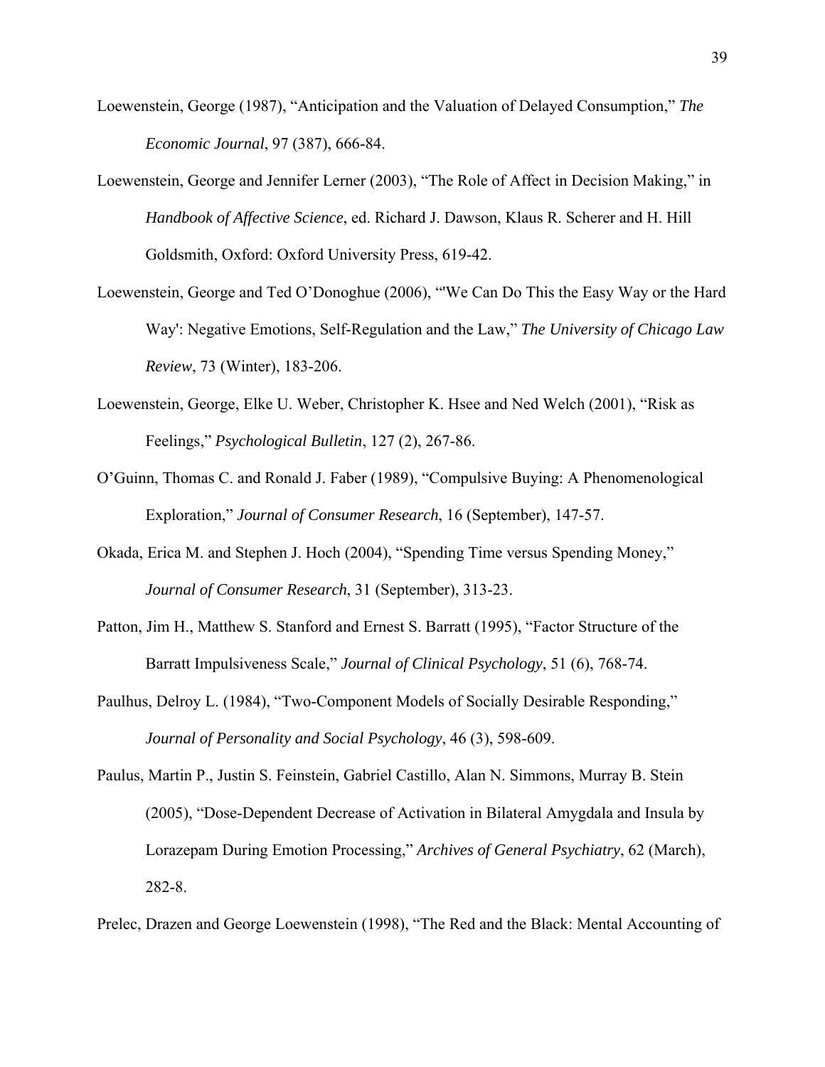Loewenstein, George (1987), "Anticipation and the Valuation of Delayed Consumption," *The Economic Journal*, 97 (387), 666-84.

Loewenstein, George and Jennifer Lerner (2003), "The Role of Affect in Decision Making," in *Handbook of Affective Science*, ed. Richard J. Dawson, Klaus R. Scherer and H. Hill Goldsmith, Oxford: Oxford University Press, 619-42.

Loewenstein, George and Ted O'Donoghue (2006), "'We Can Do This the Easy Way or the Hard Way': Negative Emotions, Self-Regulation and the Law," *The University of Chicago Law Review*, 73 (Winter), 183-206.

Loewenstein, George, Elke U. Weber, Christopher K. Hsee and Ned Welch (2001), "Risk as Feelings," *Psychological Bulletin*, 127 (2), 267-86.

O'Guinn, Thomas C. and Ronald J. Faber (1989), "Compulsive Buying: A Phenomenological Exploration," *Journal of Consumer Research*, 16 (September), 147-57.

Okada, Erica M. and Stephen J. Hoch (2004), "Spending Time versus Spending Money," *Journal of Consumer Research*, 31 (September), 313-23.

Patton, Jim H., Matthew S. Stanford and Ernest S. Barratt (1995), "Factor Structure of the Barratt Impulsiveness Scale," *Journal of Clinical Psychology*, 51 (6), 768-74.

Paulhus, Delroy L. (1984), "Two-Component Models of Socially Desirable Responding," *Journal of Personality and Social Psychology*, 46 (3), 598-609.

Paulus, Martin P., Justin S. Feinstein, Gabriel Castillo, Alan N. Simmons, Murray B. Stein (2005), "Dose-Dependent Decrease of Activation in Bilateral Amygdala and Insula by Lorazepam During Emotion Processing," *Archives of General Psychiatry*, 62 (March), 282-8.

Prelec, Drazen and George Loewenstein (1998), "The Red and the Black: Mental Accounting of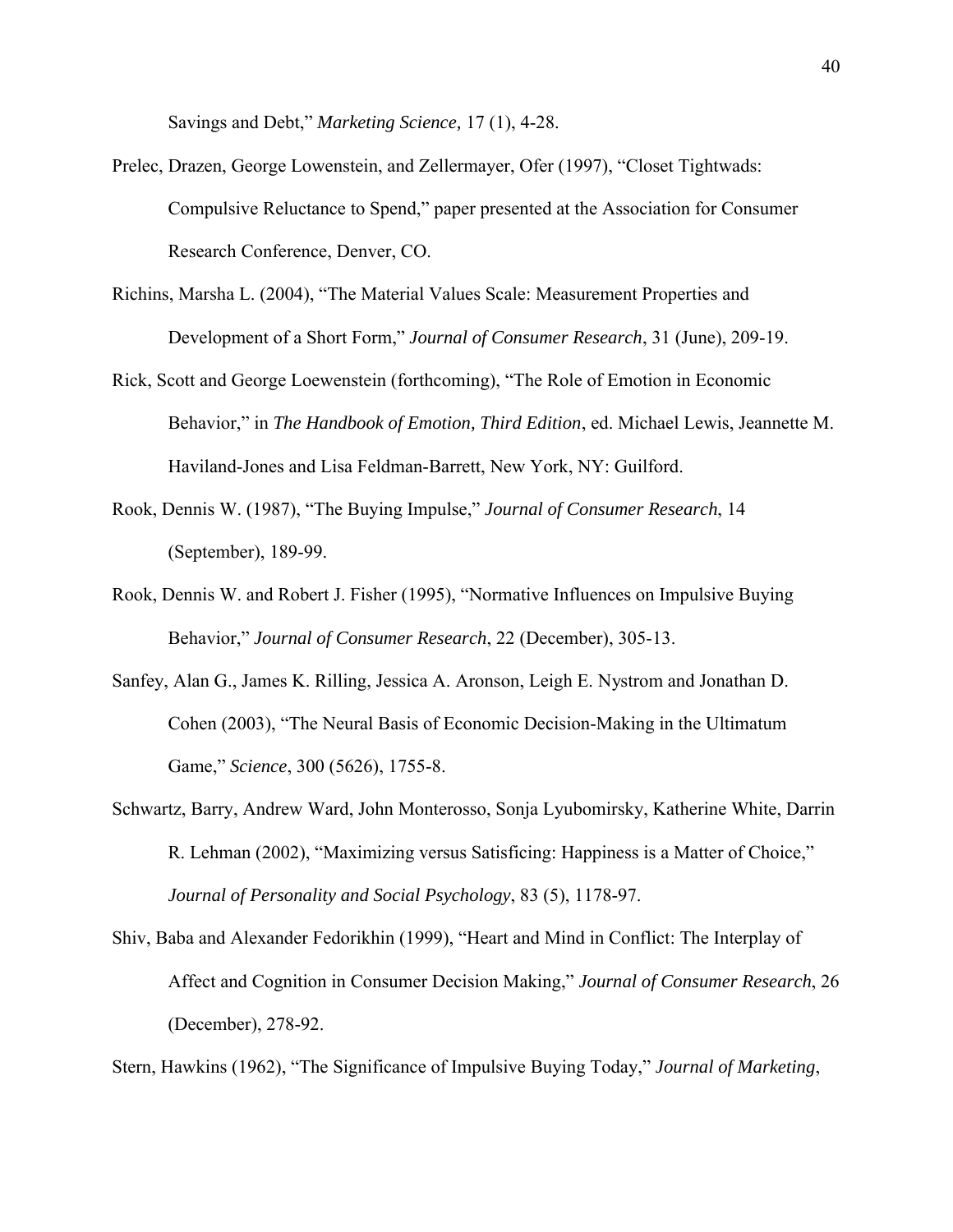Savings and Debt," *Marketing Science,* 17 (1), 4-28.

Prelec, Drazen, George Lowenstein, and Zellermayer, Ofer (1997), "Closet Tightwads: Compulsive Reluctance to Spend," paper presented at the Association for Consumer Research Conference, Denver, CO.

Richins, Marsha L. (2004), "The Material Values Scale: Measurement Properties and Development of a Short Form," *Journal of Consumer Research*, 31 (June), 209-19.

Rick, Scott and George Loewenstein (forthcoming), "The Role of Emotion in Economic Behavior," in *The Handbook of Emotion, Third Edition*, ed. Michael Lewis, Jeannette M. Haviland-Jones and Lisa Feldman-Barrett, New York, NY: Guilford.

Rook, Dennis W. (1987), "The Buying Impulse," *Journal of Consumer Research*, 14 (September), 189-99.

Rook, Dennis W. and Robert J. Fisher (1995), "Normative Influences on Impulsive Buying Behavior," *Journal of Consumer Research*, 22 (December), 305-13.

Sanfey, Alan G., James K. Rilling, Jessica A. Aronson, Leigh E. Nystrom and Jonathan D. Cohen (2003), "The Neural Basis of Economic Decision-Making in the Ultimatum Game," *Science*, 300 (5626), 1755-8.

Schwartz, Barry, Andrew Ward, John Monterosso, Sonja Lyubomirsky, Katherine White, Darrin R. Lehman (2002), "Maximizing versus Satisficing: Happiness is a Matter of Choice," *Journal of Personality and Social Psychology*, 83 (5), 1178-97.

Shiv, Baba and Alexander Fedorikhin (1999), "Heart and Mind in Conflict: The Interplay of Affect and Cognition in Consumer Decision Making," *Journal of Consumer Research*, 26 (December), 278-92.

Stern, Hawkins (1962), "The Significance of Impulsive Buying Today," *Journal of Marketing*,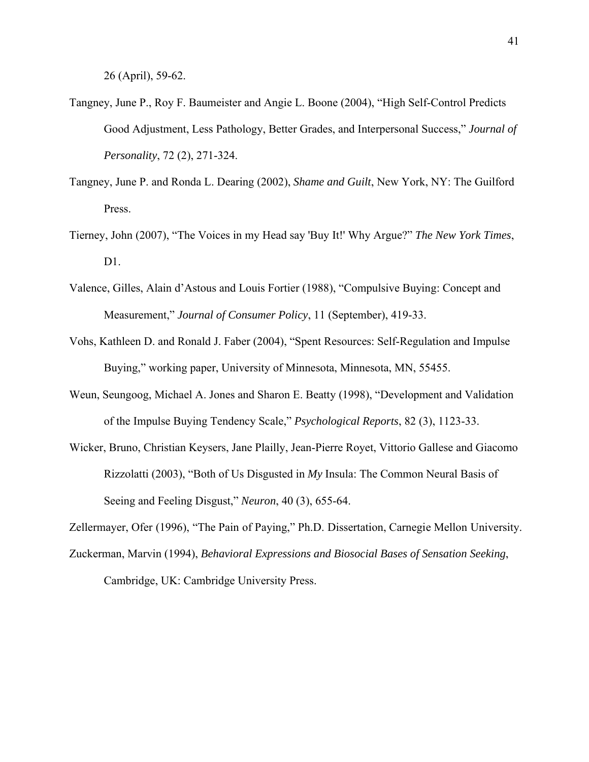26 (April), 59-62.

Tangney, June P., Roy F. Baumeister and Angie L. Boone (2004), "High Self-Control Predicts Good Adjustment, Less Pathology, Better Grades, and Interpersonal Success," *Journal of Personality*, 72 (2), 271-324.

Tangney, June P. and Ronda L. Dearing (2002), *Shame and Guilt*, New York, NY: The Guilford Press.

Tierney, John (2007), "The Voices in my Head say 'Buy It!' Why Argue?" *The New York Times*, D1.

Valence, Gilles, Alain d'Astous and Louis Fortier (1988), "Compulsive Buying: Concept and Measurement," *Journal of Consumer Policy*, 11 (September), 419-33.

Vohs, Kathleen D. and Ronald J. Faber (2004), "Spent Resources: Self-Regulation and Impulse Buying," working paper, University of Minnesota, Minnesota, MN, 55455.

Weun, Seungoog, Michael A. Jones and Sharon E. Beatty (1998), "Development and Validation of the Impulse Buying Tendency Scale," *Psychological Reports*, 82 (3), 1123-33.

Wicker, Bruno, Christian Keysers, Jane Plailly, Jean-Pierre Royet, Vittorio Gallese and Giacomo Rizzolatti (2003), "Both of Us Disgusted in *My* Insula: The Common Neural Basis of Seeing and Feeling Disgust," *Neuron*, 40 (3), 655-64.

Zellermayer, Ofer (1996), "The Pain of Paying," Ph.D. Dissertation, Carnegie Mellon University.

Zuckerman, Marvin (1994), *Behavioral Expressions and Biosocial Bases of Sensation Seeking*, Cambridge, UK: Cambridge University Press.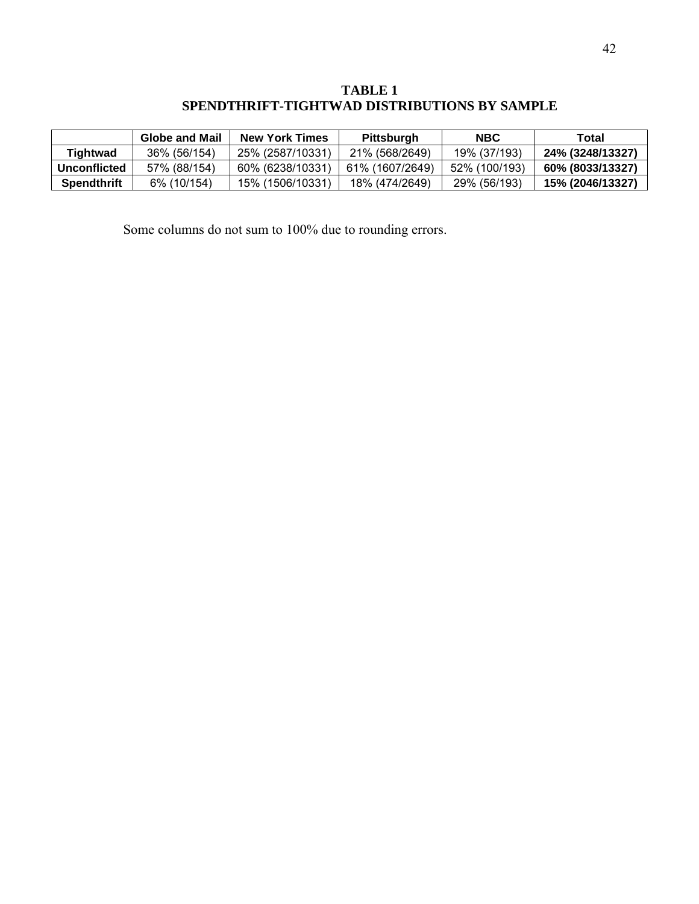**TABLE 1**
**SPENDTHRIFT-TIGHTWAD DISTRIBUTIONS BY SAMPLE**

| | Globe and Mail | New York Times | Pittsburgh | NBC | Total |
|---|---|---|---|---|---|
| **Tightwad** | 36% (56/154) | 25% (2587/10331) | 21% (568/2649) | 19% (37/193) | **24% (3248/13327)** |
| **Unconflicted** | 57% (88/154) | 60% (6238/10331) | 61% (1607/2649) | 52% (100/193) | **60% (8033/13327)** |
| **Spendthrift** | 6% (10/154) | 15% (1506/10331) | 18% (474/2649) | 29% (56/193) | **15% (2046/13327)** |

Some columns do not sum to 100% due to rounding errors.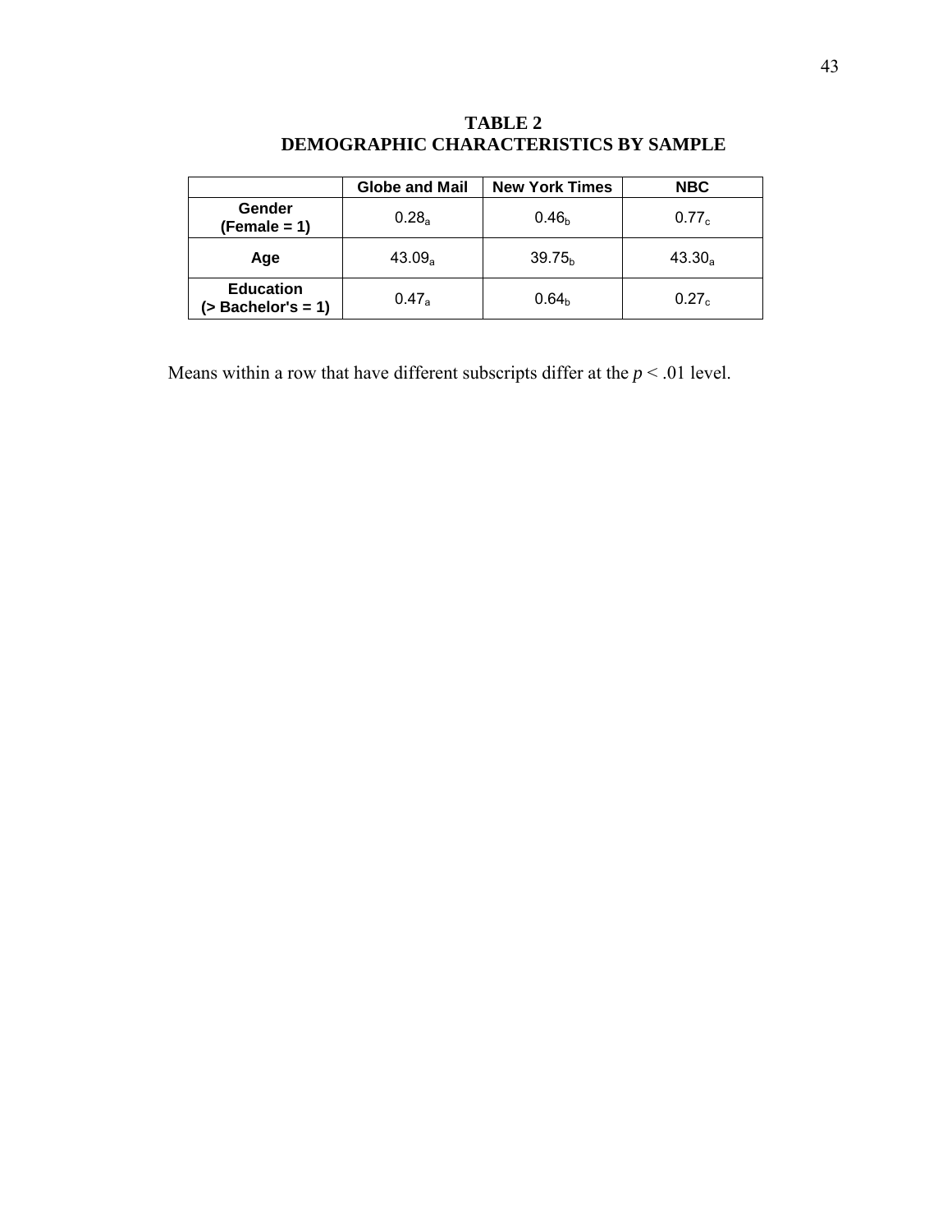**TABLE 2**
**DEMOGRAPHIC CHARACTERISTICS BY SAMPLE**

| | Globe and Mail | New York Times | NBC |
|---|---|---|---|
| **Gender (Female = 1)** | $0.28_a$ | $0.46_b$ | $0.77_c$ |
| **Age** | $43.09_a$ | $39.75_b$ | $43.30_a$ |
| **Education (> Bachelor's = 1)** | $0.47_a$ | $0.64_b$ | $0.27_c$ |

Means within a row that have different subscripts differ at the $p < .01$ level.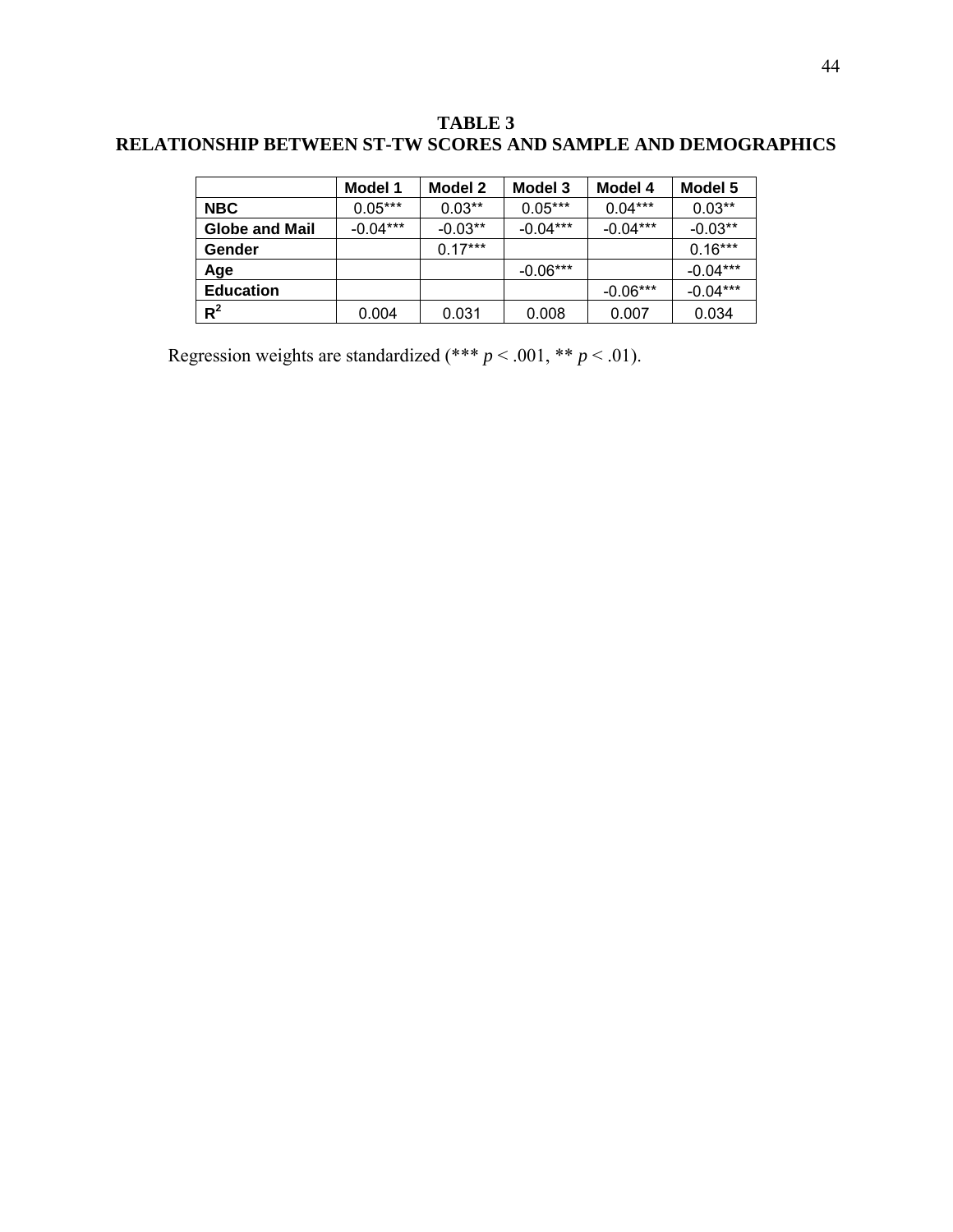**TABLE 3**
**RELATIONSHIP BETWEEN ST-TW SCORES AND SAMPLE AND DEMOGRAPHICS**

| | Model 1 | Model 2 | Model 3 | Model 4 | Model 5 |
|---|---|---|---|---|---|
| **NBC** | 0.05*** | 0.03** | 0.05*** | 0.04*** | 0.03** |
| **Globe and Mail** | -0.04*** | -0.03** | -0.04*** | -0.04*** | -0.03** |
| **Gender** | | 0.17*** | | | 0.16*** |
| **Age** | | | -0.06*** | | -0.04*** |
| **Education** | | | | -0.06*** | -0.04*** |
| **$R^2$** | 0.004 | 0.031 | 0.008 | 0.007 | 0.034 |

Regression weights are standardized (*** $p < .001$, ** $p < .01$).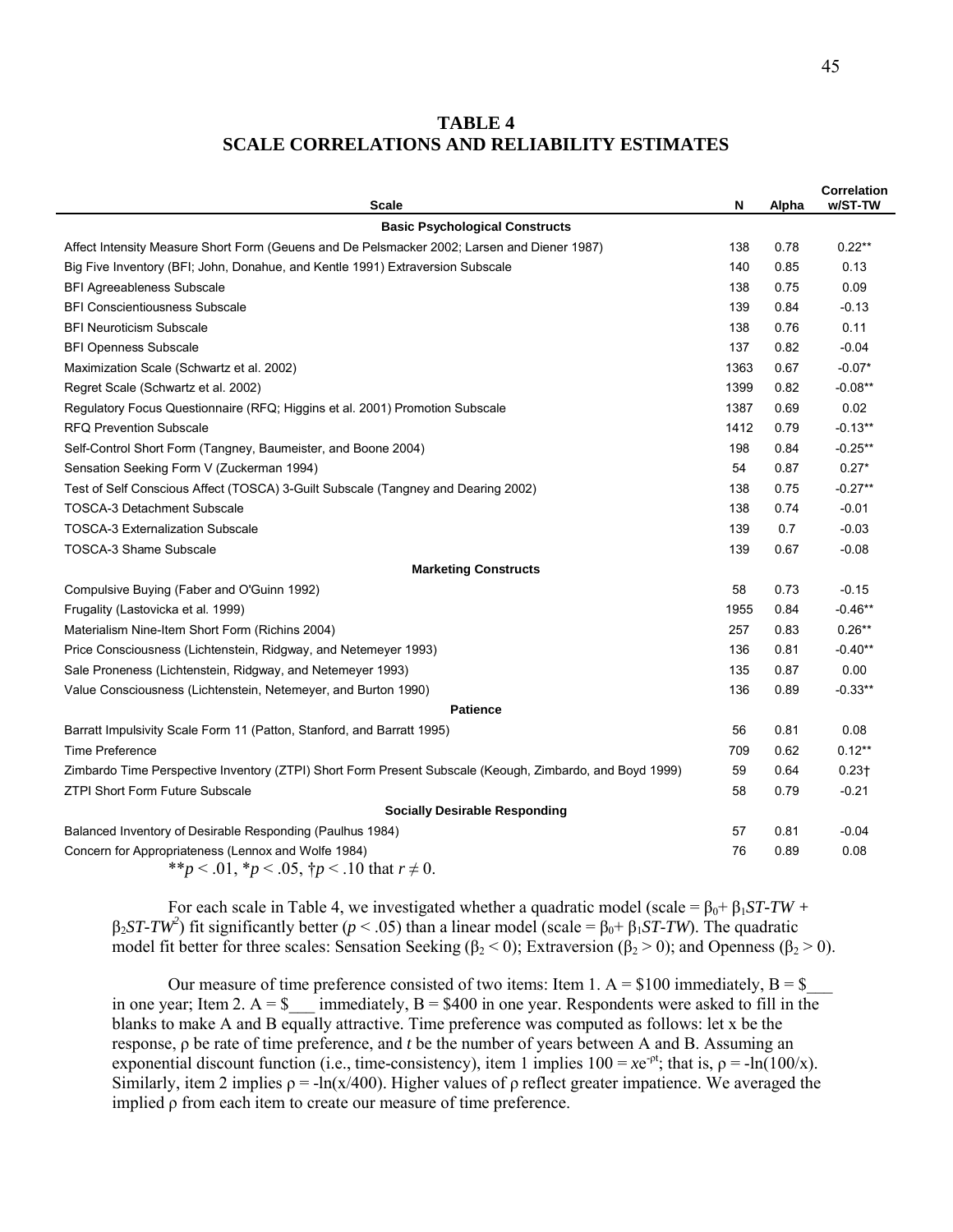**TABLE 4**
**SCALE CORRELATIONS AND RELIABILITY ESTIMATES**

| Scale | N | Alpha | Correlation w/ST-TW |
|---|---|---|---|
| **Basic Psychological Constructs** | | | |
| Affect Intensity Measure Short Form (Geuens and De Pelsmacker 2002; Larsen and Diener 1987) | 138 | 0.78 | 0.22** |
| Big Five Inventory (BFI; John, Donahue, and Kentle 1991) Extraversion Subscale | 140 | 0.85 | 0.13 |
| BFI Agreeableness Subscale | 138 | 0.75 | 0.09 |
| BFI Conscientiousness Subscale | 139 | 0.84 | -0.13 |
| BFI Neuroticism Subscale | 138 | 0.76 | 0.11 |
| BFI Openness Subscale | 137 | 0.82 | -0.04 |
| Maximization Scale (Schwartz et al. 2002) | 1363 | 0.67 | -0.07* |
| Regret Scale (Schwartz et al. 2002) | 1399 | 0.82 | -0.08** |
| Regulatory Focus Questionnaire (RFQ; Higgins et al. 2001) Promotion Subscale | 1387 | 0.69 | 0.02 |
| RFQ Prevention Subscale | 1412 | 0.79 | -0.13** |
| Self-Control Short Form (Tangney, Baumeister, and Boone 2004) | 198 | 0.84 | -0.25** |
| Sensation Seeking Form V (Zuckerman 1994) | 54 | 0.87 | 0.27* |
| Test of Self Conscious Affect (TOSCA) 3-Guilt Subscale (Tangney and Dearing 2002) | 138 | 0.75 | -0.27** |
| TOSCA-3 Detachment Subscale | 138 | 0.74 | -0.01 |
| TOSCA-3 Externalization Subscale | 139 | 0.7 | -0.03 |
| TOSCA-3 Shame Subscale | 139 | 0.67 | -0.08 |
| **Marketing Constructs** | | | |
| Compulsive Buying (Faber and O'Guinn 1992) | 58 | 0.73 | -0.15 |
| Frugality (Lastovicka et al. 1999) | 1955 | 0.84 | -0.46** |
| Materialism Nine-Item Short Form (Richins 2004) | 257 | 0.83 | 0.26** |
| Price Consciousness (Lichtenstein, Ridgway, and Netemeyer 1993) | 136 | 0.81 | -0.40** |
| Sale Proneness (Lichtenstein, Ridgway, and Netemeyer 1993) | 135 | 0.87 | 0.00 |
| Value Consciousness (Lichtenstein, Netemeyer, and Burton 1990) | 136 | 0.89 | -0.33** |
| **Patience** | | | |
| Barratt Impulsivity Scale Form 11 (Patton, Stanford, and Barratt 1995) | 56 | 0.81 | 0.08 |
| Time Preference | 709 | 0.62 | 0.12** |
| Zimbardo Time Perspective Inventory (ZTPI) Short Form Present Subscale (Keough, Zimbardo, and Boyd 1999) | 59 | 0.64 | 0.23† |
| ZTPI Short Form Future Subscale | 58 | 0.79 | -0.21 |
| **Socially Desirable Responding** | | | |
| Balanced Inventory of Desirable Responding (Paulhus 1984) | 57 | 0.81 | -0.04 |
| Concern for Appropriateness (Lennox and Wolfe 1984) | 76 | 0.89 | 0.08 |

**$p < .01$, *$p < .05$, †$p < .10$ that $r \neq 0$.

For each scale in Table 4, we investigated whether a quadratic model (scale = $\beta_0 + \beta_1 ST\text{-}TW + \beta_2 ST\text{-}TW^2$) fit significantly better ($p < .05$) than a linear model (scale = $\beta_0 + \beta_1 ST\text{-}TW$). The quadratic model fit better for three scales: Sensation Seeking ($\beta_2 < 0$); Extraversion ($\beta_2 > 0$); and Openness ($\beta_2 > 0$).

Our measure of time preference consisted of two items: Item 1. A = \$100 immediately, B = \$\_\_\_ in one year; Item 2. A = \$\_\_\_ immediately, B = \$400 in one year. Respondents were asked to fill in the blanks to make A and B equally attractive. Time preference was computed as follows: let x be the response, $\rho$ be rate of time preference, and $t$ be the number of years between A and B. Assuming an exponential discount function (i.e., time-consistency), item 1 implies $100 = xe^{-\rho t}$; that is, $\rho = -\ln(100/x)$. Similarly, item 2 implies $\rho = -\ln(x/400)$. Higher values of $\rho$ reflect greater impatience. We averaged the implied $\rho$ from each item to create our measure of time preference.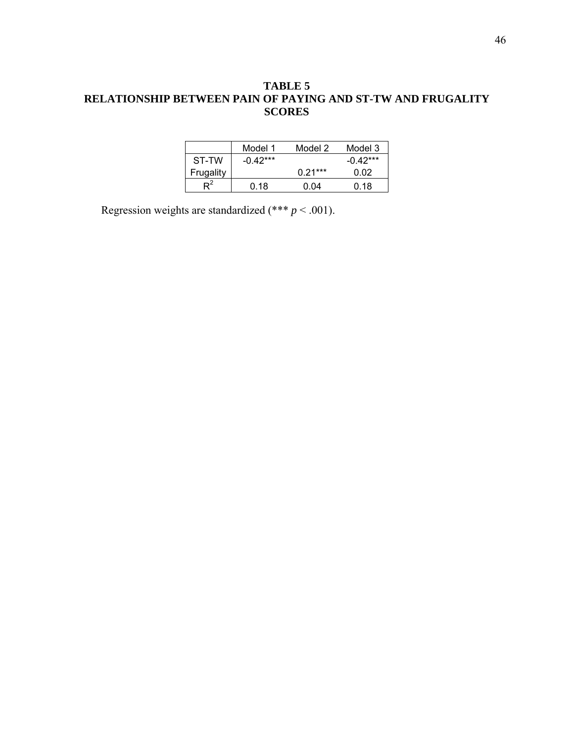**TABLE 5**
**RELATIONSHIP BETWEEN PAIN OF PAYING AND ST-TW AND FRUGALITY SCORES**

| | Model 1 | Model 2 | Model 3 |
|---|---|---|---|
| ST-TW | -0.42*** | | -0.42*** |
| Frugality | | 0.21*** | 0.02 |
| $R^2$ | 0.18 | 0.04 | 0.18 |

Regression weights are standardized (*** $p < .001$).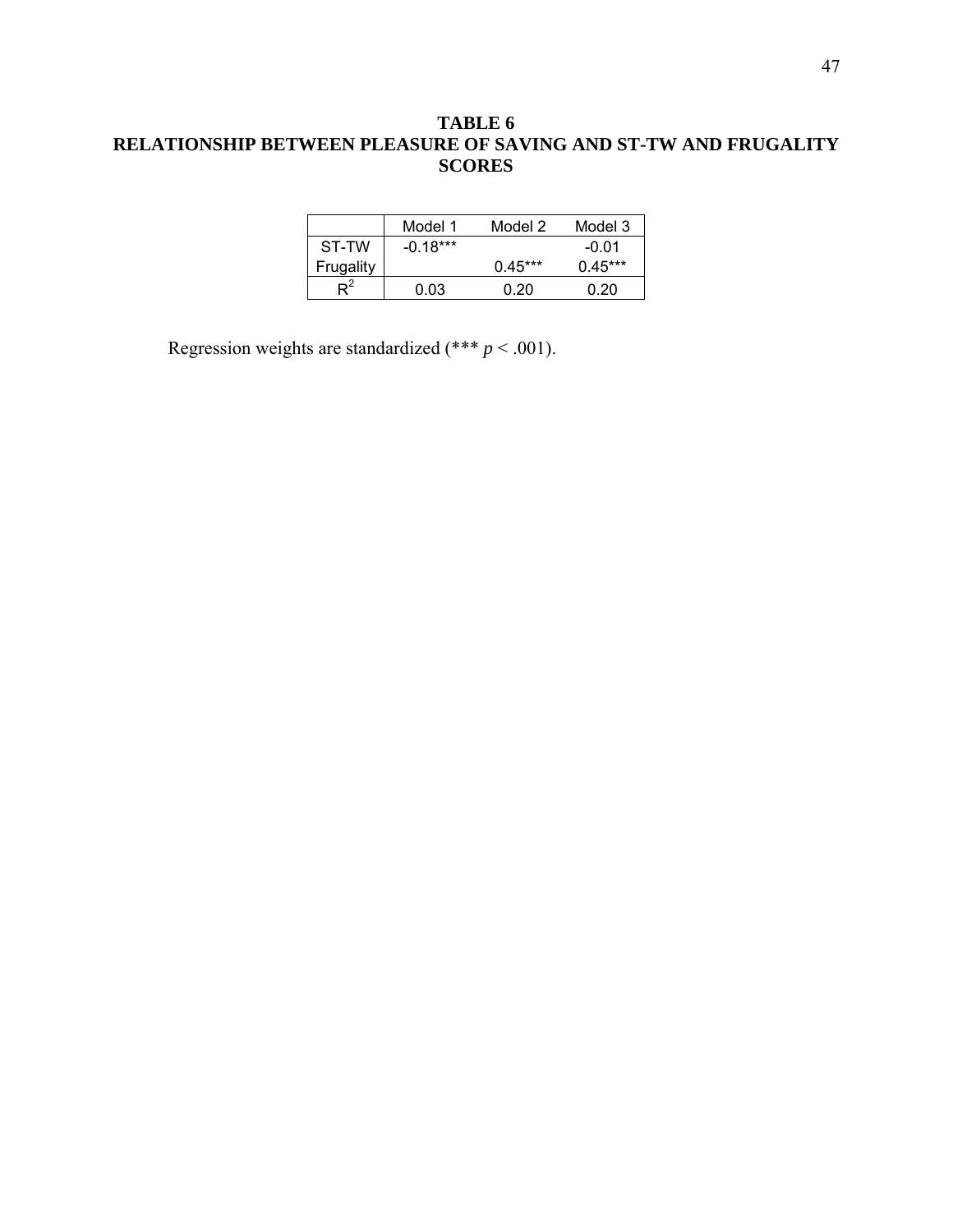**TABLE 6**
**RELATIONSHIP BETWEEN PLEASURE OF SAVING AND ST-TW AND FRUGALITY SCORES**

| | Model 1 | Model 2 | Model 3 |
|---|---|---|---|
| ST-TW | -0.18*** | | -0.01 |
| Frugality | | 0.45*** | 0.45*** |
| $R^2$ | 0.03 | 0.20 | 0.20 |

Regression weights are standardized (*** $p < .001$).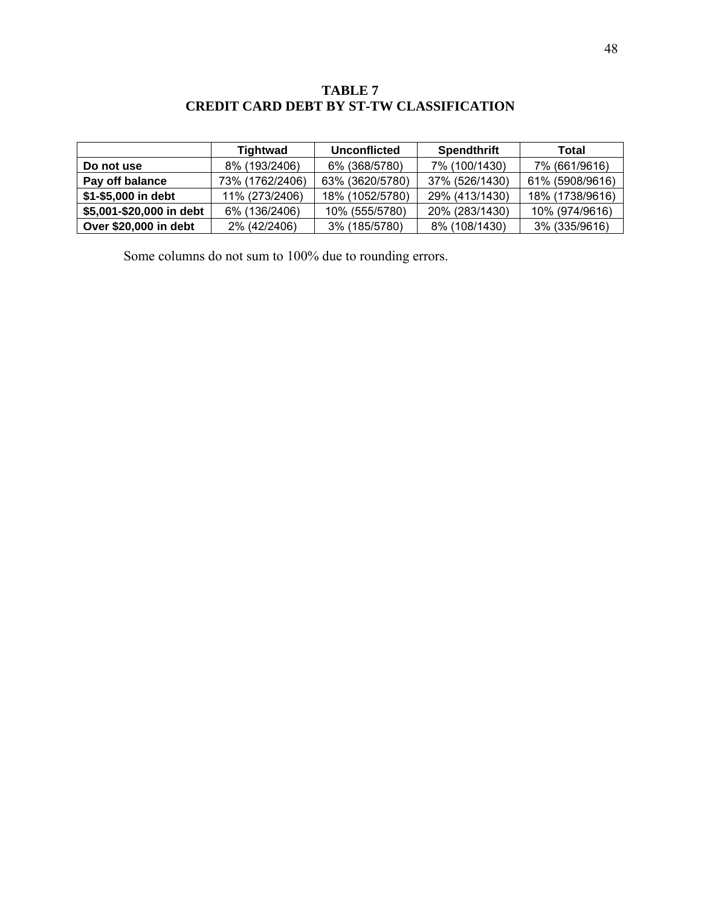**TABLE 7**
**CREDIT CARD DEBT BY ST-TW CLASSIFICATION**

| | Tightwad | Unconflicted | Spendthrift | Total |
|---|---|---|---|---|
| **Do not use** | 8% (193/2406) | 6% (368/5780) | 7% (100/1430) | 7% (661/9616) |
| **Pay off balance** | 73% (1762/2406) | 63% (3620/5780) | 37% (526/1430) | 61% (5908/9616) |
| **$1-$5,000 in debt** | 11% (273/2406) | 18% (1052/5780) | 29% (413/1430) | 18% (1738/9616) |
| **$5,001-$20,000 in debt** | 6% (136/2406) | 10% (555/5780) | 20% (283/1430) | 10% (974/9616) |
| **Over $20,000 in debt** | 2% (42/2406) | 3% (185/5780) | 8% (108/1430) | 3% (335/9616) |

Some columns do not sum to 100% due to rounding errors.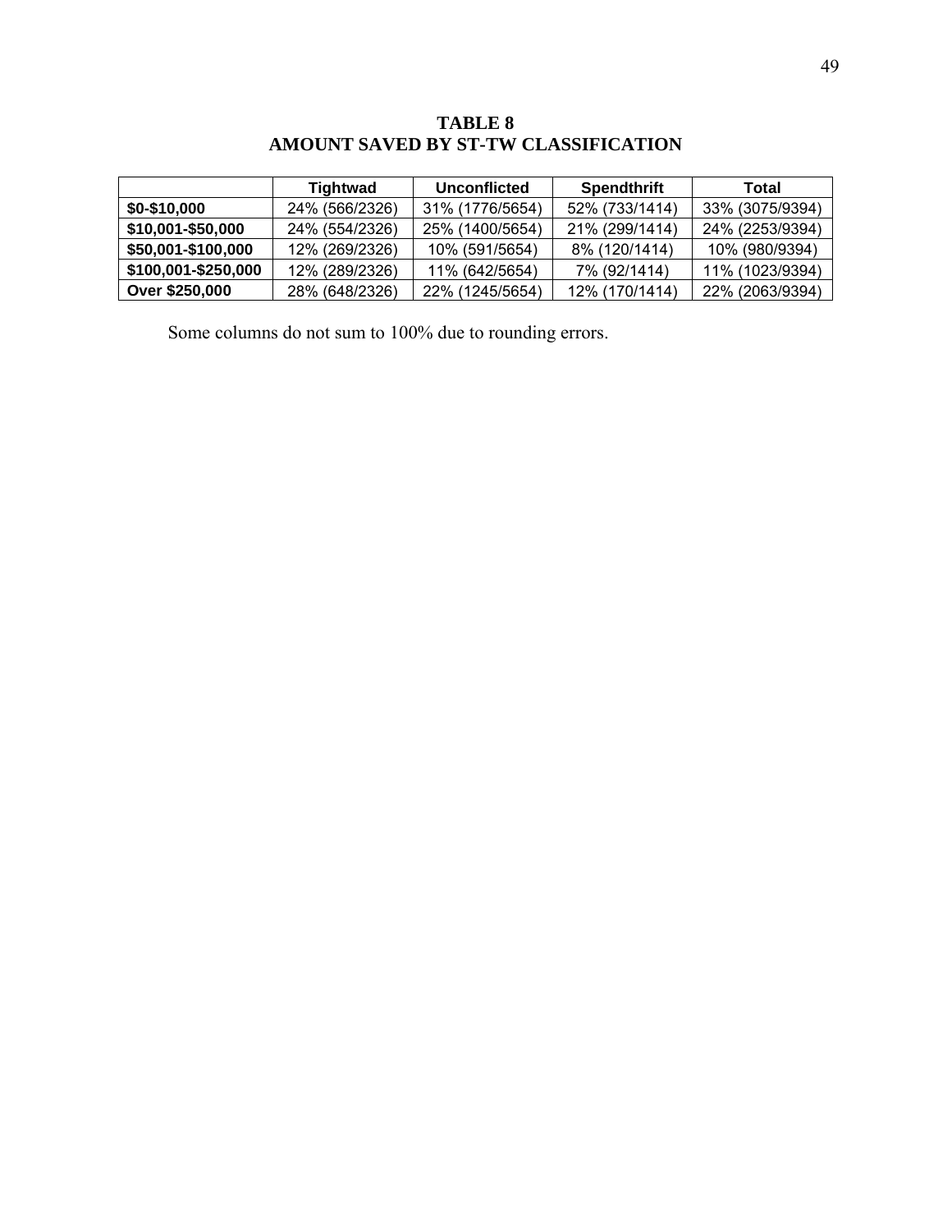**TABLE 8**
**AMOUNT SAVED BY ST-TW CLASSIFICATION**

| | Tightwad | Unconflicted | Spendthrift | Total |
|---|---|---|---|---|
| **$0-$10,000** | 24% (566/2326) | 31% (1776/5654) | 52% (733/1414) | 33% (3075/9394) |
| **$10,001-$50,000** | 24% (554/2326) | 25% (1400/5654) | 21% (299/1414) | 24% (2253/9394) |
| **$50,001-$100,000** | 12% (269/2326) | 10% (591/5654) | 8% (120/1414) | 10% (980/9394) |
| **$100,001-$250,000** | 12% (289/2326) | 11% (642/5654) | 7% (92/1414) | 11% (1023/9394) |
| **Over $250,000** | 28% (648/2326) | 22% (1245/5654) | 12% (170/1414) | 22% (2063/9394) |

Some columns do not sum to 100% due to rounding errors.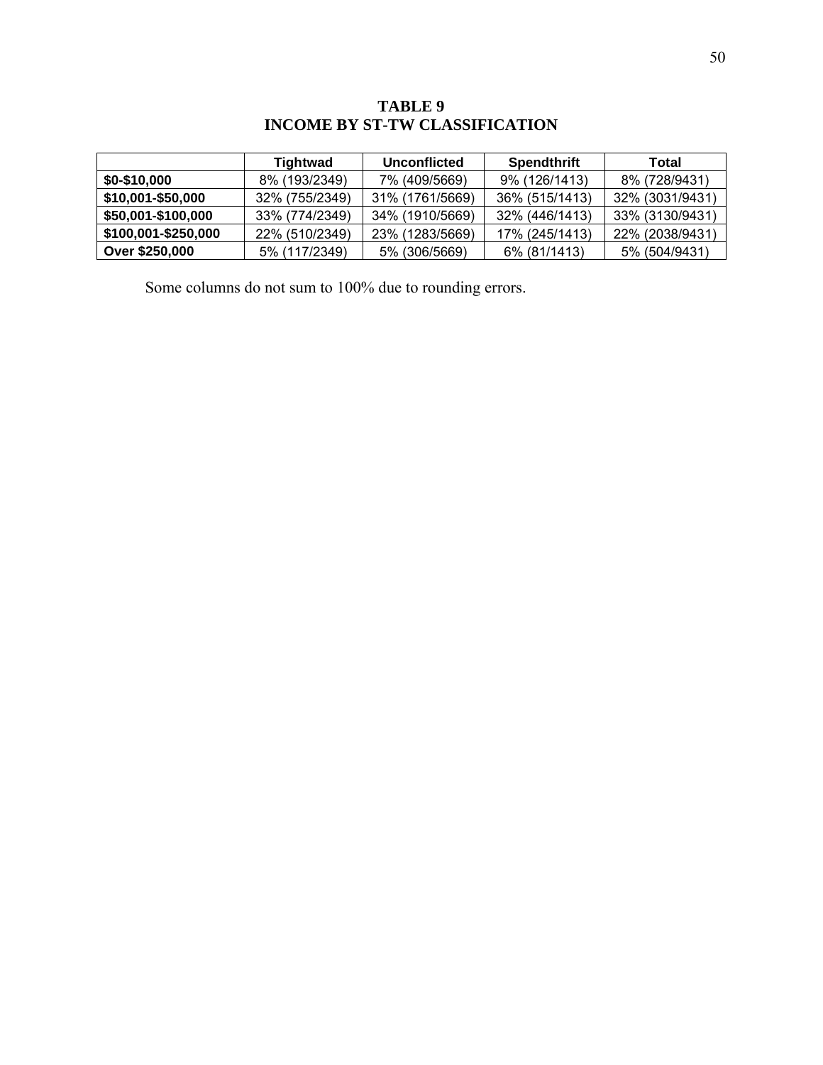**TABLE 9**
**INCOME BY ST-TW CLASSIFICATION**

| | Tightwad | Unconflicted | Spendthrift | Total |
|---|---|---|---|---|
| **$0-$10,000** | 8% (193/2349) | 7% (409/5669) | 9% (126/1413) | 8% (728/9431) |
| **$10,001-$50,000** | 32% (755/2349) | 31% (1761/5669) | 36% (515/1413) | 32% (3031/9431) |
| **$50,001-$100,000** | 33% (774/2349) | 34% (1910/5669) | 32% (446/1413) | 33% (3130/9431) |
| **$100,001-$250,000** | 22% (510/2349) | 23% (1283/5669) | 17% (245/1413) | 22% (2038/9431) |
| **Over $250,000** | 5% (117/2349) | 5% (306/5669) | 6% (81/1413) | 5% (504/9431) |

Some columns do not sum to 100% due to rounding errors.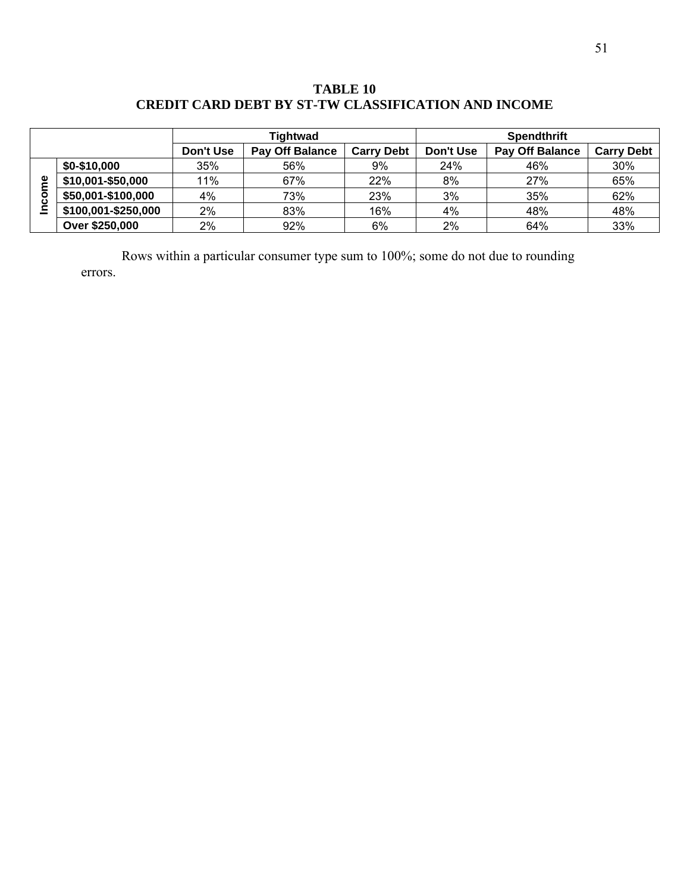**TABLE 10**
**CREDIT CARD DEBT BY ST-TW CLASSIFICATION AND INCOME**

| | | Tightwad | | | Spendthrift | | |
|---|---|---|---|---|---|---|---|
| | | Don't Use | Pay Off Balance | Carry Debt | Don't Use | Pay Off Balance | Carry Debt |
| Income | $0-$10,000 | 35% | 56% | 9% | 24% | 46% | 30% |
| | $10,001-$50,000 | 11% | 67% | 22% | 8% | 27% | 65% |
| | $50,001-$100,000 | 4% | 73% | 23% | 3% | 35% | 62% |
| | $100,001-$250,000 | 2% | 83% | 16% | 4% | 48% | 48% |
| | Over $250,000 | 2% | 92% | 6% | 2% | 64% | 33% |

Rows within a particular consumer type sum to 100%; some do not due to rounding errors.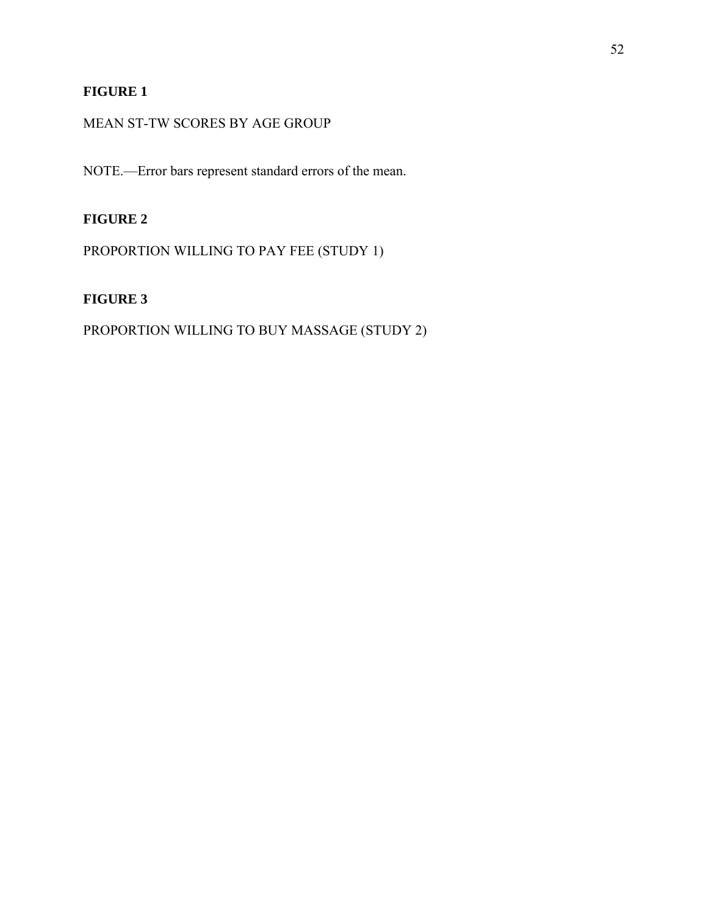**FIGURE 1**

MEAN ST-TW SCORES BY AGE GROUP

NOTE.—Error bars represent standard errors of the mean.

**FIGURE 2**

PROPORTION WILLING TO PAY FEE (STUDY 1)

**FIGURE 3**

PROPORTION WILLING TO BUY MASSAGE (STUDY 2)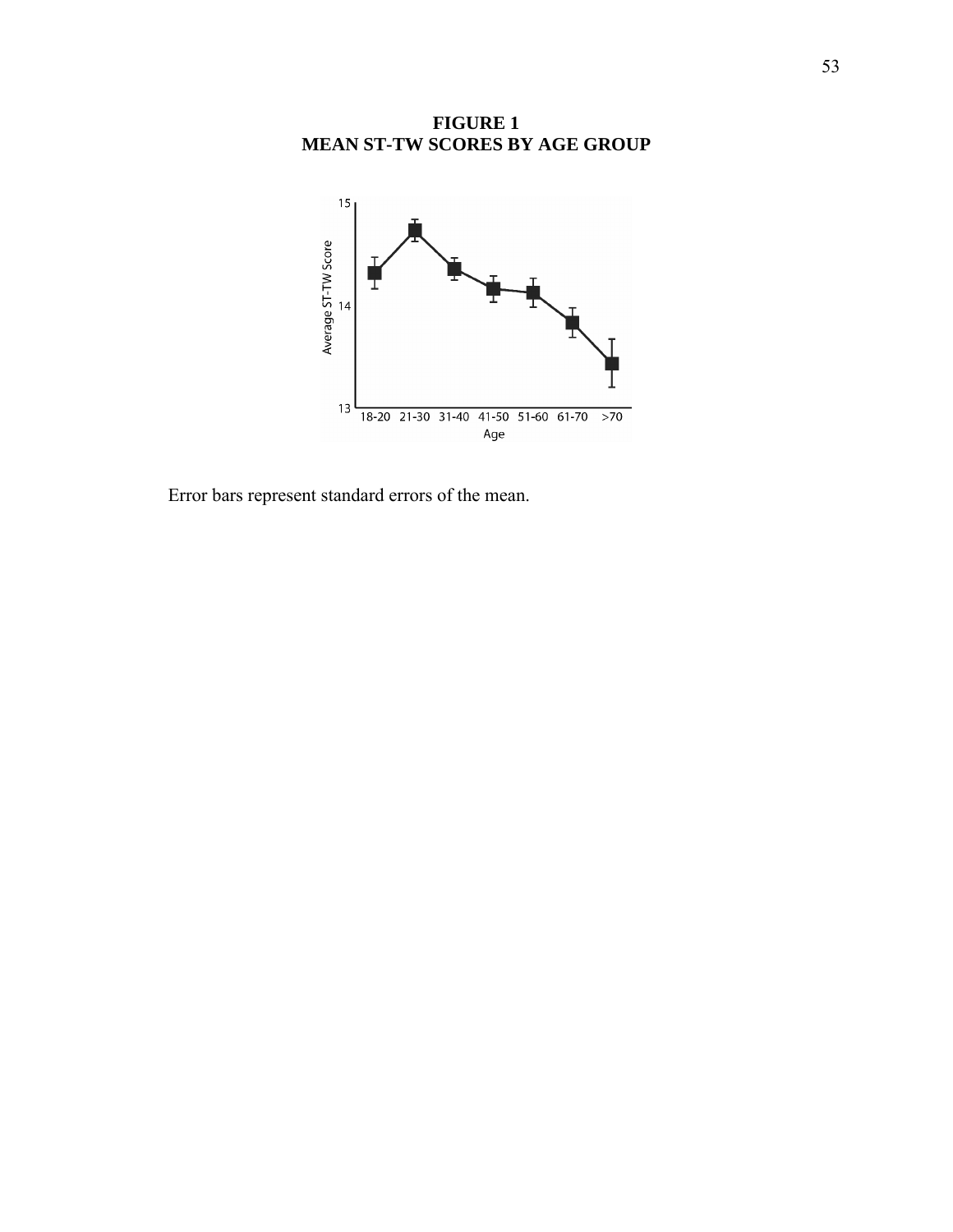**FIGURE 1**
**MEAN ST-TW SCORES BY AGE GROUP**

Error bars represent standard errors of the mean.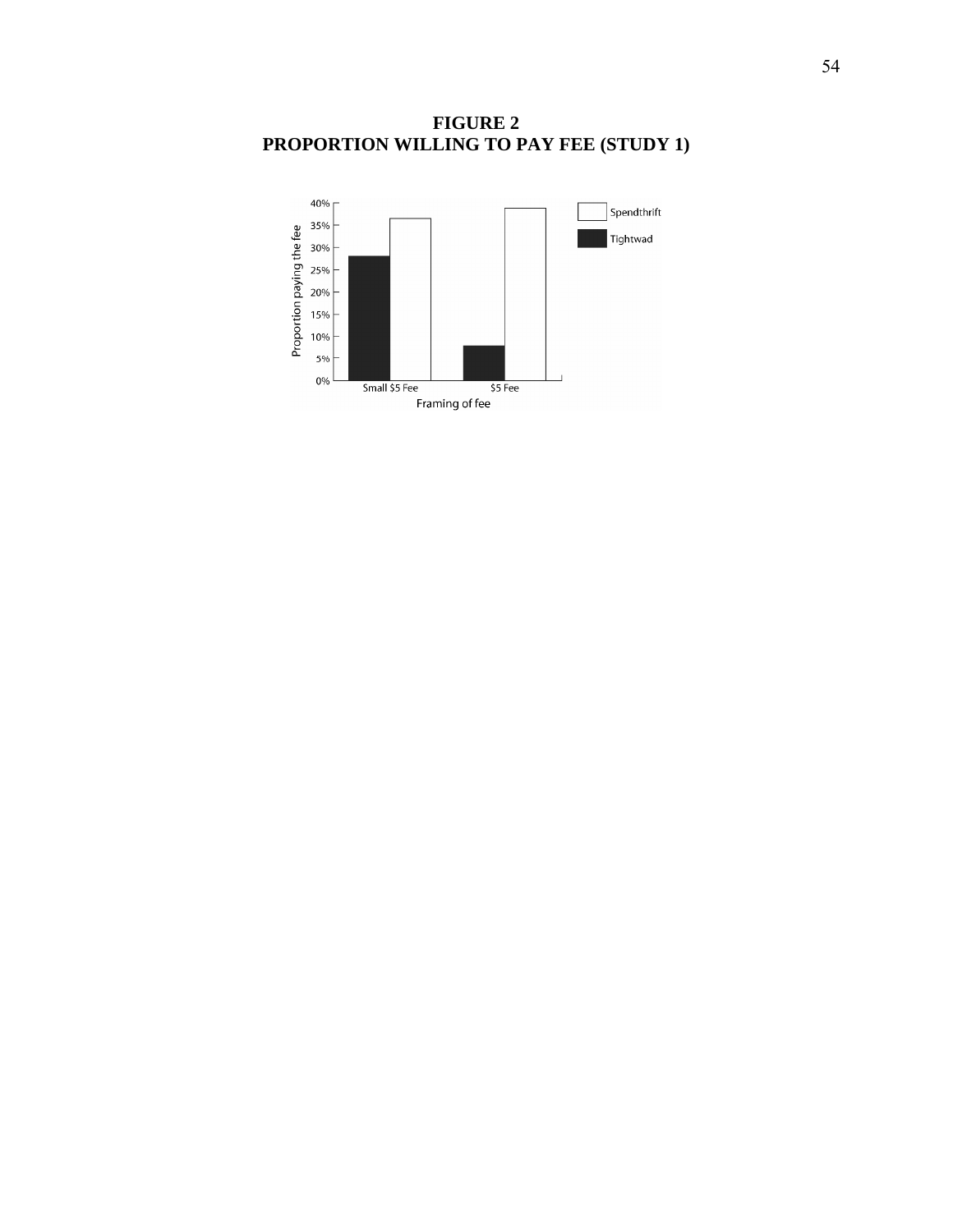**FIGURE 2**
**PROPORTION WILLING TO PAY FEE (STUDY 1)**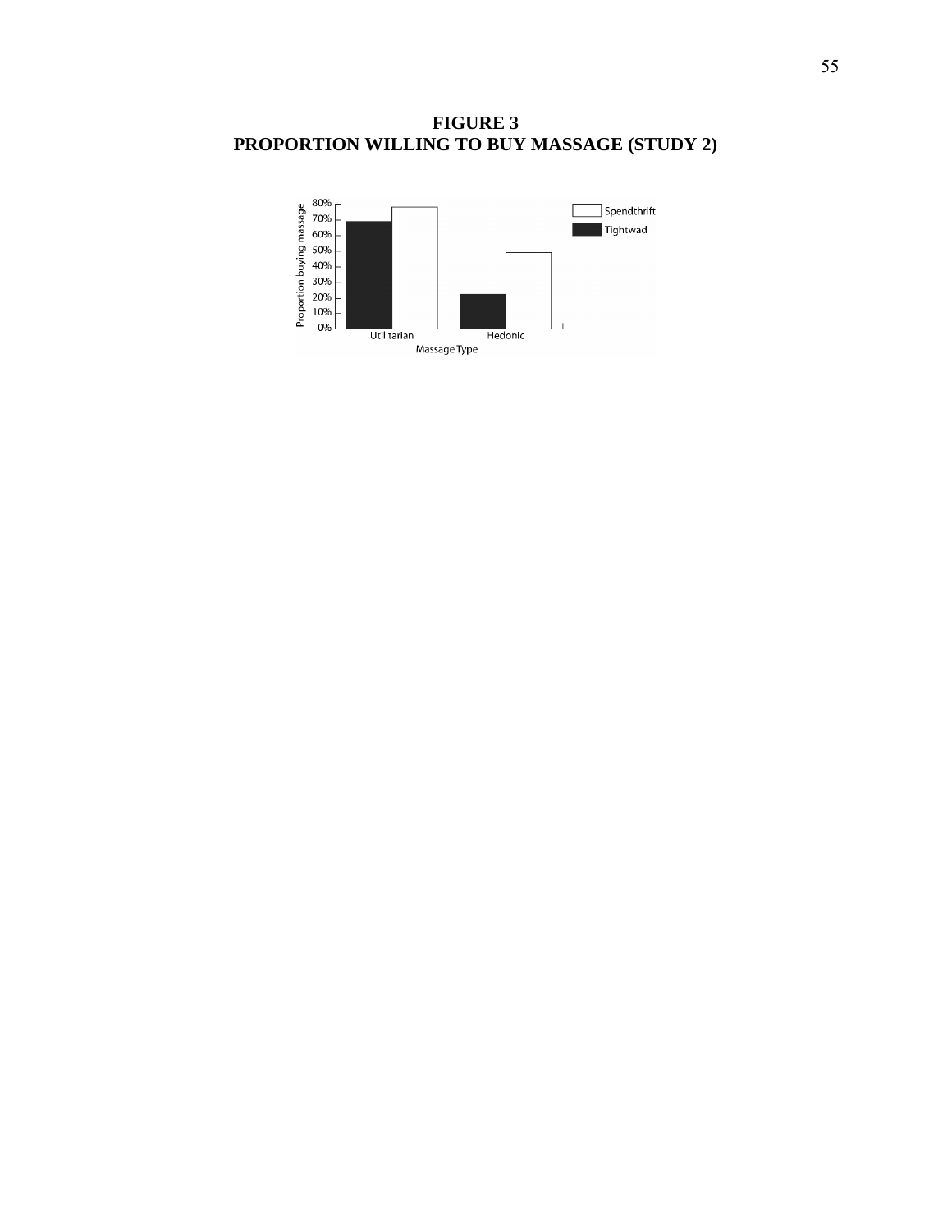# FIGURE 3
# PROPORTION WILLING TO BUY MASSAGE (STUDY 2)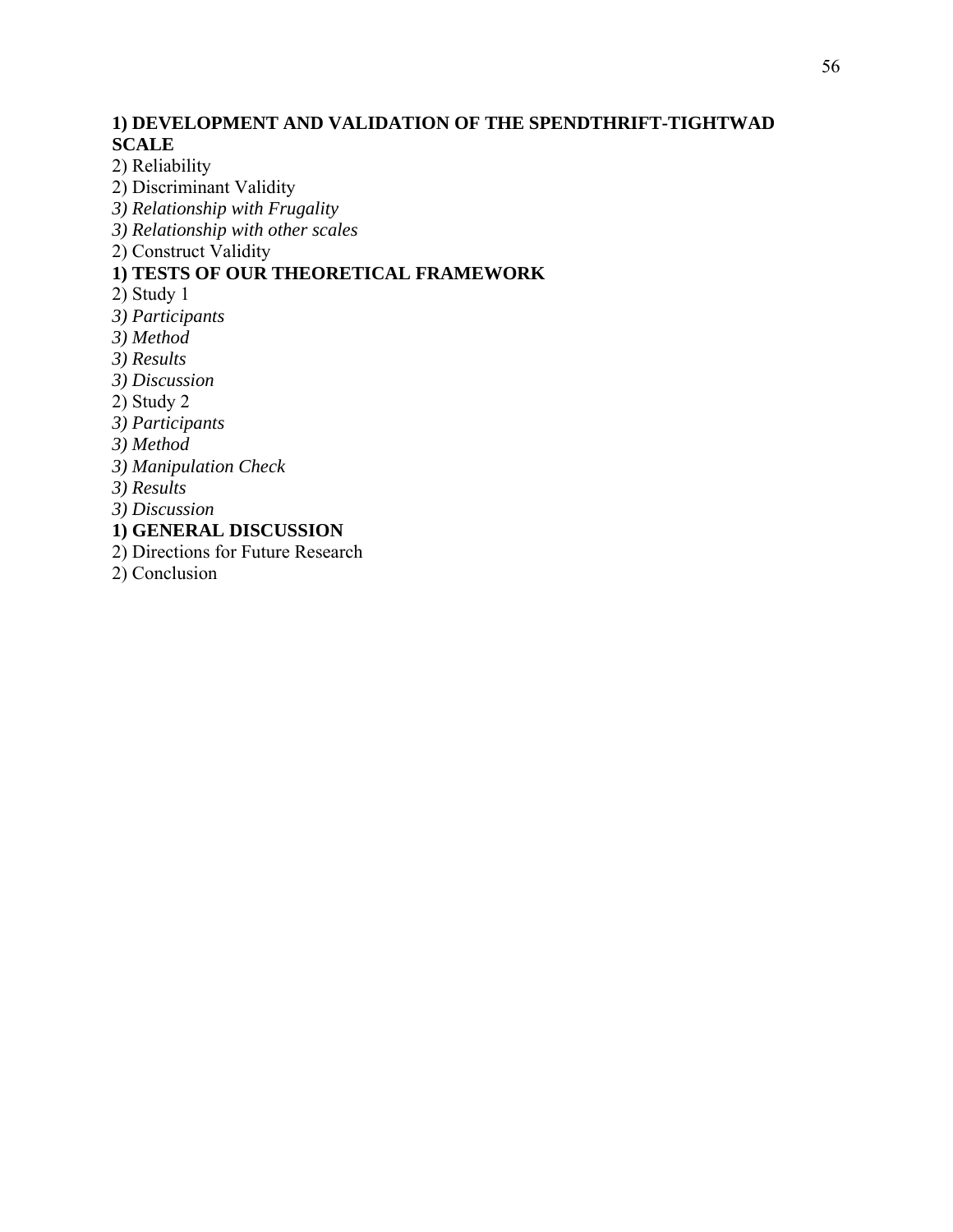**1) DEVELOPMENT AND VALIDATION OF THE SPENDTHRIFT-TIGHTWAD SCALE**

2) Reliability

2) Discriminant Validity

*3) Relationship with Frugality*

*3) Relationship with other scales*

2) Construct Validity

**1) TESTS OF OUR THEORETICAL FRAMEWORK**

2) Study 1

*3) Participants*

*3) Method*

*3) Results*

*3) Discussion*

2) Study 2

*3) Participants*

*3) Method*

*3) Manipulation Check*

*3) Results*

*3) Discussion*

**1) GENERAL DISCUSSION**

2) Directions for Future Research

2) Conclusion